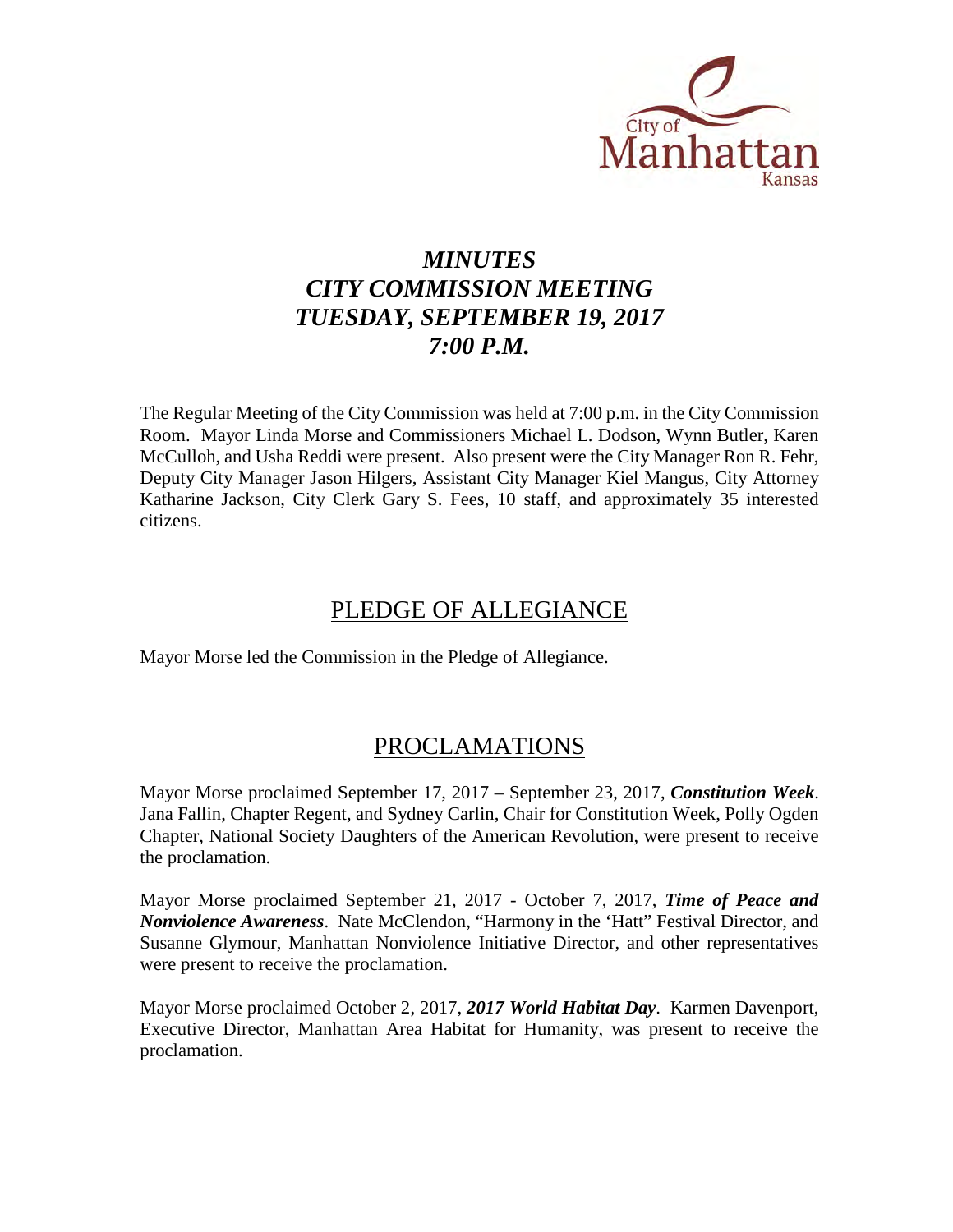City of Manhattan Kansas

# *MINUTES*
# *CITY COMMISSION MEETING*
# *TUESDAY, SEPTEMBER 19, 2017*
# *7:00 P.M.*

The Regular Meeting of the City Commission was held at 7:00 p.m. in the City Commission Room. Mayor Linda Morse and Commissioners Michael L. Dodson, Wynn Butler, Karen McCulloh, and Usha Reddi were present. Also present were the City Manager Ron R. Fehr, Deputy City Manager Jason Hilgers, Assistant City Manager Kiel Mangus, City Attorney Katharine Jackson, City Clerk Gary S. Fees, 10 staff, and approximately 35 interested citizens.

## PLEDGE OF ALLEGIANCE

Mayor Morse led the Commission in the Pledge of Allegiance.

## PROCLAMATIONS

Mayor Morse proclaimed September 17, 2017 – September 23, 2017, ***Constitution Week***. Jana Fallin, Chapter Regent, and Sydney Carlin, Chair for Constitution Week, Polly Ogden Chapter, National Society Daughters of the American Revolution, were present to receive the proclamation.

Mayor Morse proclaimed September 21, 2017 - October 7, 2017, ***Time of Peace and Nonviolence Awareness***. Nate McClendon, "Harmony in the 'Hatt" Festival Director, and Susanne Glymour, Manhattan Nonviolence Initiative Director, and other representatives were present to receive the proclamation.

Mayor Morse proclaimed October 2, 2017, ***2017 World Habitat Day***. Karmen Davenport, Executive Director, Manhattan Area Habitat for Humanity, was present to receive the proclamation.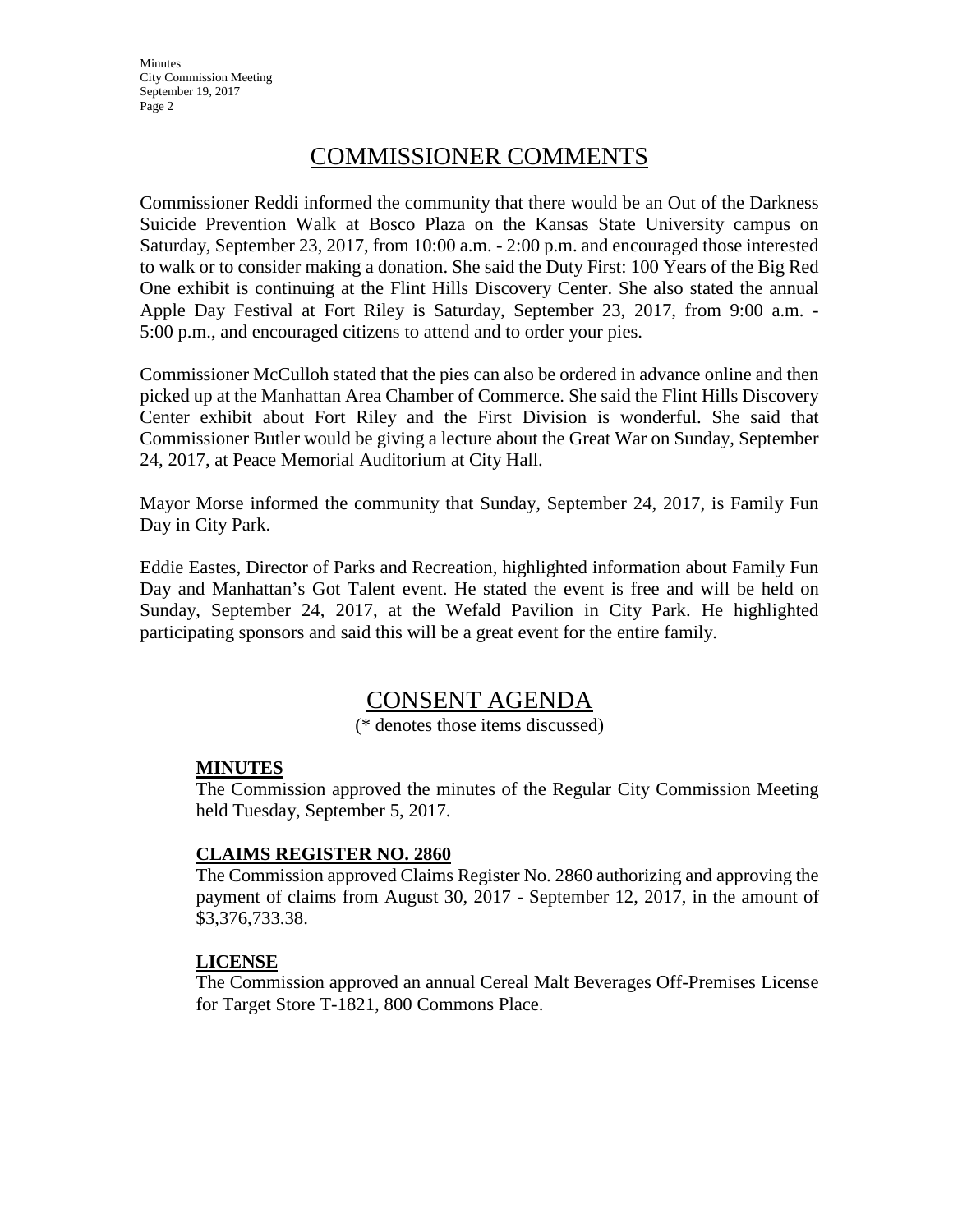# COMMISSIONER COMMENTS

Commissioner Reddi informed the community that there would be an Out of the Darkness Suicide Prevention Walk at Bosco Plaza on the Kansas State University campus on Saturday, September 23, 2017, from 10:00 a.m. - 2:00 p.m. and encouraged those interested to walk or to consider making a donation. She said the Duty First: 100 Years of the Big Red One exhibit is continuing at the Flint Hills Discovery Center. She also stated the annual Apple Day Festival at Fort Riley is Saturday, September 23, 2017, from 9:00 a.m. - 5:00 p.m., and encouraged citizens to attend and to order your pies.

Commissioner McCulloh stated that the pies can also be ordered in advance online and then picked up at the Manhattan Area Chamber of Commerce. She said the Flint Hills Discovery Center exhibit about Fort Riley and the First Division is wonderful. She said that Commissioner Butler would be giving a lecture about the Great War on Sunday, September 24, 2017, at Peace Memorial Auditorium at City Hall.

Mayor Morse informed the community that Sunday, September 24, 2017, is Family Fun Day in City Park.

Eddie Eastes, Director of Parks and Recreation, highlighted information about Family Fun Day and Manhattan's Got Talent event. He stated the event is free and will be held on Sunday, September 24, 2017, at the Wefald Pavilion in City Park. He highlighted participating sponsors and said this will be a great event for the entire family.

# CONSENT AGENDA

(* denotes those items discussed)

**MINUTES**

The Commission approved the minutes of the Regular City Commission Meeting held Tuesday, September 5, 2017.

**CLAIMS REGISTER NO. 2860**

The Commission approved Claims Register No. 2860 authorizing and approving the payment of claims from August 30, 2017 - September 12, 2017, in the amount of $3,376,733.38.

**LICENSE**

The Commission approved an annual Cereal Malt Beverages Off-Premises License for Target Store T-1821, 800 Commons Place.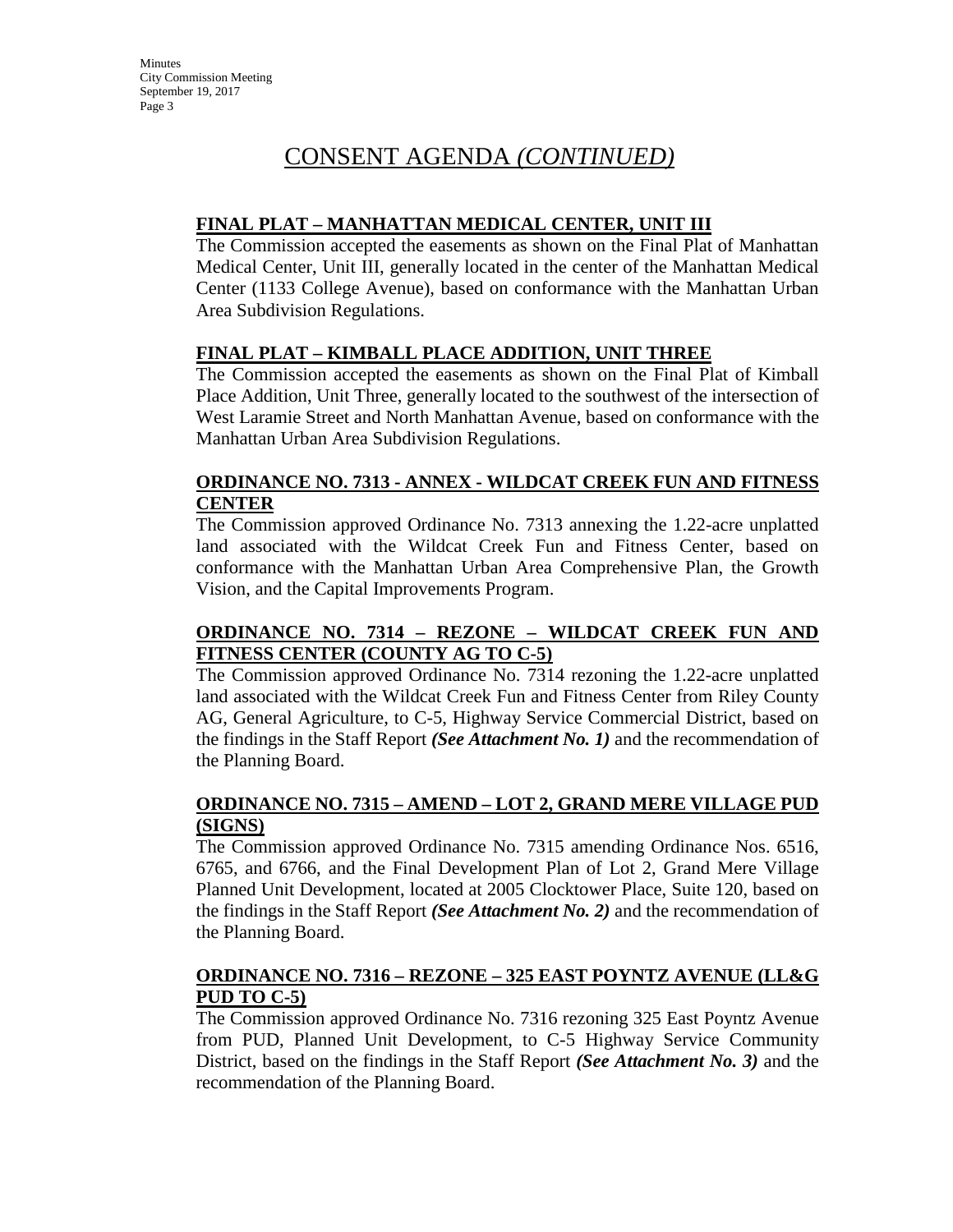# CONSENT AGENDA *(CONTINUED)*

**FINAL PLAT – MANHATTAN MEDICAL CENTER, UNIT III**

The Commission accepted the easements as shown on the Final Plat of Manhattan Medical Center, Unit III, generally located in the center of the Manhattan Medical Center (1133 College Avenue), based on conformance with the Manhattan Urban Area Subdivision Regulations.

**FINAL PLAT – KIMBALL PLACE ADDITION, UNIT THREE**

The Commission accepted the easements as shown on the Final Plat of Kimball Place Addition, Unit Three, generally located to the southwest of the intersection of West Laramie Street and North Manhattan Avenue, based on conformance with the Manhattan Urban Area Subdivision Regulations.

**ORDINANCE NO. 7313 - ANNEX - WILDCAT CREEK FUN AND FITNESS CENTER**

The Commission approved Ordinance No. 7313 annexing the 1.22-acre unplatted land associated with the Wildcat Creek Fun and Fitness Center, based on conformance with the Manhattan Urban Area Comprehensive Plan, the Growth Vision, and the Capital Improvements Program.

**ORDINANCE NO. 7314 – REZONE – WILDCAT CREEK FUN AND FITNESS CENTER (COUNTY AG TO C-5)**

The Commission approved Ordinance No. 7314 rezoning the 1.22-acre unplatted land associated with the Wildcat Creek Fun and Fitness Center from Riley County AG, General Agriculture, to C-5, Highway Service Commercial District, based on the findings in the Staff Report ***(See Attachment No. 1)*** and the recommendation of the Planning Board.

**ORDINANCE NO. 7315 – AMEND – LOT 2, GRAND MERE VILLAGE PUD (SIGNS)**

The Commission approved Ordinance No. 7315 amending Ordinance Nos. 6516, 6765, and 6766, and the Final Development Plan of Lot 2, Grand Mere Village Planned Unit Development, located at 2005 Clocktower Place, Suite 120, based on the findings in the Staff Report ***(See Attachment No. 2)*** and the recommendation of the Planning Board.

**ORDINANCE NO. 7316 – REZONE – 325 EAST POYNTZ AVENUE (LL&G PUD TO C-5)**

The Commission approved Ordinance No. 7316 rezoning 325 East Poyntz Avenue from PUD, Planned Unit Development, to C-5 Highway Service Community District, based on the findings in the Staff Report ***(See Attachment No. 3)*** and the recommendation of the Planning Board.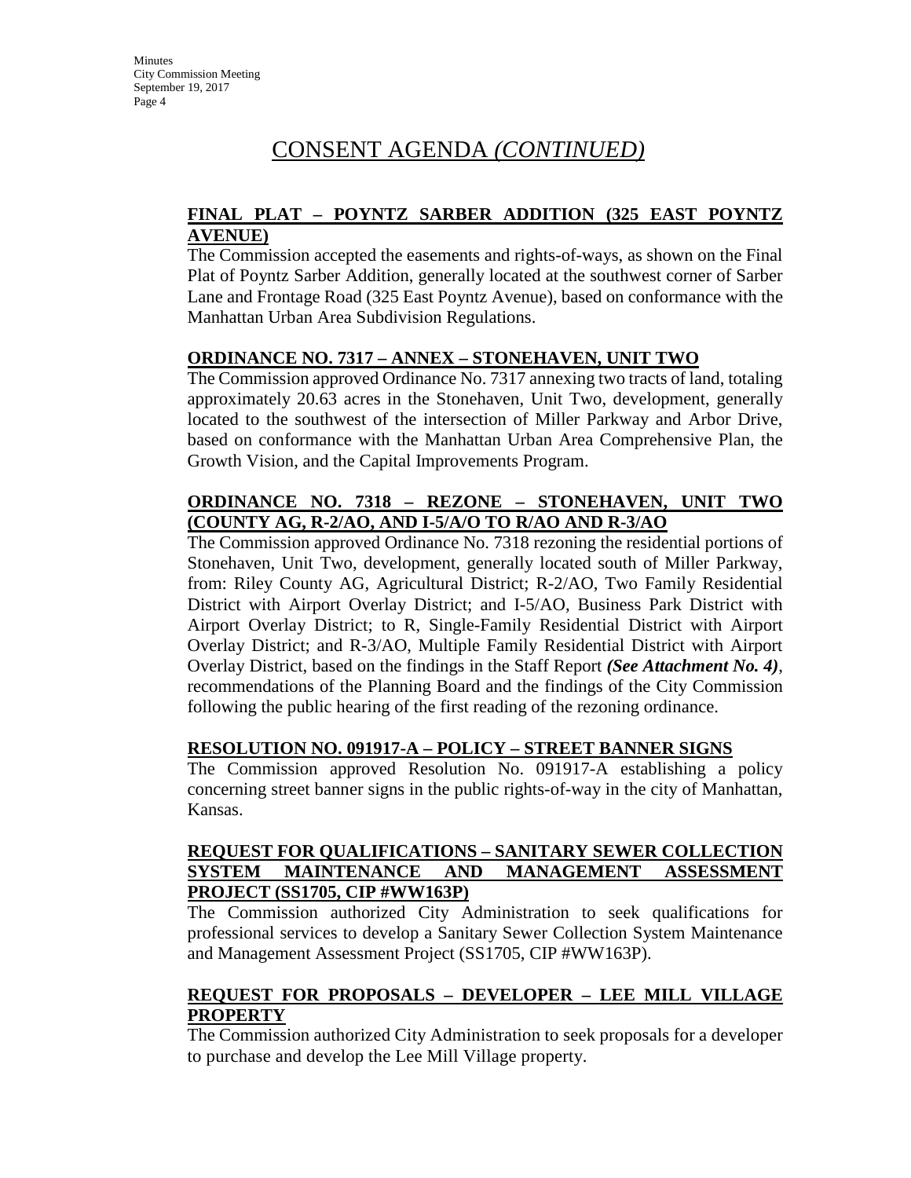# CONSENT AGENDA *(CONTINUED)*

**FINAL PLAT – POYNTZ SARBER ADDITION (325 EAST POYNTZ AVENUE)**

The Commission accepted the easements and rights-of-ways, as shown on the Final Plat of Poyntz Sarber Addition, generally located at the southwest corner of Sarber Lane and Frontage Road (325 East Poyntz Avenue), based on conformance with the Manhattan Urban Area Subdivision Regulations.

**ORDINANCE NO. 7317 – ANNEX – STONEHAVEN, UNIT TWO**

The Commission approved Ordinance No. 7317 annexing two tracts of land, totaling approximately 20.63 acres in the Stonehaven, Unit Two, development, generally located to the southwest of the intersection of Miller Parkway and Arbor Drive, based on conformance with the Manhattan Urban Area Comprehensive Plan, the Growth Vision, and the Capital Improvements Program.

**ORDINANCE NO. 7318 – REZONE – STONEHAVEN, UNIT TWO (COUNTY AG, R-2/AO, AND I-5/A/O TO R/AO AND R-3/AO**

The Commission approved Ordinance No. 7318 rezoning the residential portions of Stonehaven, Unit Two, development, generally located south of Miller Parkway, from: Riley County AG, Agricultural District; R-2/AO, Two Family Residential District with Airport Overlay District; and I-5/AO, Business Park District with Airport Overlay District; to R, Single-Family Residential District with Airport Overlay District; and R-3/AO, Multiple Family Residential District with Airport Overlay District, based on the findings in the Staff Report ***(See Attachment No. 4)***, recommendations of the Planning Board and the findings of the City Commission following the public hearing of the first reading of the rezoning ordinance.

**RESOLUTION NO. 091917-A – POLICY – STREET BANNER SIGNS**

The Commission approved Resolution No. 091917-A establishing a policy concerning street banner signs in the public rights-of-way in the city of Manhattan, Kansas.

**REQUEST FOR QUALIFICATIONS – SANITARY SEWER COLLECTION SYSTEM MAINTENANCE AND MANAGEMENT ASSESSMENT PROJECT (SS1705, CIP #WW163P)**

The Commission authorized City Administration to seek qualifications for professional services to develop a Sanitary Sewer Collection System Maintenance and Management Assessment Project (SS1705, CIP #WW163P).

**REQUEST FOR PROPOSALS – DEVELOPER – LEE MILL VILLAGE PROPERTY**

The Commission authorized City Administration to seek proposals for a developer to purchase and develop the Lee Mill Village property.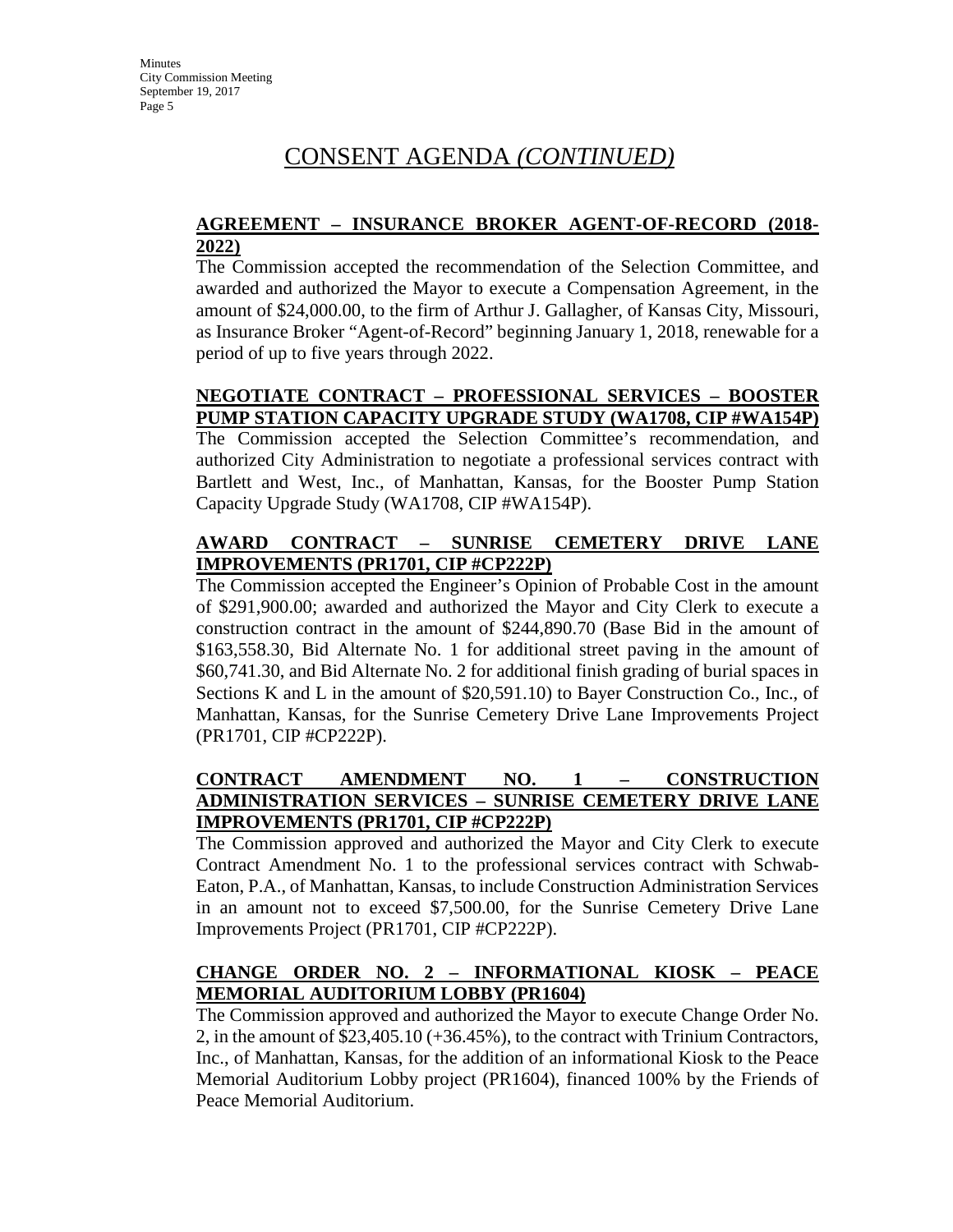# CONSENT AGENDA *(CONTINUED)*

**AGREEMENT – INSURANCE BROKER AGENT-OF-RECORD (2018-2022)**

The Commission accepted the recommendation of the Selection Committee, and awarded and authorized the Mayor to execute a Compensation Agreement, in the amount of $24,000.00, to the firm of Arthur J. Gallagher, of Kansas City, Missouri, as Insurance Broker "Agent-of-Record" beginning January 1, 2018, renewable for a period of up to five years through 2022.

**NEGOTIATE CONTRACT – PROFESSIONAL SERVICES – BOOSTER PUMP STATION CAPACITY UPGRADE STUDY (WA1708, CIP #WA154P)**

The Commission accepted the Selection Committee's recommendation, and authorized City Administration to negotiate a professional services contract with Bartlett and West, Inc., of Manhattan, Kansas, for the Booster Pump Station Capacity Upgrade Study (WA1708, CIP #WA154P).

**AWARD CONTRACT – SUNRISE CEMETERY DRIVE LANE IMPROVEMENTS (PR1701, CIP #CP222P)**

The Commission accepted the Engineer's Opinion of Probable Cost in the amount of $291,900.00; awarded and authorized the Mayor and City Clerk to execute a construction contract in the amount of $244,890.70 (Base Bid in the amount of $163,558.30, Bid Alternate No. 1 for additional street paving in the amount of $60,741.30, and Bid Alternate No. 2 for additional finish grading of burial spaces in Sections K and L in the amount of $20,591.10) to Bayer Construction Co., Inc., of Manhattan, Kansas, for the Sunrise Cemetery Drive Lane Improvements Project (PR1701, CIP #CP222P).

**CONTRACT AMENDMENT NO. 1 – CONSTRUCTION ADMINISTRATION SERVICES – SUNRISE CEMETERY DRIVE LANE IMPROVEMENTS (PR1701, CIP #CP222P)**

The Commission approved and authorized the Mayor and City Clerk to execute Contract Amendment No. 1 to the professional services contract with Schwab-Eaton, P.A., of Manhattan, Kansas, to include Construction Administration Services in an amount not to exceed $7,500.00, for the Sunrise Cemetery Drive Lane Improvements Project (PR1701, CIP #CP222P).

**CHANGE ORDER NO. 2 – INFORMATIONAL KIOSK – PEACE MEMORIAL AUDITORIUM LOBBY (PR1604)**

The Commission approved and authorized the Mayor to execute Change Order No. 2, in the amount of $23,405.10 (+36.45%), to the contract with Trinium Contractors, Inc., of Manhattan, Kansas, for the addition of an informational Kiosk to the Peace Memorial Auditorium Lobby project (PR1604), financed 100% by the Friends of Peace Memorial Auditorium.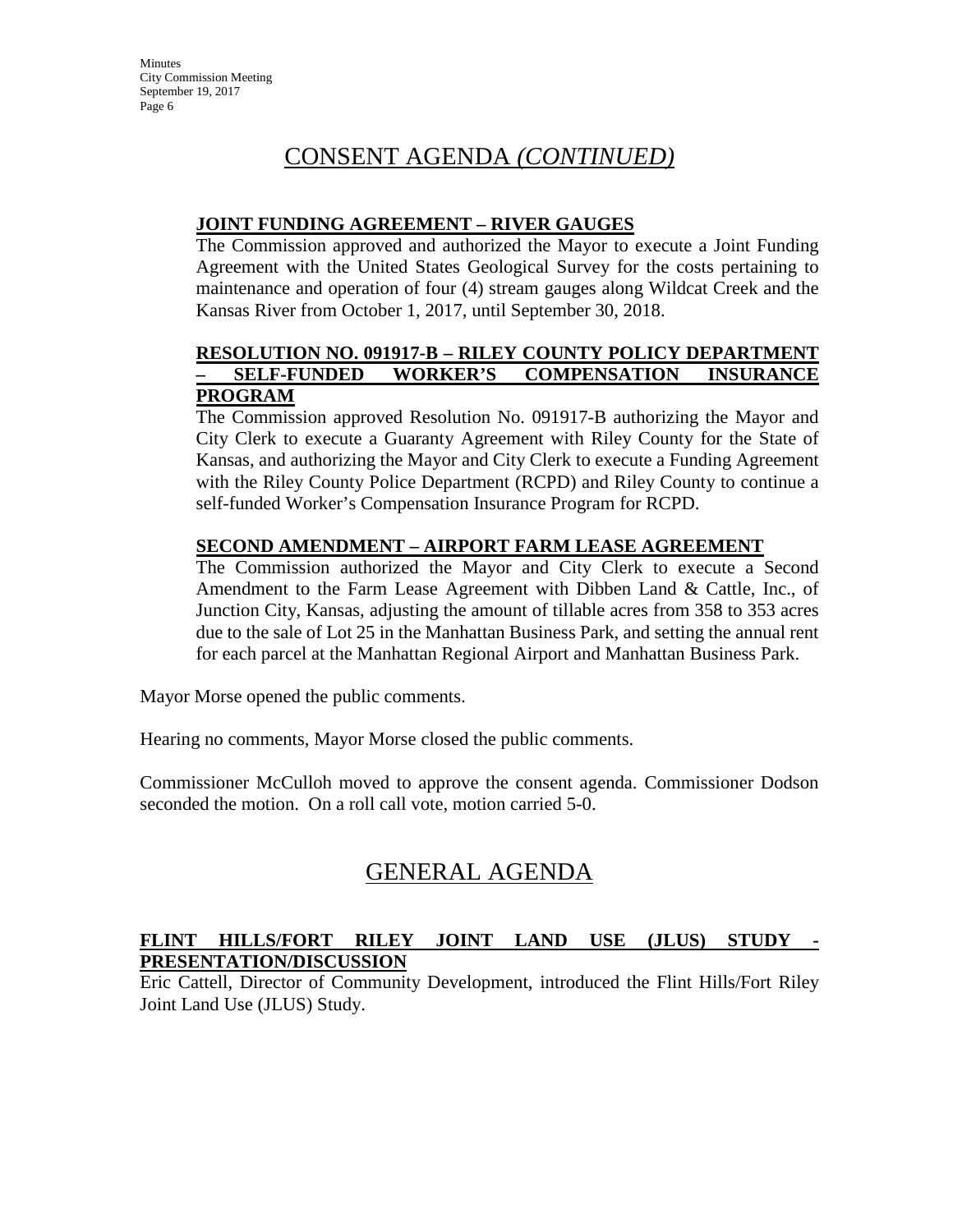# CONSENT AGENDA *(CONTINUED)*

**JOINT FUNDING AGREEMENT – RIVER GAUGES**

The Commission approved and authorized the Mayor to execute a Joint Funding Agreement with the United States Geological Survey for the costs pertaining to maintenance and operation of four (4) stream gauges along Wildcat Creek and the Kansas River from October 1, 2017, until September 30, 2018.

**RESOLUTION NO. 091917-B – RILEY COUNTY POLICY DEPARTMENT – SELF-FUNDED WORKER'S COMPENSATION INSURANCE PROGRAM**

The Commission approved Resolution No. 091917-B authorizing the Mayor and City Clerk to execute a Guaranty Agreement with Riley County for the State of Kansas, and authorizing the Mayor and City Clerk to execute a Funding Agreement with the Riley County Police Department (RCPD) and Riley County to continue a self-funded Worker's Compensation Insurance Program for RCPD.

**SECOND AMENDMENT – AIRPORT FARM LEASE AGREEMENT**

The Commission authorized the Mayor and City Clerk to execute a Second Amendment to the Farm Lease Agreement with Dibben Land & Cattle, Inc., of Junction City, Kansas, adjusting the amount of tillable acres from 358 to 353 acres due to the sale of Lot 25 in the Manhattan Business Park, and setting the annual rent for each parcel at the Manhattan Regional Airport and Manhattan Business Park.

Mayor Morse opened the public comments.

Hearing no comments, Mayor Morse closed the public comments.

Commissioner McCulloh moved to approve the consent agenda. Commissioner Dodson seconded the motion. On a roll call vote, motion carried 5-0.

# GENERAL AGENDA

**FLINT HILLS/FORT RILEY JOINT LAND USE (JLUS) STUDY - PRESENTATION/DISCUSSION**

Eric Cattell, Director of Community Development, introduced the Flint Hills/Fort Riley Joint Land Use (JLUS) Study.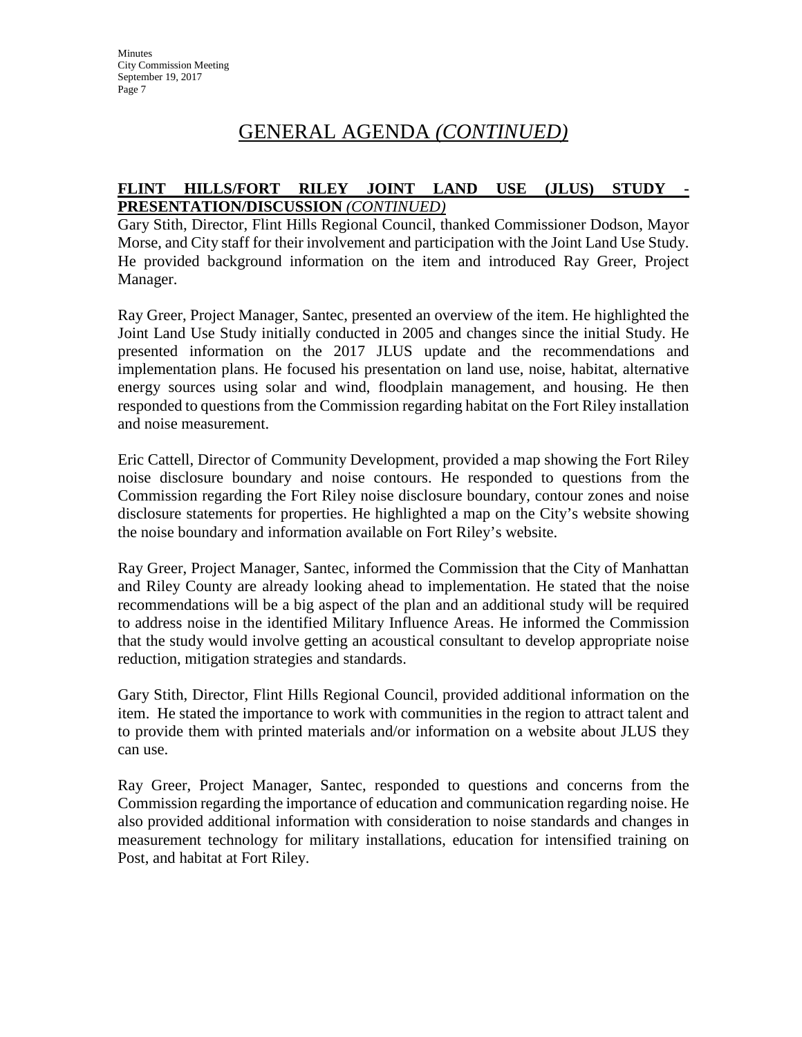# GENERAL AGENDA *(CONTINUED)*

**FLINT HILLS/FORT RILEY JOINT LAND USE (JLUS) STUDY - PRESENTATION/DISCUSSION** ***(CONTINUED)***

Gary Stith, Director, Flint Hills Regional Council, thanked Commissioner Dodson, Mayor Morse, and City staff for their involvement and participation with the Joint Land Use Study. He provided background information on the item and introduced Ray Greer, Project Manager.

Ray Greer, Project Manager, Santec, presented an overview of the item. He highlighted the Joint Land Use Study initially conducted in 2005 and changes since the initial Study. He presented information on the 2017 JLUS update and the recommendations and implementation plans. He focused his presentation on land use, noise, habitat, alternative energy sources using solar and wind, floodplain management, and housing. He then responded to questions from the Commission regarding habitat on the Fort Riley installation and noise measurement.

Eric Cattell, Director of Community Development, provided a map showing the Fort Riley noise disclosure boundary and noise contours. He responded to questions from the Commission regarding the Fort Riley noise disclosure boundary, contour zones and noise disclosure statements for properties. He highlighted a map on the City's website showing the noise boundary and information available on Fort Riley's website.

Ray Greer, Project Manager, Santec, informed the Commission that the City of Manhattan and Riley County are already looking ahead to implementation. He stated that the noise recommendations will be a big aspect of the plan and an additional study will be required to address noise in the identified Military Influence Areas. He informed the Commission that the study would involve getting an acoustical consultant to develop appropriate noise reduction, mitigation strategies and standards.

Gary Stith, Director, Flint Hills Regional Council, provided additional information on the item. He stated the importance to work with communities in the region to attract talent and to provide them with printed materials and/or information on a website about JLUS they can use.

Ray Greer, Project Manager, Santec, responded to questions and concerns from the Commission regarding the importance of education and communication regarding noise. He also provided additional information with consideration to noise standards and changes in measurement technology for military installations, education for intensified training on Post, and habitat at Fort Riley.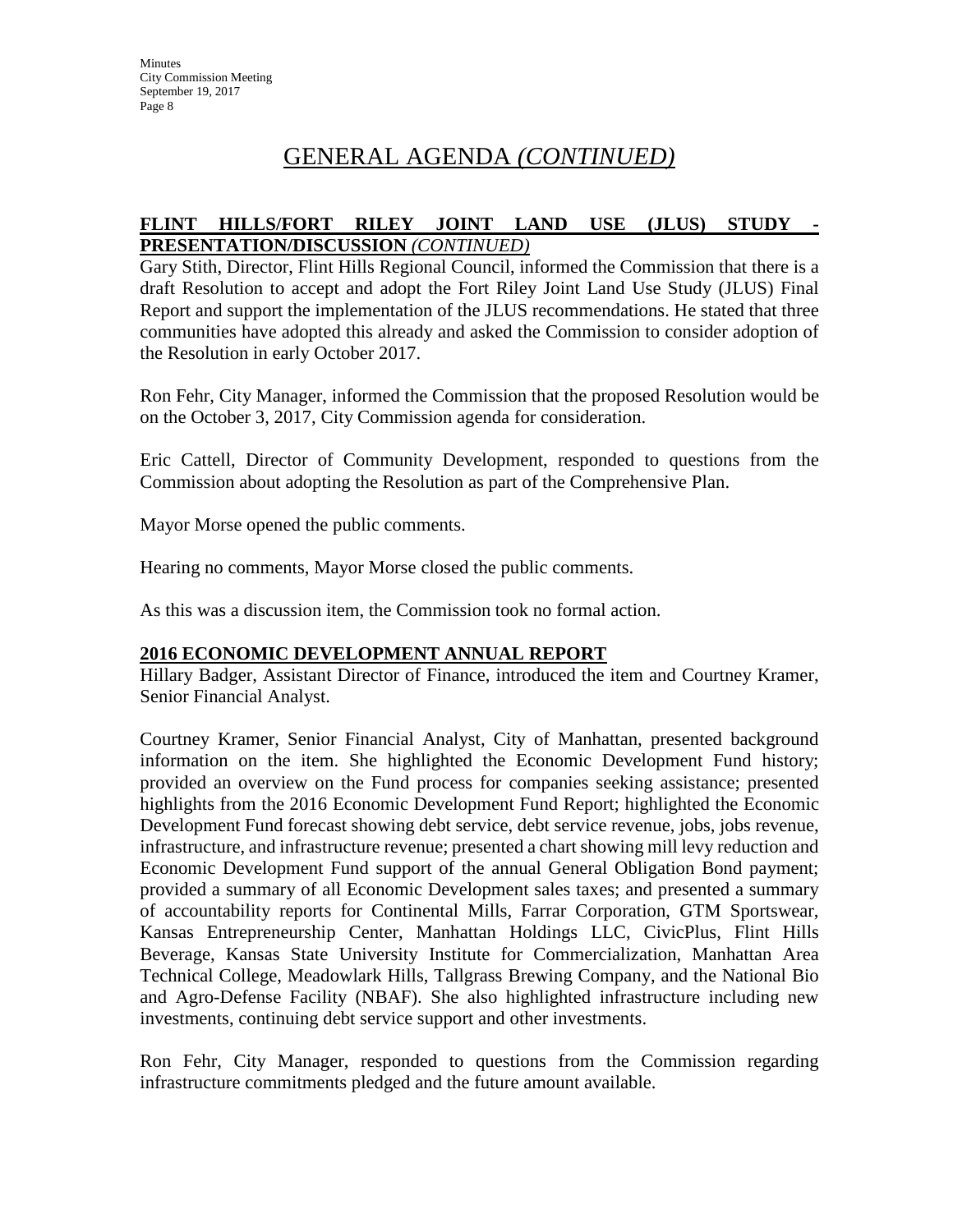# GENERAL AGENDA *(CONTINUED)*

**FLINT HILLS/FORT RILEY JOINT LAND USE (JLUS) STUDY - PRESENTATION/DISCUSSION** *(CONTINUED)*

Gary Stith, Director, Flint Hills Regional Council, informed the Commission that there is a draft Resolution to accept and adopt the Fort Riley Joint Land Use Study (JLUS) Final Report and support the implementation of the JLUS recommendations. He stated that three communities have adopted this already and asked the Commission to consider adoption of the Resolution in early October 2017.

Ron Fehr, City Manager, informed the Commission that the proposed Resolution would be on the October 3, 2017, City Commission agenda for consideration.

Eric Cattell, Director of Community Development, responded to questions from the Commission about adopting the Resolution as part of the Comprehensive Plan.

Mayor Morse opened the public comments.

Hearing no comments, Mayor Morse closed the public comments.

As this was a discussion item, the Commission took no formal action.

**2016 ECONOMIC DEVELOPMENT ANNUAL REPORT**

Hillary Badger, Assistant Director of Finance, introduced the item and Courtney Kramer, Senior Financial Analyst.

Courtney Kramer, Senior Financial Analyst, City of Manhattan, presented background information on the item. She highlighted the Economic Development Fund history; provided an overview on the Fund process for companies seeking assistance; presented highlights from the 2016 Economic Development Fund Report; highlighted the Economic Development Fund forecast showing debt service, debt service revenue, jobs, jobs revenue, infrastructure, and infrastructure revenue; presented a chart showing mill levy reduction and Economic Development Fund support of the annual General Obligation Bond payment; provided a summary of all Economic Development sales taxes; and presented a summary of accountability reports for Continental Mills, Farrar Corporation, GTM Sportswear, Kansas Entrepreneurship Center, Manhattan Holdings LLC, CivicPlus, Flint Hills Beverage, Kansas State University Institute for Commercialization, Manhattan Area Technical College, Meadowlark Hills, Tallgrass Brewing Company, and the National Bio and Agro-Defense Facility (NBAF). She also highlighted infrastructure including new investments, continuing debt service support and other investments.

Ron Fehr, City Manager, responded to questions from the Commission regarding infrastructure commitments pledged and the future amount available.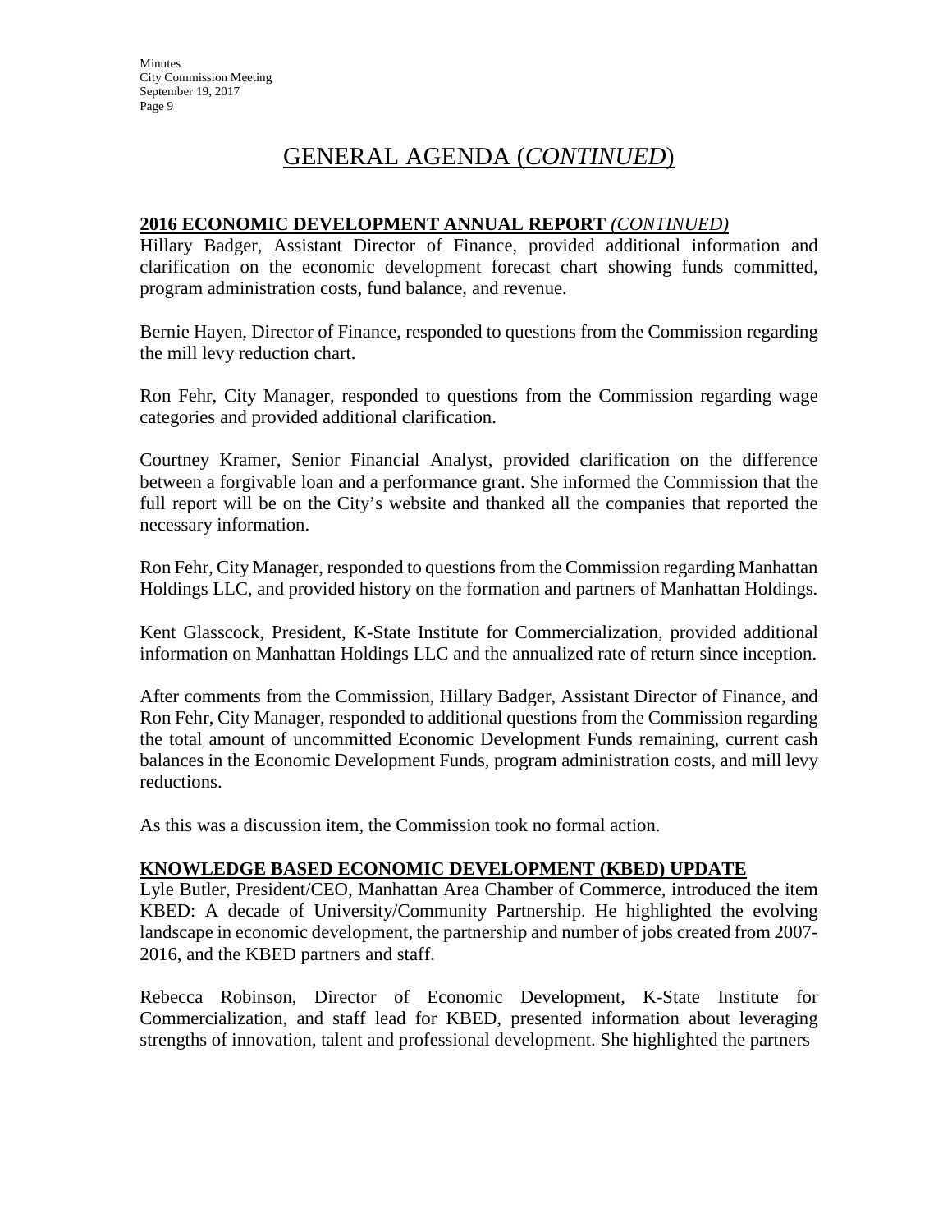# GENERAL AGENDA (*CONTINUED*)

**2016 ECONOMIC DEVELOPMENT ANNUAL REPORT** ***(CONTINUED)***

Hillary Badger, Assistant Director of Finance, provided additional information and clarification on the economic development forecast chart showing funds committed, program administration costs, fund balance, and revenue.

Bernie Hayen, Director of Finance, responded to questions from the Commission regarding the mill levy reduction chart.

Ron Fehr, City Manager, responded to questions from the Commission regarding wage categories and provided additional clarification.

Courtney Kramer, Senior Financial Analyst, provided clarification on the difference between a forgivable loan and a performance grant. She informed the Commission that the full report will be on the City's website and thanked all the companies that reported the necessary information.

Ron Fehr, City Manager, responded to questions from the Commission regarding Manhattan Holdings LLC, and provided history on the formation and partners of Manhattan Holdings.

Kent Glasscock, President, K-State Institute for Commercialization, provided additional information on Manhattan Holdings LLC and the annualized rate of return since inception.

After comments from the Commission, Hillary Badger, Assistant Director of Finance, and Ron Fehr, City Manager, responded to additional questions from the Commission regarding the total amount of uncommitted Economic Development Funds remaining, current cash balances in the Economic Development Funds, program administration costs, and mill levy reductions.

As this was a discussion item, the Commission took no formal action.

**KNOWLEDGE BASED ECONOMIC DEVELOPMENT (KBED) UPDATE**

Lyle Butler, President/CEO, Manhattan Area Chamber of Commerce, introduced the item KBED: A decade of University/Community Partnership. He highlighted the evolving landscape in economic development, the partnership and number of jobs created from 2007-2016, and the KBED partners and staff.

Rebecca Robinson, Director of Economic Development, K-State Institute for Commercialization, and staff lead for KBED, presented information about leveraging strengths of innovation, talent and professional development. She highlighted the partners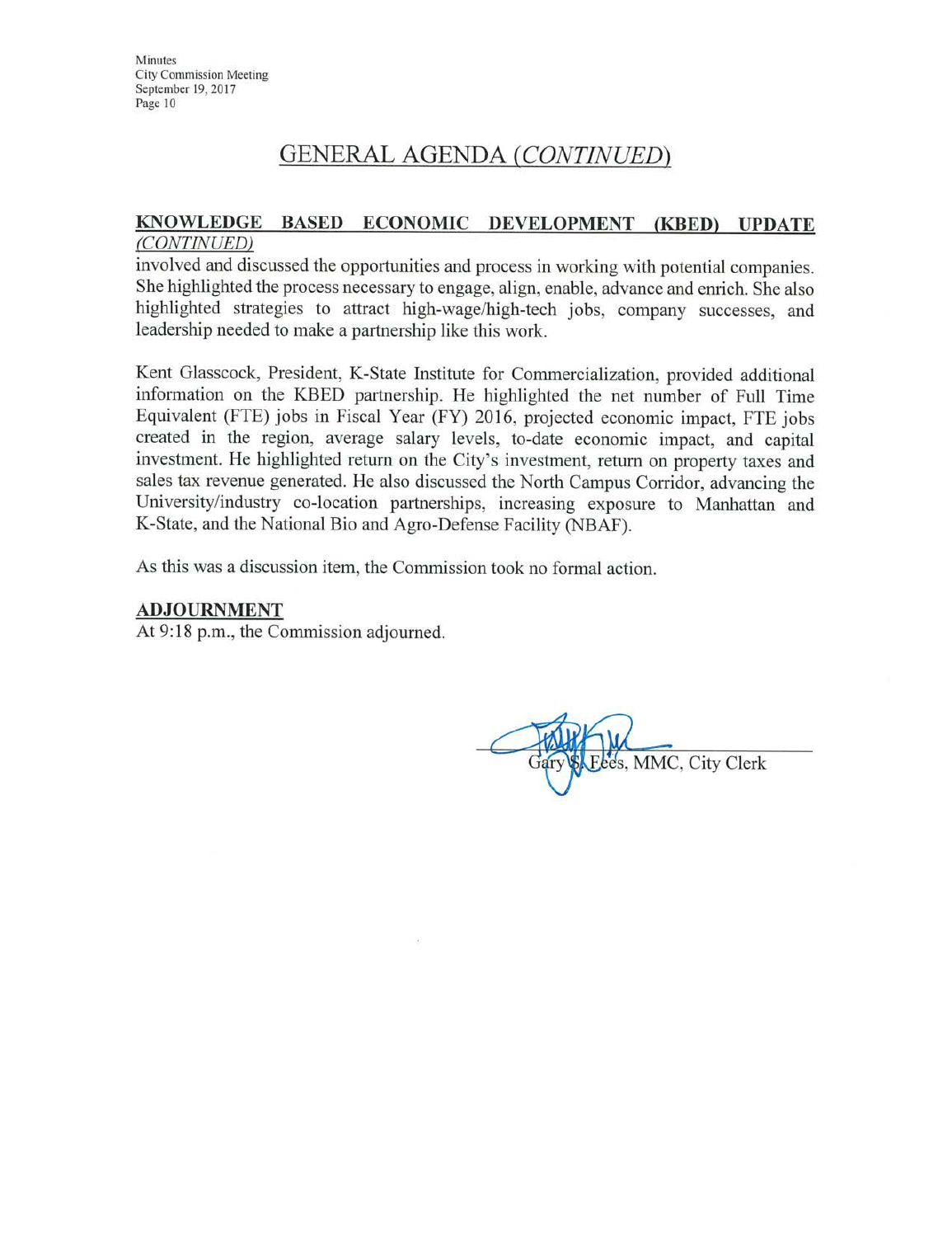# GENERAL AGENDA *(CONTINUED)*

## KNOWLEDGE BASED ECONOMIC DEVELOPMENT (KBED) UPDATE *(CONTINUED)*

involved and discussed the opportunities and process in working with potential companies. She highlighted the process necessary to engage, align, enable, advance and enrich. She also highlighted strategies to attract high-wage/high-tech jobs, company successes, and leadership needed to make a partnership like this work.

Kent Glasscock, President, K-State Institute for Commercialization, provided additional information on the KBED partnership. He highlighted the net number of Full Time Equivalent (FTE) jobs in Fiscal Year (FY) 2016, projected economic impact, FTE jobs created in the region, average salary levels, to-date economic impact, and capital investment. He highlighted return on the City's investment, return on property taxes and sales tax revenue generated. He also discussed the North Campus Corridor, advancing the University/industry co-location partnerships, increasing exposure to Manhattan and K-State, and the National Bio and Agro-Defense Facility (NBAF).

As this was a discussion item, the Commission took no formal action.

## ADJOURNMENT

At 9:18 p.m., the Commission adjourned.

Gary S. Fees, MMC, City Clerk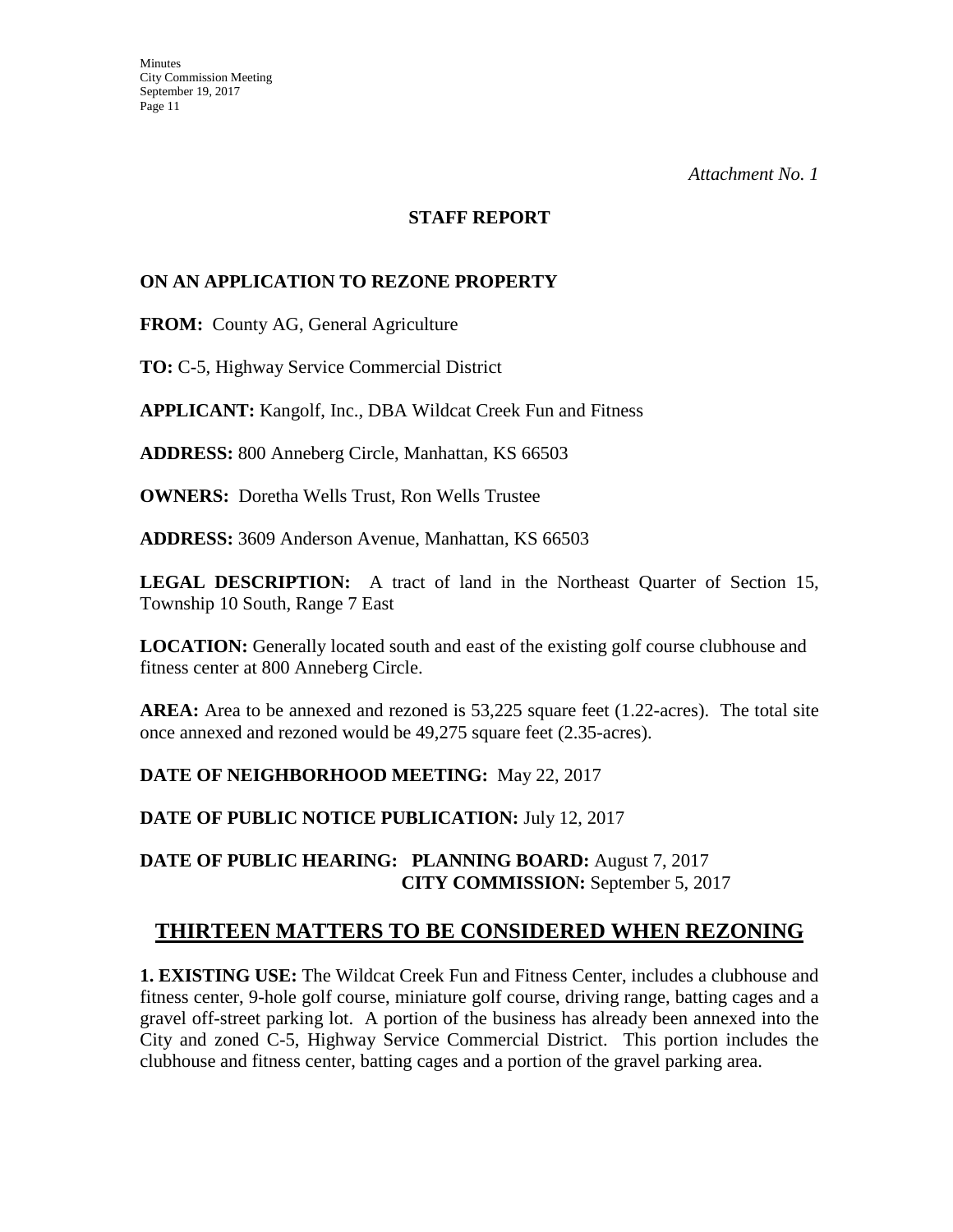*Attachment No. 1*

**STAFF REPORT**

**ON AN APPLICATION TO REZONE PROPERTY**

**FROM:** County AG, General Agriculture

**TO:** C-5, Highway Service Commercial District

**APPLICANT:** Kangolf, Inc., DBA Wildcat Creek Fun and Fitness

**ADDRESS:** 800 Anneberg Circle, Manhattan, KS 66503

**OWNERS:** Doretha Wells Trust, Ron Wells Trustee

**ADDRESS:** 3609 Anderson Avenue, Manhattan, KS 66503

**LEGAL DESCRIPTION:** A tract of land in the Northeast Quarter of Section 15, Township 10 South, Range 7 East

**LOCATION:** Generally located south and east of the existing golf course clubhouse and fitness center at 800 Anneberg Circle.

**AREA:** Area to be annexed and rezoned is 53,225 square feet (1.22-acres). The total site once annexed and rezoned would be 49,275 square feet (2.35-acres).

**DATE OF NEIGHBORHOOD MEETING:** May 22, 2017

**DATE OF PUBLIC NOTICE PUBLICATION:** July 12, 2017

**DATE OF PUBLIC HEARING: PLANNING BOARD:** August 7, 2017
**CITY COMMISSION:** September 5, 2017

## THIRTEEN MATTERS TO BE CONSIDERED WHEN REZONING

**1. EXISTING USE:** The Wildcat Creek Fun and Fitness Center, includes a clubhouse and fitness center, 9-hole golf course, miniature golf course, driving range, batting cages and a gravel off-street parking lot. A portion of the business has already been annexed into the City and zoned C-5, Highway Service Commercial District. This portion includes the clubhouse and fitness center, batting cages and a portion of the gravel parking area.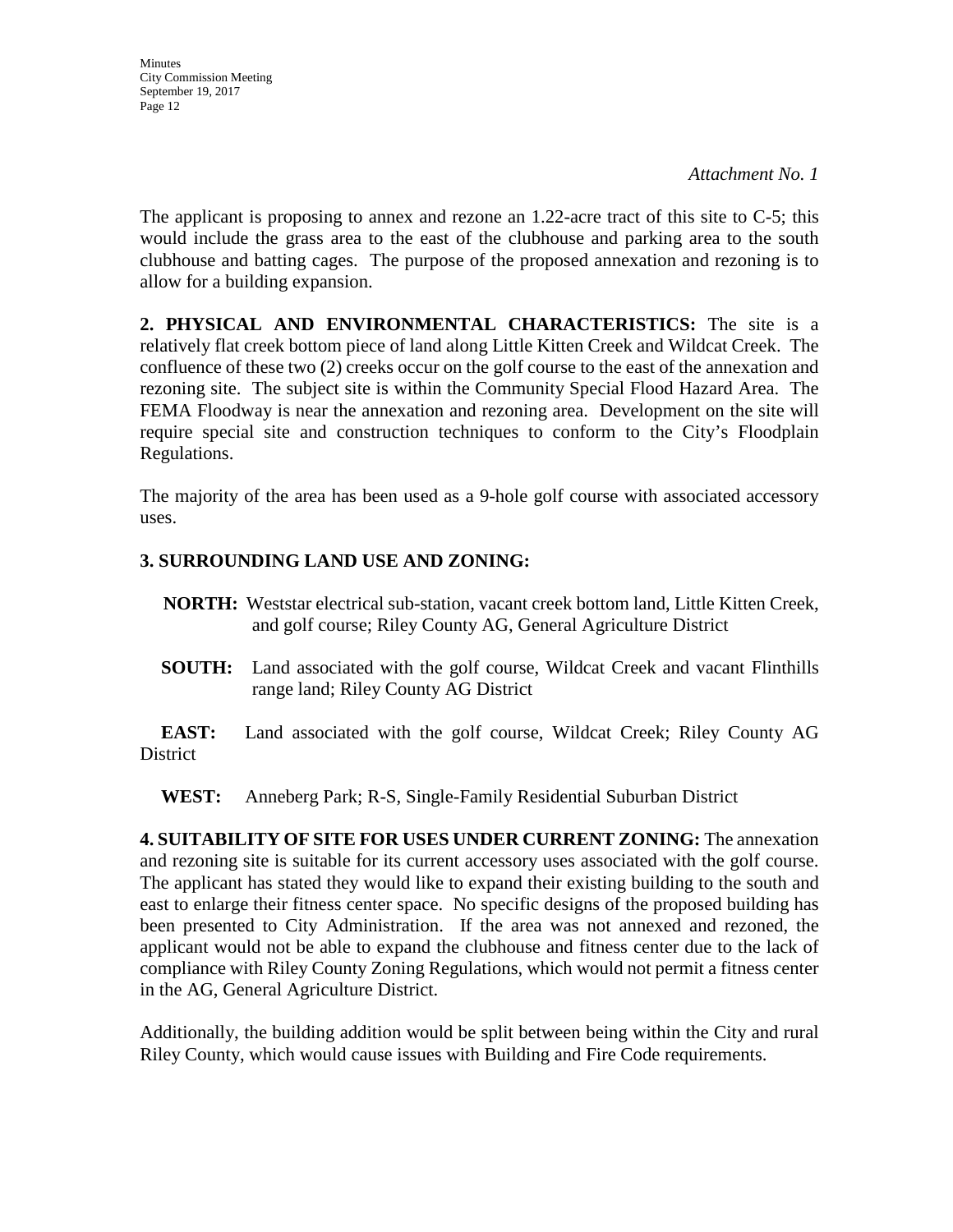*Attachment No. 1*

The applicant is proposing to annex and rezone an 1.22-acre tract of this site to C-5; this would include the grass area to the east of the clubhouse and parking area to the south clubhouse and batting cages. The purpose of the proposed annexation and rezoning is to allow for a building expansion.

**2. PHYSICAL AND ENVIRONMENTAL CHARACTERISTICS:** The site is a relatively flat creek bottom piece of land along Little Kitten Creek and Wildcat Creek. The confluence of these two (2) creeks occur on the golf course to the east of the annexation and rezoning site. The subject site is within the Community Special Flood Hazard Area. The FEMA Floodway is near the annexation and rezoning area. Development on the site will require special site and construction techniques to conform to the City's Floodplain Regulations.

The majority of the area has been used as a 9-hole golf course with associated accessory uses.

**3. SURROUNDING LAND USE AND ZONING:**

**NORTH:** Weststar electrical sub-station, vacant creek bottom land, Little Kitten Creek, and golf course; Riley County AG, General Agriculture District

**SOUTH:** Land associated with the golf course, Wildcat Creek and vacant Flinthills range land; Riley County AG District

**EAST:** Land associated with the golf course, Wildcat Creek; Riley County AG District

**WEST:** Anneberg Park; R-S, Single-Family Residential Suburban District

**4. SUITABILITY OF SITE FOR USES UNDER CURRENT ZONING:** The annexation and rezoning site is suitable for its current accessory uses associated with the golf course. The applicant has stated they would like to expand their existing building to the south and east to enlarge their fitness center space. No specific designs of the proposed building has been presented to City Administration. If the area was not annexed and rezoned, the applicant would not be able to expand the clubhouse and fitness center due to the lack of compliance with Riley County Zoning Regulations, which would not permit a fitness center in the AG, General Agriculture District.

Additionally, the building addition would be split between being within the City and rural Riley County, which would cause issues with Building and Fire Code requirements.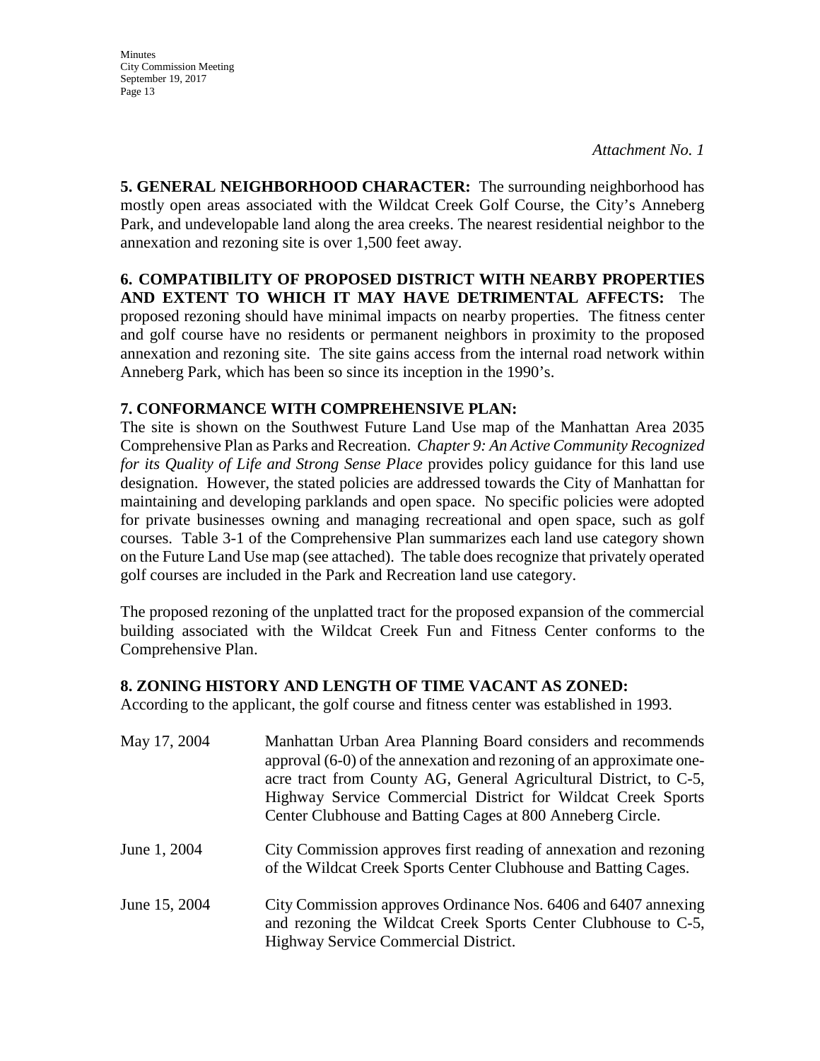*Attachment No. 1*

**5. GENERAL NEIGHBORHOOD CHARACTER:** The surrounding neighborhood has mostly open areas associated with the Wildcat Creek Golf Course, the City's Anneberg Park, and undevelopable land along the area creeks. The nearest residential neighbor to the annexation and rezoning site is over 1,500 feet away.

**6. COMPATIBILITY OF PROPOSED DISTRICT WITH NEARBY PROPERTIES AND EXTENT TO WHICH IT MAY HAVE DETRIMENTAL AFFECTS:** The proposed rezoning should have minimal impacts on nearby properties. The fitness center and golf course have no residents or permanent neighbors in proximity to the proposed annexation and rezoning site. The site gains access from the internal road network within Anneberg Park, which has been so since its inception in the 1990's.

**7. CONFORMANCE WITH COMPREHENSIVE PLAN:**

The site is shown on the Southwest Future Land Use map of the Manhattan Area 2035 Comprehensive Plan as Parks and Recreation. *Chapter 9: An Active Community Recognized for its Quality of Life and Strong Sense Place* provides policy guidance for this land use designation. However, the stated policies are addressed towards the City of Manhattan for maintaining and developing parklands and open space. No specific policies were adopted for private businesses owning and managing recreational and open space, such as golf courses. Table 3-1 of the Comprehensive Plan summarizes each land use category shown on the Future Land Use map (see attached). The table does recognize that privately operated golf courses are included in the Park and Recreation land use category.

The proposed rezoning of the unplatted tract for the proposed expansion of the commercial building associated with the Wildcat Creek Fun and Fitness Center conforms to the Comprehensive Plan.

**8. ZONING HISTORY AND LENGTH OF TIME VACANT AS ZONED:**

According to the applicant, the golf course and fitness center was established in 1993.

| | |
|---|---|
| May 17, 2004 | Manhattan Urban Area Planning Board considers and recommends approval (6-0) of the annexation and rezoning of an approximate one-acre tract from County AG, General Agricultural District, to C-5, Highway Service Commercial District for Wildcat Creek Sports Center Clubhouse and Batting Cages at 800 Anneberg Circle. |
| June 1, 2004 | City Commission approves first reading of annexation and rezoning of the Wildcat Creek Sports Center Clubhouse and Batting Cages. |
| June 15, 2004 | City Commission approves Ordinance Nos. 6406 and 6407 annexing and rezoning the Wildcat Creek Sports Center Clubhouse to C-5, Highway Service Commercial District. |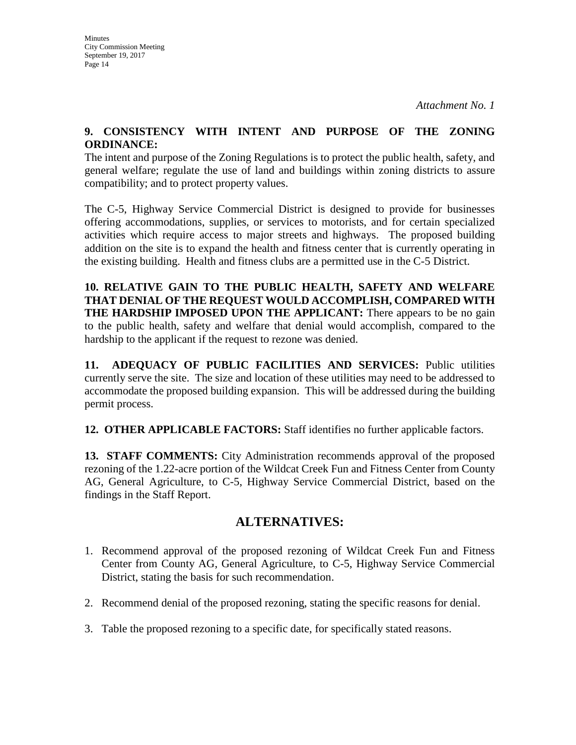*Attachment No. 1*

**9. CONSISTENCY WITH INTENT AND PURPOSE OF THE ZONING ORDINANCE:**
The intent and purpose of the Zoning Regulations is to protect the public health, safety, and general welfare; regulate the use of land and buildings within zoning districts to assure compatibility; and to protect property values.

The C-5, Highway Service Commercial District is designed to provide for businesses offering accommodations, supplies, or services to motorists, and for certain specialized activities which require access to major streets and highways. The proposed building addition on the site is to expand the health and fitness center that is currently operating in the existing building. Health and fitness clubs are a permitted use in the C-5 District.

**10. RELATIVE GAIN TO THE PUBLIC HEALTH, SAFETY AND WELFARE THAT DENIAL OF THE REQUEST WOULD ACCOMPLISH, COMPARED WITH THE HARDSHIP IMPOSED UPON THE APPLICANT:** There appears to be no gain to the public health, safety and welfare that denial would accomplish, compared to the hardship to the applicant if the request to rezone was denied.

**11. ADEQUACY OF PUBLIC FACILITIES AND SERVICES:** Public utilities currently serve the site. The size and location of these utilities may need to be addressed to accommodate the proposed building expansion. This will be addressed during the building permit process.

**12. OTHER APPLICABLE FACTORS:** Staff identifies no further applicable factors.

**13. STAFF COMMENTS:** City Administration recommends approval of the proposed rezoning of the 1.22-acre portion of the Wildcat Creek Fun and Fitness Center from County AG, General Agriculture, to C-5, Highway Service Commercial District, based on the findings in the Staff Report.

## ALTERNATIVES:

1. Recommend approval of the proposed rezoning of Wildcat Creek Fun and Fitness Center from County AG, General Agriculture, to C-5, Highway Service Commercial District, stating the basis for such recommendation.

2. Recommend denial of the proposed rezoning, stating the specific reasons for denial.

3. Table the proposed rezoning to a specific date, for specifically stated reasons.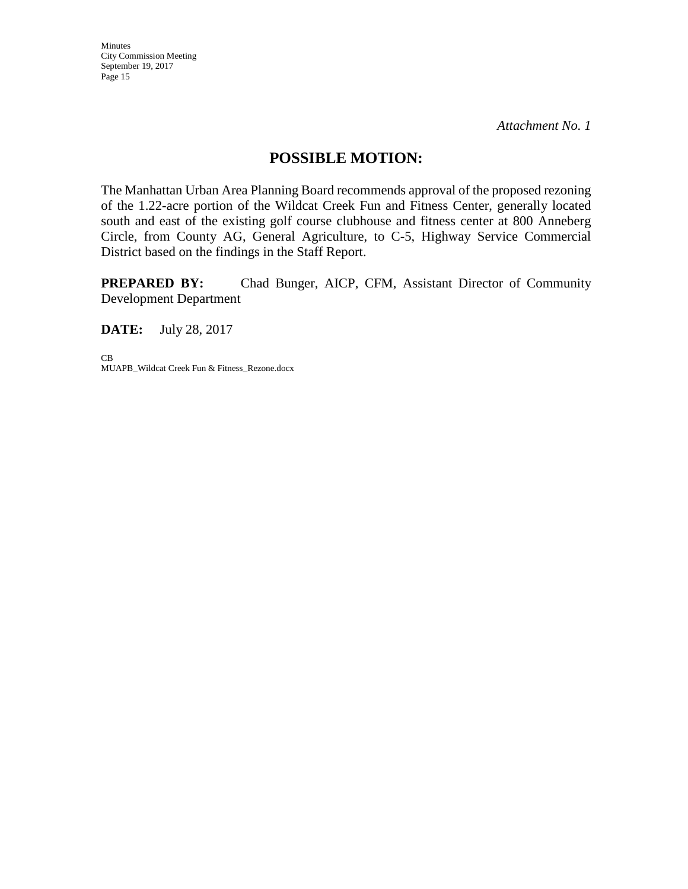*Attachment No. 1*

## POSSIBLE MOTION:

The Manhattan Urban Area Planning Board recommends approval of the proposed rezoning of the 1.22-acre portion of the Wildcat Creek Fun and Fitness Center, generally located south and east of the existing golf course clubhouse and fitness center at 800 Anneberg Circle, from County AG, General Agriculture, to C-5, Highway Service Commercial District based on the findings in the Staff Report.

**PREPARED BY:** Chad Bunger, AICP, CFM, Assistant Director of Community Development Department

**DATE:** July 28, 2017

CB
MUAPB_Wildcat Creek Fun & Fitness_Rezone.docx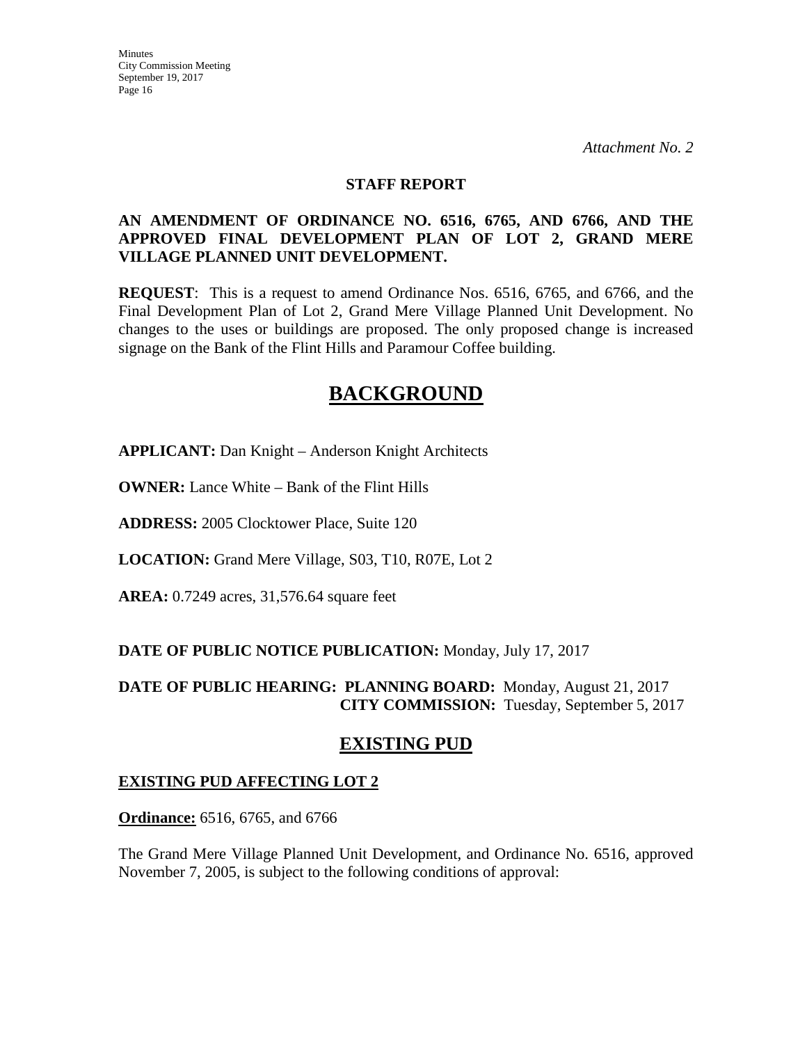*Attachment No. 2*

**STAFF REPORT**

**AN AMENDMENT OF ORDINANCE NO. 6516, 6765, AND 6766, AND THE APPROVED FINAL DEVELOPMENT PLAN OF LOT 2, GRAND MERE VILLAGE PLANNED UNIT DEVELOPMENT.**

**REQUEST**: This is a request to amend Ordinance Nos. 6516, 6765, and 6766, and the Final Development Plan of Lot 2, Grand Mere Village Planned Unit Development. No changes to the uses or buildings are proposed. The only proposed change is increased signage on the Bank of the Flint Hills and Paramour Coffee building.

# BACKGROUND

**APPLICANT:** Dan Knight – Anderson Knight Architects

**OWNER:** Lance White – Bank of the Flint Hills

**ADDRESS:** 2005 Clocktower Place, Suite 120

**LOCATION:** Grand Mere Village, S03, T10, R07E, Lot 2

**AREA:** 0.7249 acres, 31,576.64 square feet

**DATE OF PUBLIC NOTICE PUBLICATION:** Monday, July 17, 2017

**DATE OF PUBLIC HEARING: PLANNING BOARD:** Monday, August 21, 2017
**CITY COMMISSION:** Tuesday, September 5, 2017

## EXISTING PUD

### EXISTING PUD AFFECTING LOT 2

**Ordinance:** 6516, 6765, and 6766

The Grand Mere Village Planned Unit Development, and Ordinance No. 6516, approved November 7, 2005, is subject to the following conditions of approval: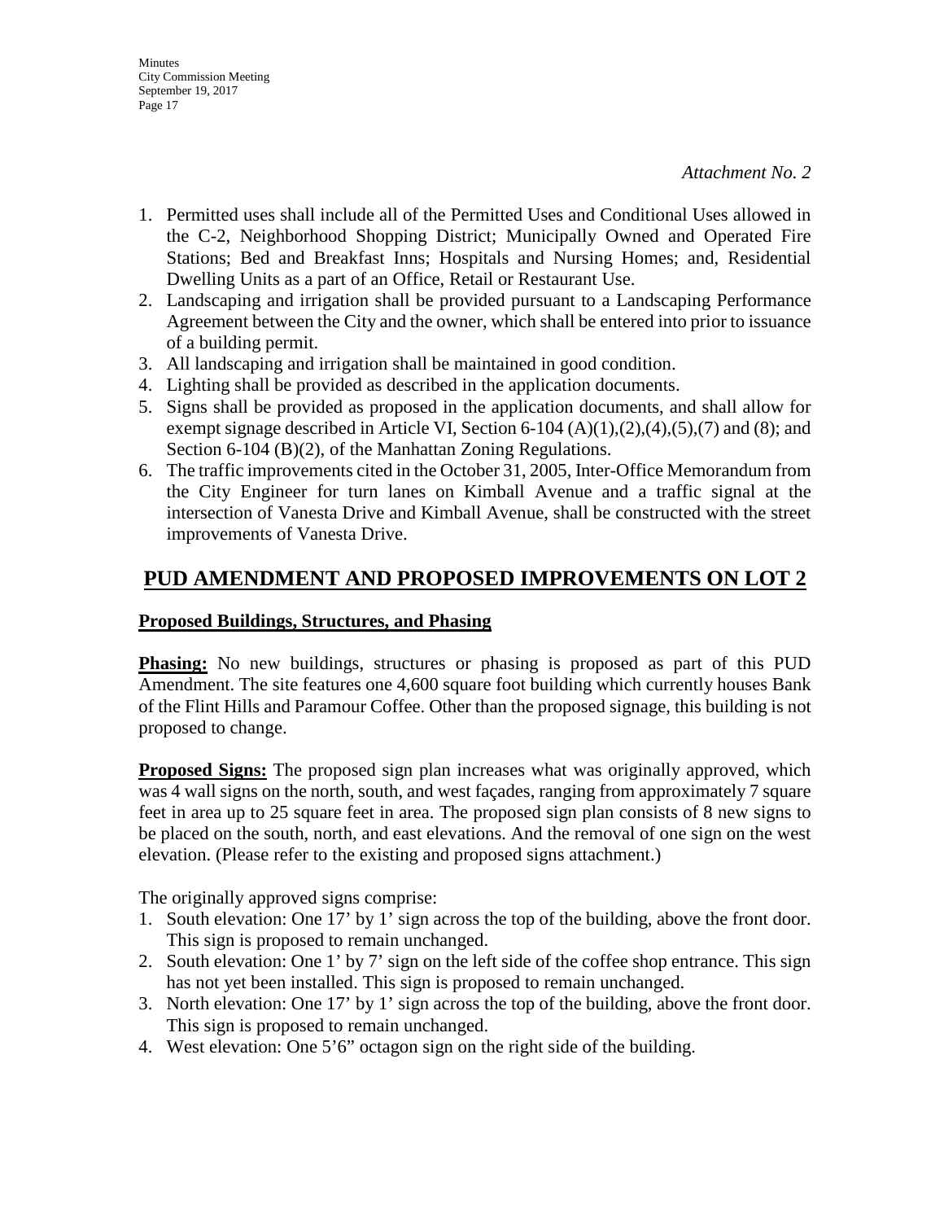*Attachment No. 2*

1. Permitted uses shall include all of the Permitted Uses and Conditional Uses allowed in the C-2, Neighborhood Shopping District; Municipally Owned and Operated Fire Stations; Bed and Breakfast Inns; Hospitals and Nursing Homes; and, Residential Dwelling Units as a part of an Office, Retail or Restaurant Use.
2. Landscaping and irrigation shall be provided pursuant to a Landscaping Performance Agreement between the City and the owner, which shall be entered into prior to issuance of a building permit.
3. All landscaping and irrigation shall be maintained in good condition.
4. Lighting shall be provided as described in the application documents.
5. Signs shall be provided as proposed in the application documents, and shall allow for exempt signage described in Article VI, Section 6-104 (A)(1),(2),(4),(5),(7) and (8); and Section 6-104 (B)(2), of the Manhattan Zoning Regulations.
6. The traffic improvements cited in the October 31, 2005, Inter-Office Memorandum from the City Engineer for turn lanes on Kimball Avenue and a traffic signal at the intersection of Vanesta Drive and Kimball Avenue, shall be constructed with the street improvements of Vanesta Drive.

## PUD AMENDMENT AND PROPOSED IMPROVEMENTS ON LOT 2

### Proposed Buildings, Structures, and Phasing

**Phasing:** No new buildings, structures or phasing is proposed as part of this PUD Amendment. The site features one 4,600 square foot building which currently houses Bank of the Flint Hills and Paramour Coffee. Other than the proposed signage, this building is not proposed to change.

**Proposed Signs:** The proposed sign plan increases what was originally approved, which was 4 wall signs on the north, south, and west façades, ranging from approximately 7 square feet in area up to 25 square feet in area. The proposed sign plan consists of 8 new signs to be placed on the south, north, and east elevations. And the removal of one sign on the west elevation. (Please refer to the existing and proposed signs attachment.)

The originally approved signs comprise:

1. South elevation: One 17' by 1' sign across the top of the building, above the front door. This sign is proposed to remain unchanged.
2. South elevation: One 1' by 7' sign on the left side of the coffee shop entrance. This sign has not yet been installed. This sign is proposed to remain unchanged.
3. North elevation: One 17' by 1' sign across the top of the building, above the front door. This sign is proposed to remain unchanged.
4. West elevation: One 5'6" octagon sign on the right side of the building.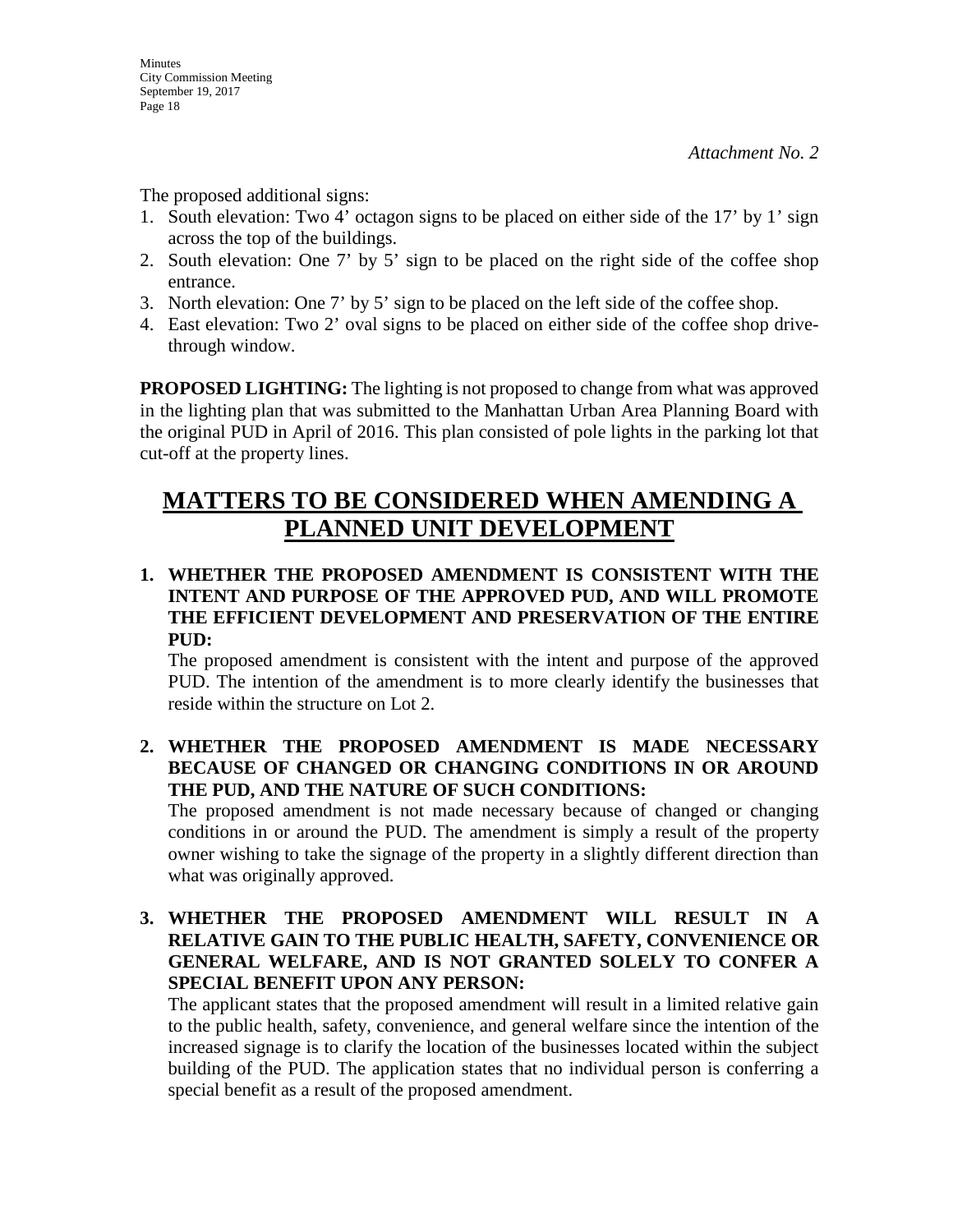*Attachment No. 2*

The proposed additional signs:

1. South elevation: Two 4' octagon signs to be placed on either side of the 17' by 1' sign across the top of the buildings.
2. South elevation: One 7' by 5' sign to be placed on the right side of the coffee shop entrance.
3. North elevation: One 7' by 5' sign to be placed on the left side of the coffee shop.
4. East elevation: Two 2' oval signs to be placed on either side of the coffee shop drive-through window.

**PROPOSED LIGHTING:** The lighting is not proposed to change from what was approved in the lighting plan that was submitted to the Manhattan Urban Area Planning Board with the original PUD in April of 2016. This plan consisted of pole lights in the parking lot that cut-off at the property lines.

# MATTERS TO BE CONSIDERED WHEN AMENDING A PLANNED UNIT DEVELOPMENT

**1. WHETHER THE PROPOSED AMENDMENT IS CONSISTENT WITH THE INTENT AND PURPOSE OF THE APPROVED PUD, AND WILL PROMOTE THE EFFICIENT DEVELOPMENT AND PRESERVATION OF THE ENTIRE PUD:**

The proposed amendment is consistent with the intent and purpose of the approved PUD. The intention of the amendment is to more clearly identify the businesses that reside within the structure on Lot 2.

**2. WHETHER THE PROPOSED AMENDMENT IS MADE NECESSARY BECAUSE OF CHANGED OR CHANGING CONDITIONS IN OR AROUND THE PUD, AND THE NATURE OF SUCH CONDITIONS:**

The proposed amendment is not made necessary because of changed or changing conditions in or around the PUD. The amendment is simply a result of the property owner wishing to take the signage of the property in a slightly different direction than what was originally approved.

**3. WHETHER THE PROPOSED AMENDMENT WILL RESULT IN A RELATIVE GAIN TO THE PUBLIC HEALTH, SAFETY, CONVENIENCE OR GENERAL WELFARE, AND IS NOT GRANTED SOLELY TO CONFER A SPECIAL BENEFIT UPON ANY PERSON:**

The applicant states that the proposed amendment will result in a limited relative gain to the public health, safety, convenience, and general welfare since the intention of the increased signage is to clarify the location of the businesses located within the subject building of the PUD. The application states that no individual person is conferring a special benefit as a result of the proposed amendment.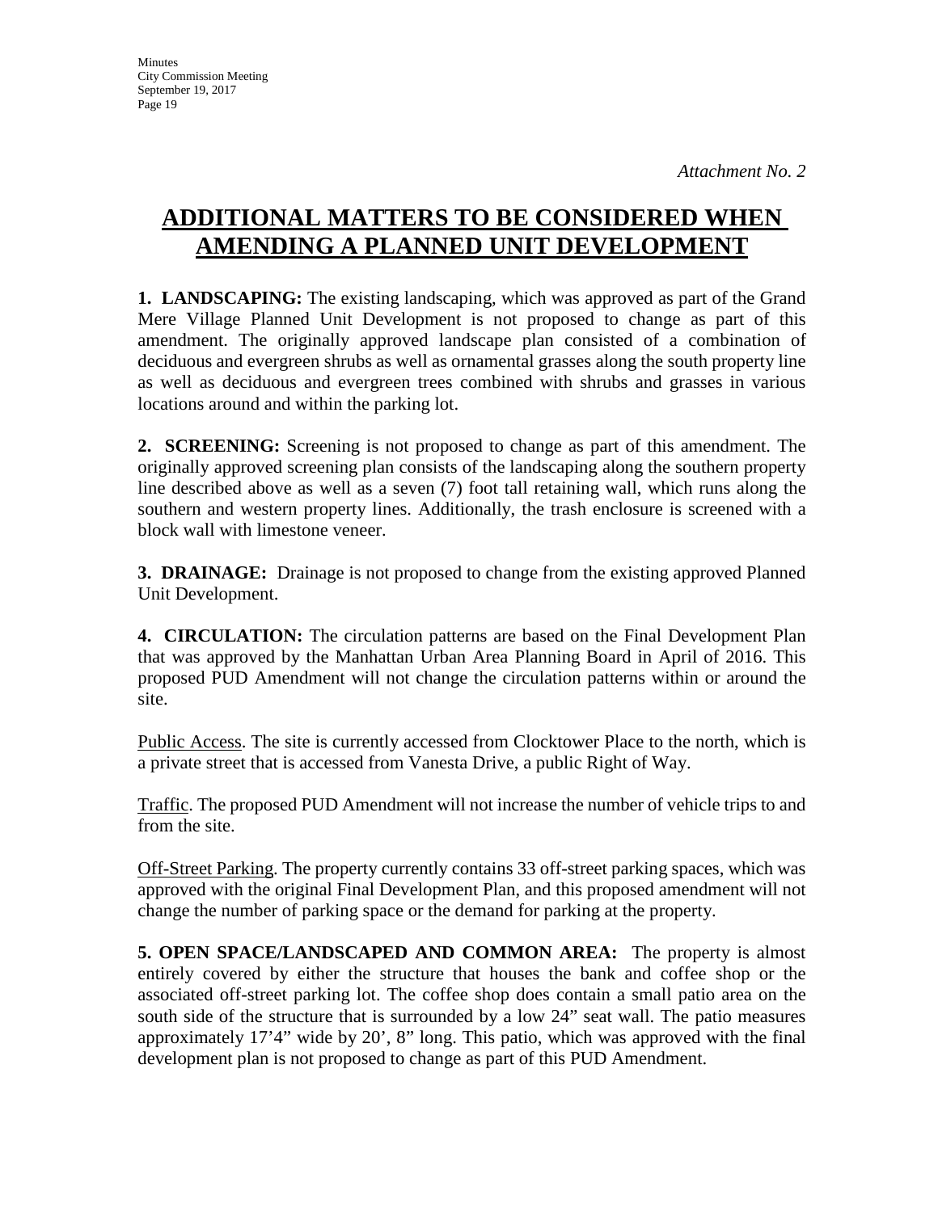*Attachment No. 2*

# ADDITIONAL MATTERS TO BE CONSIDERED WHEN AMENDING A PLANNED UNIT DEVELOPMENT

**1. LANDSCAPING:** The existing landscaping, which was approved as part of the Grand Mere Village Planned Unit Development is not proposed to change as part of this amendment. The originally approved landscape plan consisted of a combination of deciduous and evergreen shrubs as well as ornamental grasses along the south property line as well as deciduous and evergreen trees combined with shrubs and grasses in various locations around and within the parking lot.

**2. SCREENING:** Screening is not proposed to change as part of this amendment. The originally approved screening plan consists of the landscaping along the southern property line described above as well as a seven (7) foot tall retaining wall, which runs along the southern and western property lines. Additionally, the trash enclosure is screened with a block wall with limestone veneer.

**3. DRAINAGE:** Drainage is not proposed to change from the existing approved Planned Unit Development.

**4. CIRCULATION:** The circulation patterns are based on the Final Development Plan that was approved by the Manhattan Urban Area Planning Board in April of 2016. This proposed PUD Amendment will not change the circulation patterns within or around the site.

<u>Public Access</u>. The site is currently accessed from Clocktower Place to the north, which is a private street that is accessed from Vanesta Drive, a public Right of Way.

<u>Traffic</u>. The proposed PUD Amendment will not increase the number of vehicle trips to and from the site.

<u>Off-Street Parking</u>. The property currently contains 33 off-street parking spaces, which was approved with the original Final Development Plan, and this proposed amendment will not change the number of parking space or the demand for parking at the property.

**5. OPEN SPACE/LANDSCAPED AND COMMON AREA:** The property is almost entirely covered by either the structure that houses the bank and coffee shop or the associated off-street parking lot. The coffee shop does contain a small patio area on the south side of the structure that is surrounded by a low 24" seat wall. The patio measures approximately 17'4" wide by 20', 8" long. This patio, which was approved with the final development plan is not proposed to change as part of this PUD Amendment.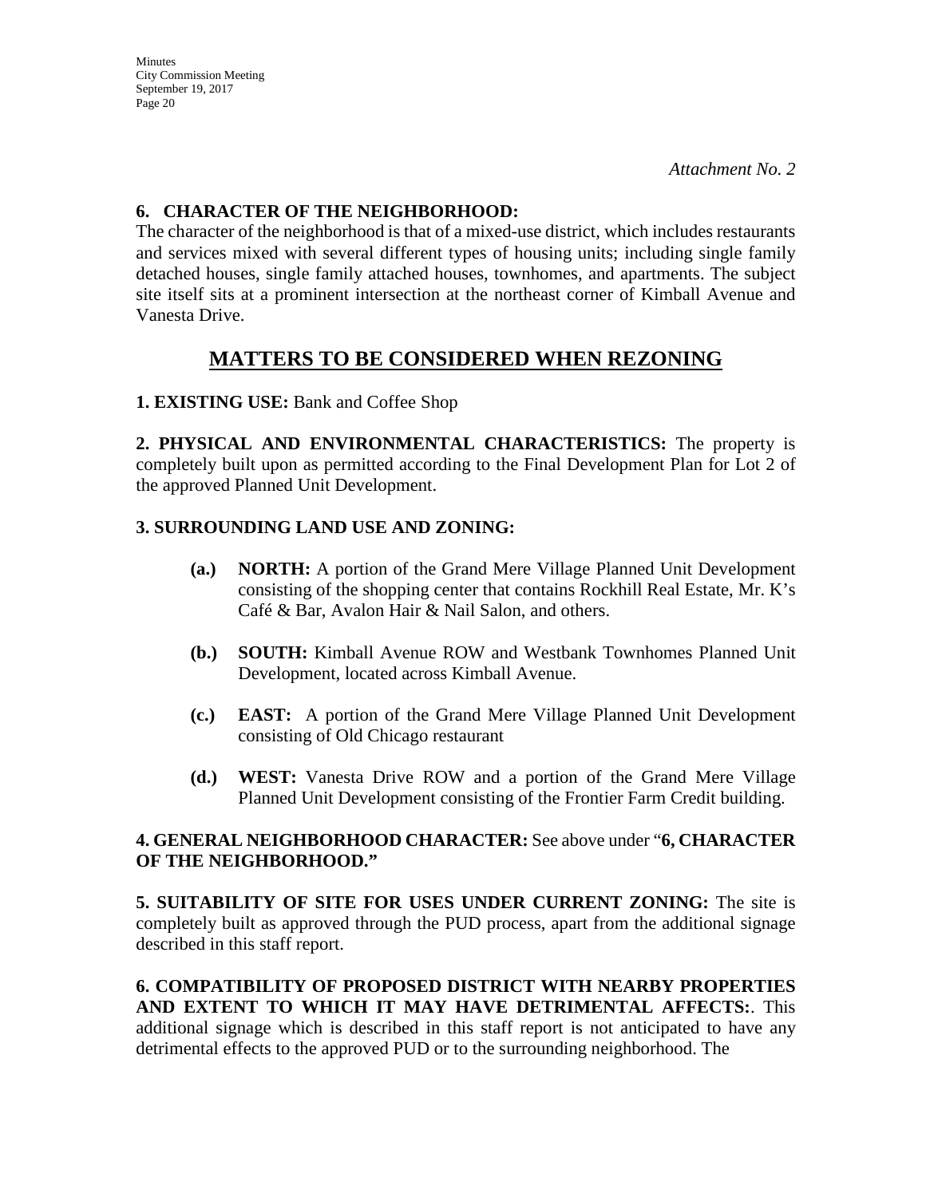*Attachment No. 2*

**6. CHARACTER OF THE NEIGHBORHOOD:**

The character of the neighborhood is that of a mixed-use district, which includes restaurants and services mixed with several different types of housing units; including single family detached houses, single family attached houses, townhomes, and apartments. The subject site itself sits at a prominent intersection at the northeast corner of Kimball Avenue and Vanesta Drive.

## MATTERS TO BE CONSIDERED WHEN REZONING

**1. EXISTING USE:** Bank and Coffee Shop

**2. PHYSICAL AND ENVIRONMENTAL CHARACTERISTICS:** The property is completely built upon as permitted according to the Final Development Plan for Lot 2 of the approved Planned Unit Development.

**3. SURROUNDING LAND USE AND ZONING:**

- **(a.) NORTH:** A portion of the Grand Mere Village Planned Unit Development consisting of the shopping center that contains Rockhill Real Estate, Mr. K's Café & Bar, Avalon Hair & Nail Salon, and others.
- **(b.) SOUTH:** Kimball Avenue ROW and Westbank Townhomes Planned Unit Development, located across Kimball Avenue.
- **(c.) EAST:** A portion of the Grand Mere Village Planned Unit Development consisting of Old Chicago restaurant
- **(d.) WEST:** Vanesta Drive ROW and a portion of the Grand Mere Village Planned Unit Development consisting of the Frontier Farm Credit building.

**4. GENERAL NEIGHBORHOOD CHARACTER:** See above under "**6, CHARACTER OF THE NEIGHBORHOOD."**

**5. SUITABILITY OF SITE FOR USES UNDER CURRENT ZONING:** The site is completely built as approved through the PUD process, apart from the additional signage described in this staff report.

**6. COMPATIBILITY OF PROPOSED DISTRICT WITH NEARBY PROPERTIES AND EXTENT TO WHICH IT MAY HAVE DETRIMENTAL AFFECTS:**. This additional signage which is described in this staff report is not anticipated to have any detrimental effects to the approved PUD or to the surrounding neighborhood. The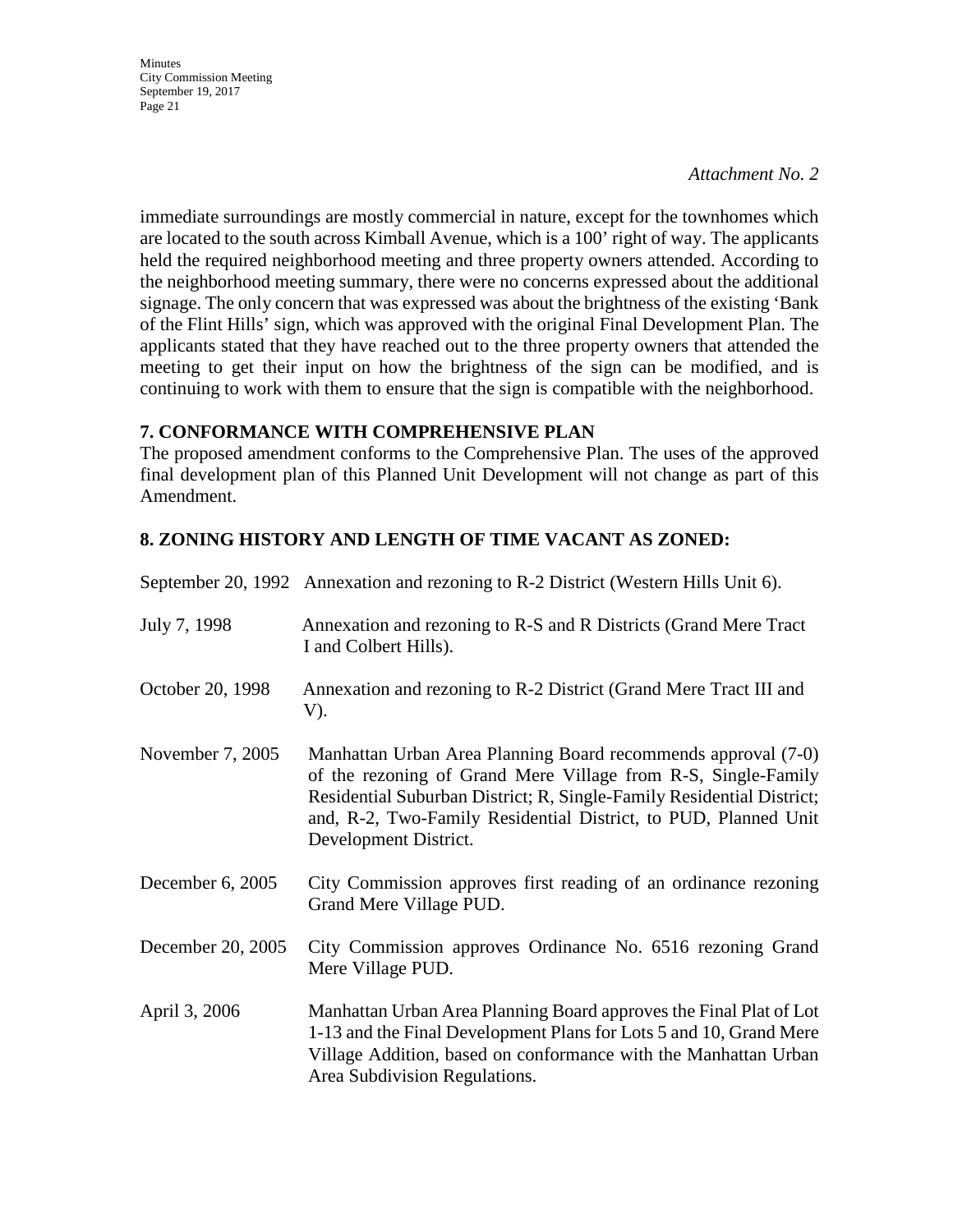*Attachment No. 2*

immediate surroundings are mostly commercial in nature, except for the townhomes which are located to the south across Kimball Avenue, which is a 100' right of way. The applicants held the required neighborhood meeting and three property owners attended. According to the neighborhood meeting summary, there were no concerns expressed about the additional signage. The only concern that was expressed was about the brightness of the existing 'Bank of the Flint Hills' sign, which was approved with the original Final Development Plan. The applicants stated that they have reached out to the three property owners that attended the meeting to get their input on how the brightness of the sign can be modified, and is continuing to work with them to ensure that the sign is compatible with the neighborhood.

## 7. CONFORMANCE WITH COMPREHENSIVE PLAN

The proposed amendment conforms to the Comprehensive Plan. The uses of the approved final development plan of this Planned Unit Development will not change as part of this Amendment.

## 8. ZONING HISTORY AND LENGTH OF TIME VACANT AS ZONED:

| | |
|---|---|
| September 20, 1992 | Annexation and rezoning to R-2 District (Western Hills Unit 6). |
| July 7, 1998 | Annexation and rezoning to R-S and R Districts (Grand Mere Tract I and Colbert Hills). |
| October 20, 1998 | Annexation and rezoning to R-2 District (Grand Mere Tract III and V). |
| November 7, 2005 | Manhattan Urban Area Planning Board recommends approval (7-0) of the rezoning of Grand Mere Village from R-S, Single-Family Residential Suburban District; R, Single-Family Residential District; and, R-2, Two-Family Residential District, to PUD, Planned Unit Development District. |
| December 6, 2005 | City Commission approves first reading of an ordinance rezoning Grand Mere Village PUD. |
| December 20, 2005 | City Commission approves Ordinance No. 6516 rezoning Grand Mere Village PUD. |
| April 3, 2006 | Manhattan Urban Area Planning Board approves the Final Plat of Lot 1-13 and the Final Development Plans for Lots 5 and 10, Grand Mere Village Addition, based on conformance with the Manhattan Urban Area Subdivision Regulations. |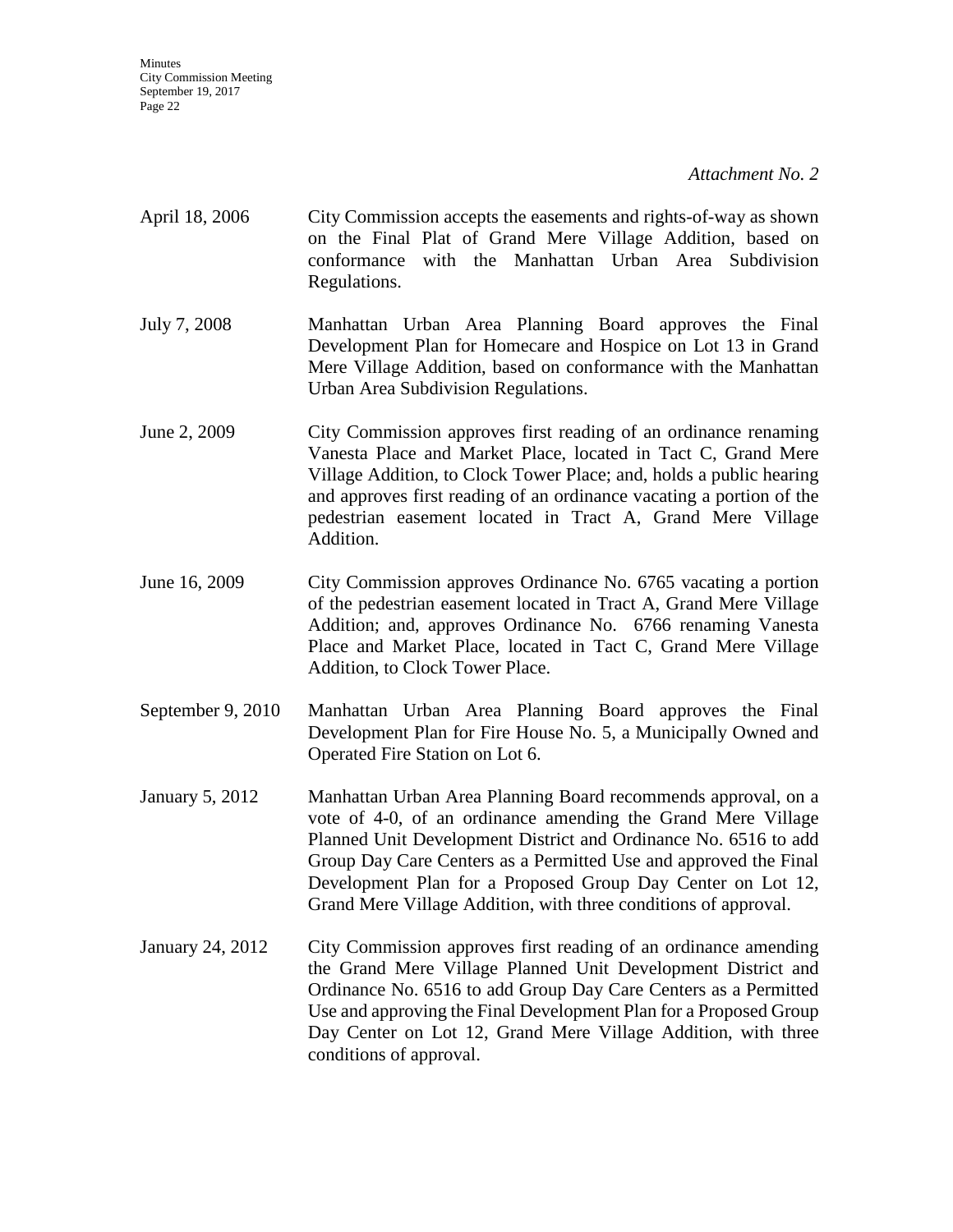*Attachment No. 2*

April 18, 2006 City Commission accepts the easements and rights-of-way as shown on the Final Plat of Grand Mere Village Addition, based on conformance with the Manhattan Urban Area Subdivision Regulations.

July 7, 2008 Manhattan Urban Area Planning Board approves the Final Development Plan for Homecare and Hospice on Lot 13 in Grand Mere Village Addition, based on conformance with the Manhattan Urban Area Subdivision Regulations.

June 2, 2009 City Commission approves first reading of an ordinance renaming Vanesta Place and Market Place, located in Tact C, Grand Mere Village Addition, to Clock Tower Place; and, holds a public hearing and approves first reading of an ordinance vacating a portion of the pedestrian easement located in Tract A, Grand Mere Village Addition.

June 16, 2009 City Commission approves Ordinance No. 6765 vacating a portion of the pedestrian easement located in Tract A, Grand Mere Village Addition; and, approves Ordinance No. 6766 renaming Vanesta Place and Market Place, located in Tact C, Grand Mere Village Addition, to Clock Tower Place.

September 9, 2010 Manhattan Urban Area Planning Board approves the Final Development Plan for Fire House No. 5, a Municipally Owned and Operated Fire Station on Lot 6.

January 5, 2012 Manhattan Urban Area Planning Board recommends approval, on a vote of 4-0, of an ordinance amending the Grand Mere Village Planned Unit Development District and Ordinance No. 6516 to add Group Day Care Centers as a Permitted Use and approved the Final Development Plan for a Proposed Group Day Center on Lot 12, Grand Mere Village Addition, with three conditions of approval.

January 24, 2012 City Commission approves first reading of an ordinance amending the Grand Mere Village Planned Unit Development District and Ordinance No. 6516 to add Group Day Care Centers as a Permitted Use and approving the Final Development Plan for a Proposed Group Day Center on Lot 12, Grand Mere Village Addition, with three conditions of approval.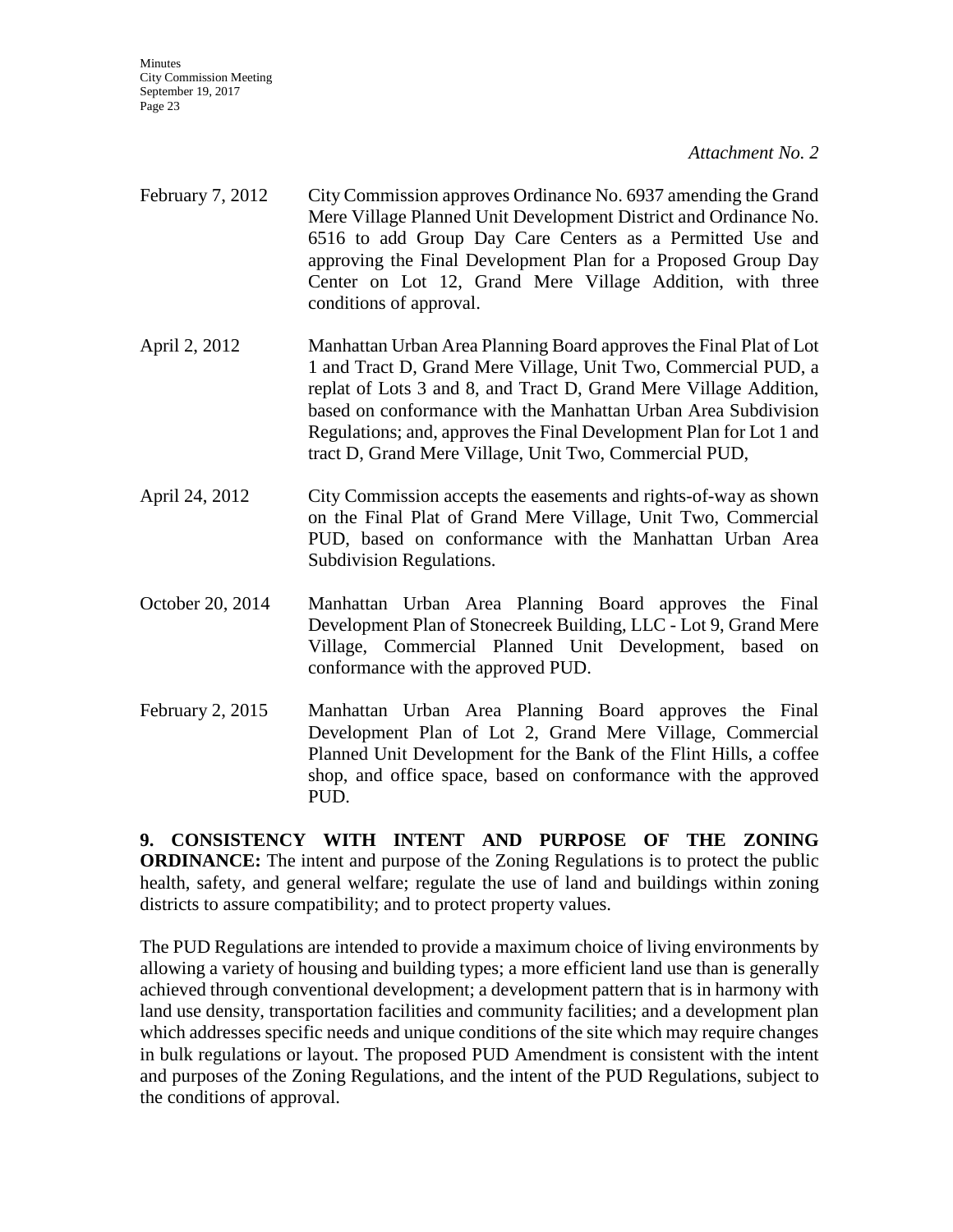*Attachment No. 2*

February 7, 2012 City Commission approves Ordinance No. 6937 amending the Grand Mere Village Planned Unit Development District and Ordinance No. 6516 to add Group Day Care Centers as a Permitted Use and approving the Final Development Plan for a Proposed Group Day Center on Lot 12, Grand Mere Village Addition, with three conditions of approval.

April 2, 2012 Manhattan Urban Area Planning Board approves the Final Plat of Lot 1 and Tract D, Grand Mere Village, Unit Two, Commercial PUD, a replat of Lots 3 and 8, and Tract D, Grand Mere Village Addition, based on conformance with the Manhattan Urban Area Subdivision Regulations; and, approves the Final Development Plan for Lot 1 and tract D, Grand Mere Village, Unit Two, Commercial PUD,

April 24, 2012 City Commission accepts the easements and rights-of-way as shown on the Final Plat of Grand Mere Village, Unit Two, Commercial PUD, based on conformance with the Manhattan Urban Area Subdivision Regulations.

October 20, 2014 Manhattan Urban Area Planning Board approves the Final Development Plan of Stonecreek Building, LLC - Lot 9, Grand Mere Village, Commercial Planned Unit Development, based on conformance with the approved PUD.

February 2, 2015 Manhattan Urban Area Planning Board approves the Final Development Plan of Lot 2, Grand Mere Village, Commercial Planned Unit Development for the Bank of the Flint Hills, a coffee shop, and office space, based on conformance with the approved PUD.

**9. CONSISTENCY WITH INTENT AND PURPOSE OF THE ZONING ORDINANCE:** The intent and purpose of the Zoning Regulations is to protect the public health, safety, and general welfare; regulate the use of land and buildings within zoning districts to assure compatibility; and to protect property values.

The PUD Regulations are intended to provide a maximum choice of living environments by allowing a variety of housing and building types; a more efficient land use than is generally achieved through conventional development; a development pattern that is in harmony with land use density, transportation facilities and community facilities; and a development plan which addresses specific needs and unique conditions of the site which may require changes in bulk regulations or layout. The proposed PUD Amendment is consistent with the intent and purposes of the Zoning Regulations, and the intent of the PUD Regulations, subject to the conditions of approval.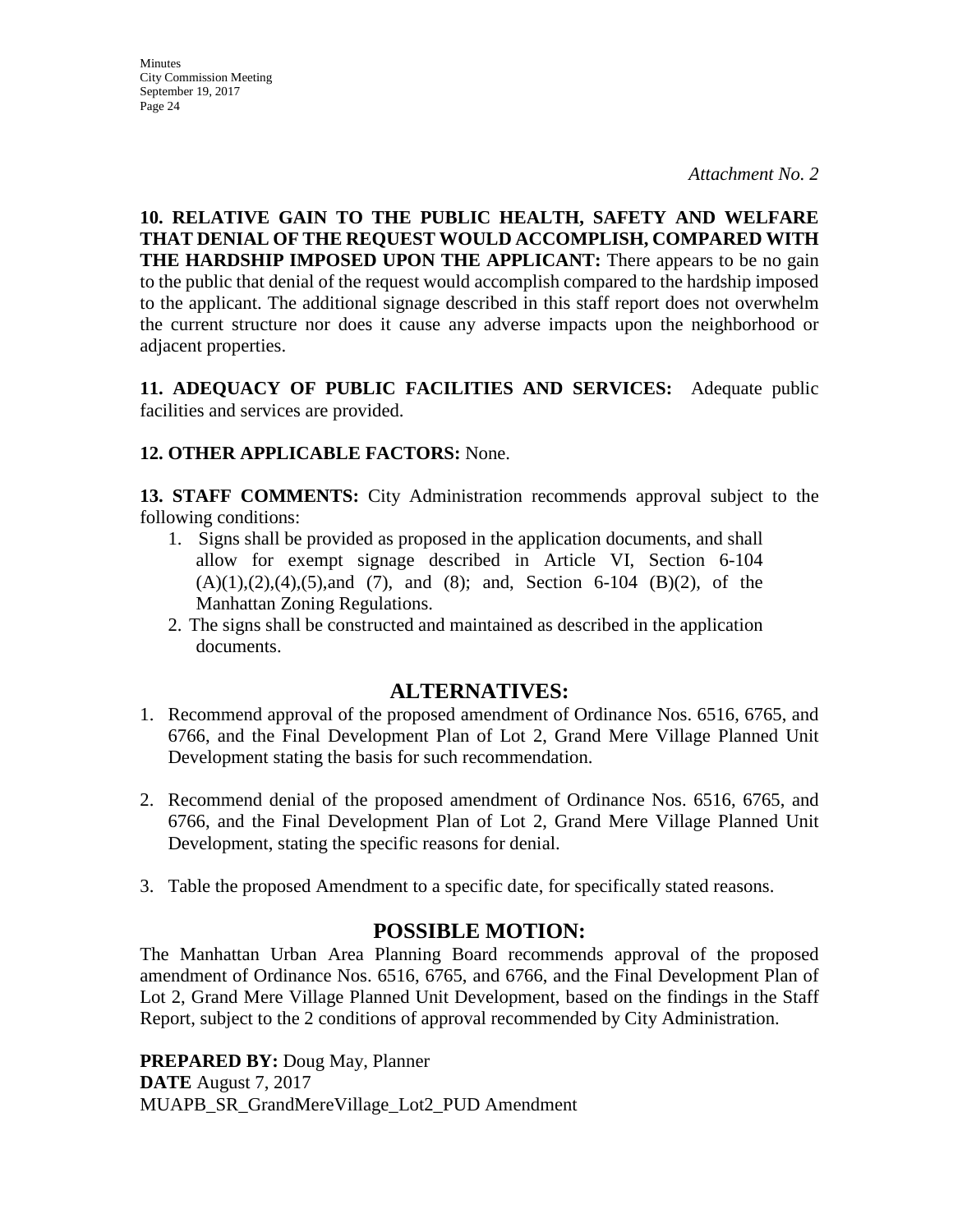*Attachment No. 2*

**10. RELATIVE GAIN TO THE PUBLIC HEALTH, SAFETY AND WELFARE THAT DENIAL OF THE REQUEST WOULD ACCOMPLISH, COMPARED WITH THE HARDSHIP IMPOSED UPON THE APPLICANT:** There appears to be no gain to the public that denial of the request would accomplish compared to the hardship imposed to the applicant. The additional signage described in this staff report does not overwhelm the current structure nor does it cause any adverse impacts upon the neighborhood or adjacent properties.

**11. ADEQUACY OF PUBLIC FACILITIES AND SERVICES:** Adequate public facilities and services are provided.

**12. OTHER APPLICABLE FACTORS:** None.

**13. STAFF COMMENTS:** City Administration recommends approval subject to the following conditions:

1. Signs shall be provided as proposed in the application documents, and shall allow for exempt signage described in Article VI, Section 6-104 (A)(1),(2),(4),(5),and (7), and (8); and, Section 6-104 (B)(2), of the Manhattan Zoning Regulations.
2. The signs shall be constructed and maintained as described in the application documents.

## ALTERNATIVES:

1. Recommend approval of the proposed amendment of Ordinance Nos. 6516, 6765, and 6766, and the Final Development Plan of Lot 2, Grand Mere Village Planned Unit Development stating the basis for such recommendation.
2. Recommend denial of the proposed amendment of Ordinance Nos. 6516, 6765, and 6766, and the Final Development Plan of Lot 2, Grand Mere Village Planned Unit Development, stating the specific reasons for denial.
3. Table the proposed Amendment to a specific date, for specifically stated reasons.

## POSSIBLE MOTION:

The Manhattan Urban Area Planning Board recommends approval of the proposed amendment of Ordinance Nos. 6516, 6765, and 6766, and the Final Development Plan of Lot 2, Grand Mere Village Planned Unit Development, based on the findings in the Staff Report, subject to the 2 conditions of approval recommended by City Administration.

**PREPARED BY:** Doug May, Planner
**DATE** August 7, 2017
MUAPB_SR_GrandMereVillage_Lot2_PUD Amendment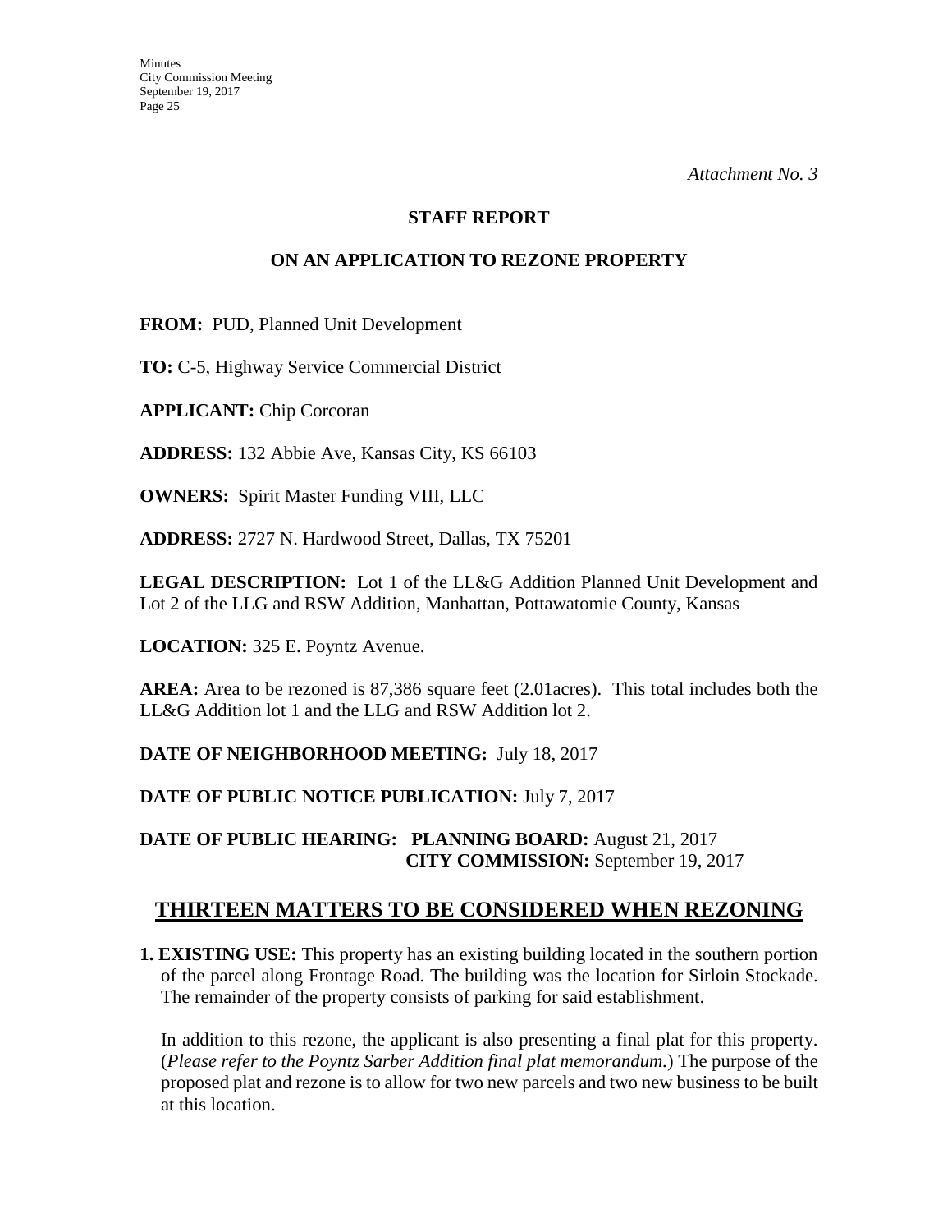*Attachment No. 3*

**STAFF REPORT**

**ON AN APPLICATION TO REZONE PROPERTY**

**FROM:** PUD, Planned Unit Development

**TO:** C-5, Highway Service Commercial District

**APPLICANT:** Chip Corcoran

**ADDRESS:** 132 Abbie Ave, Kansas City, KS 66103

**OWNERS:** Spirit Master Funding VIII, LLC

**ADDRESS:** 2727 N. Hardwood Street, Dallas, TX 75201

**LEGAL DESCRIPTION:** Lot 1 of the LL&G Addition Planned Unit Development and Lot 2 of the LLG and RSW Addition, Manhattan, Pottawatomie County, Kansas

**LOCATION:** 325 E. Poyntz Avenue.

**AREA:** Area to be rezoned is 87,386 square feet (2.01acres). This total includes both the LL&G Addition lot 1 and the LLG and RSW Addition lot 2.

**DATE OF NEIGHBORHOOD MEETING:** July 18, 2017

**DATE OF PUBLIC NOTICE PUBLICATION:** July 7, 2017

**DATE OF PUBLIC HEARING: PLANNING BOARD:** August 21, 2017
**CITY COMMISSION:** September 19, 2017

## THIRTEEN MATTERS TO BE CONSIDERED WHEN REZONING

**1. EXISTING USE:** This property has an existing building located in the southern portion of the parcel along Frontage Road. The building was the location for Sirloin Stockade. The remainder of the property consists of parking for said establishment.

In addition to this rezone, the applicant is also presenting a final plat for this property. (*Please refer to the Poyntz Sarber Addition final plat memorandum.*) The purpose of the proposed plat and rezone is to allow for two new parcels and two new business to be built at this location.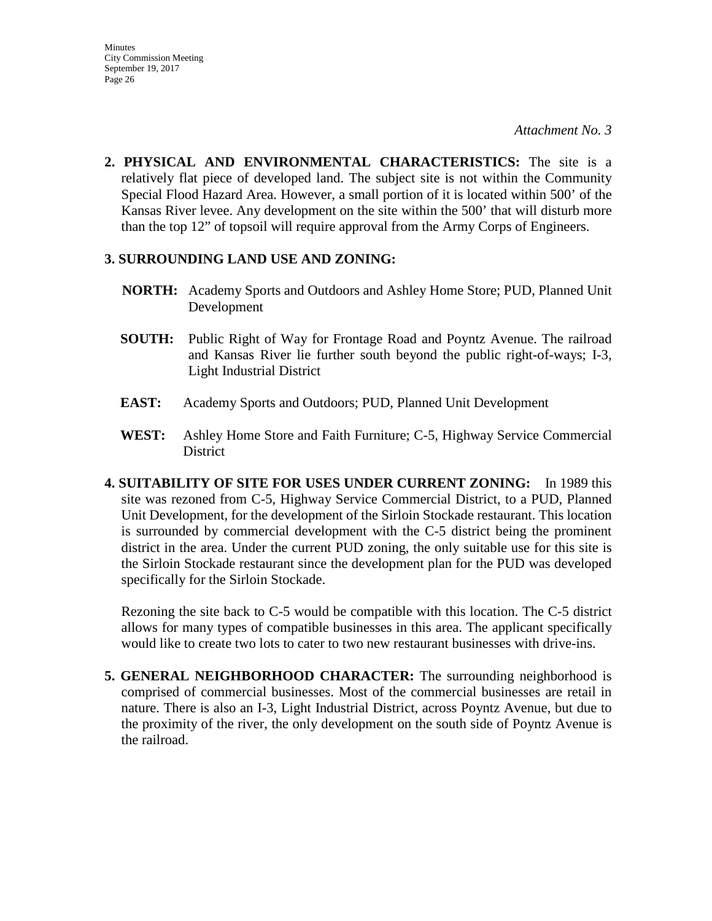*Attachment No. 3*

**2. PHYSICAL AND ENVIRONMENTAL CHARACTERISTICS:** The site is a relatively flat piece of developed land. The subject site is not within the Community Special Flood Hazard Area. However, a small portion of it is located within 500' of the Kansas River levee. Any development on the site within the 500' that will disturb more than the top 12" of topsoil will require approval from the Army Corps of Engineers.

**3. SURROUNDING LAND USE AND ZONING:**

**NORTH:** Academy Sports and Outdoors and Ashley Home Store; PUD, Planned Unit Development

**SOUTH:** Public Right of Way for Frontage Road and Poyntz Avenue. The railroad and Kansas River lie further south beyond the public right-of-ways; I-3, Light Industrial District

**EAST:** Academy Sports and Outdoors; PUD, Planned Unit Development

**WEST:** Ashley Home Store and Faith Furniture; C-5, Highway Service Commercial District

**4. SUITABILITY OF SITE FOR USES UNDER CURRENT ZONING:** In 1989 this site was rezoned from C-5, Highway Service Commercial District, to a PUD, Planned Unit Development, for the development of the Sirloin Stockade restaurant. This location is surrounded by commercial development with the C-5 district being the prominent district in the area. Under the current PUD zoning, the only suitable use for this site is the Sirloin Stockade restaurant since the development plan for the PUD was developed specifically for the Sirloin Stockade.

Rezoning the site back to C-5 would be compatible with this location. The C-5 district allows for many types of compatible businesses in this area. The applicant specifically would like to create two lots to cater to two new restaurant businesses with drive-ins.

**5. GENERAL NEIGHBORHOOD CHARACTER:** The surrounding neighborhood is comprised of commercial businesses. Most of the commercial businesses are retail in nature. There is also an I-3, Light Industrial District, across Poyntz Avenue, but due to the proximity of the river, the only development on the south side of Poyntz Avenue is the railroad.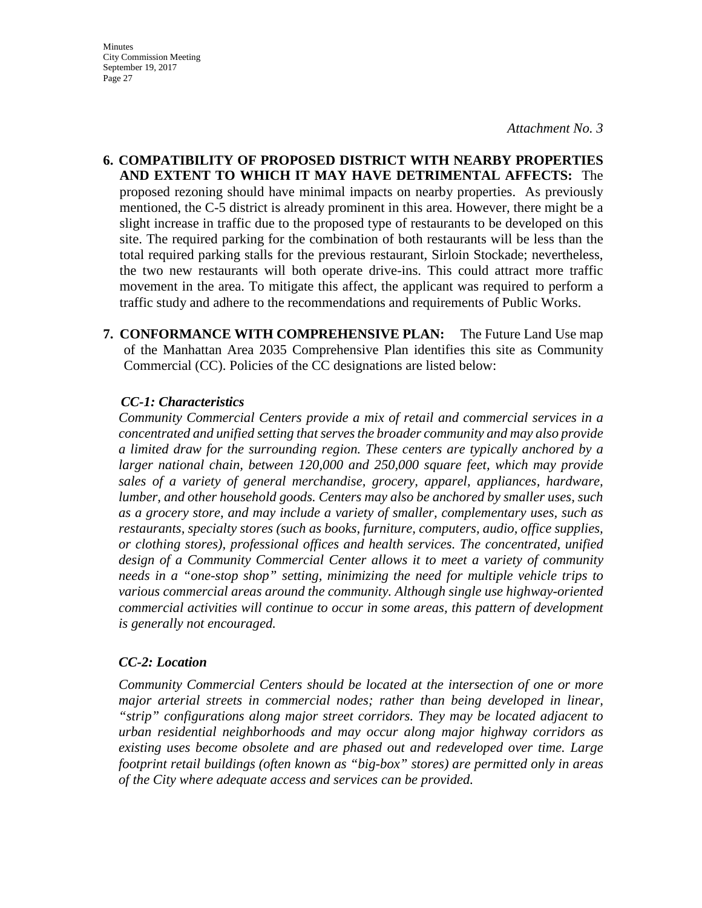*Attachment No. 3*

**6. COMPATIBILITY OF PROPOSED DISTRICT WITH NEARBY PROPERTIES AND EXTENT TO WHICH IT MAY HAVE DETRIMENTAL AFFECTS:** The proposed rezoning should have minimal impacts on nearby properties. As previously mentioned, the C-5 district is already prominent in this area. However, there might be a slight increase in traffic due to the proposed type of restaurants to be developed on this site. The required parking for the combination of both restaurants will be less than the total required parking stalls for the previous restaurant, Sirloin Stockade; nevertheless, the two new restaurants will both operate drive-ins. This could attract more traffic movement in the area. To mitigate this affect, the applicant was required to perform a traffic study and adhere to the recommendations and requirements of Public Works.

**7. CONFORMANCE WITH COMPREHENSIVE PLAN:** The Future Land Use map of the Manhattan Area 2035 Comprehensive Plan identifies this site as Community Commercial (CC). Policies of the CC designations are listed below:

***CC-1: Characteristics***

*Community Commercial Centers provide a mix of retail and commercial services in a concentrated and unified setting that serves the broader community and may also provide a limited draw for the surrounding region. These centers are typically anchored by a larger national chain, between 120,000 and 250,000 square feet, which may provide sales of a variety of general merchandise, grocery, apparel, appliances, hardware, lumber, and other household goods. Centers may also be anchored by smaller uses, such as a grocery store, and may include a variety of smaller, complementary uses, such as restaurants, specialty stores (such as books, furniture, computers, audio, office supplies, or clothing stores), professional offices and health services. The concentrated, unified design of a Community Commercial Center allows it to meet a variety of community needs in a "one-stop shop" setting, minimizing the need for multiple vehicle trips to various commercial areas around the community. Although single use highway-oriented commercial activities will continue to occur in some areas, this pattern of development is generally not encouraged.*

***CC-2: Location***

*Community Commercial Centers should be located at the intersection of one or more major arterial streets in commercial nodes; rather than being developed in linear, "strip" configurations along major street corridors. They may be located adjacent to urban residential neighborhoods and may occur along major highway corridors as existing uses become obsolete and are phased out and redeveloped over time. Large footprint retail buildings (often known as "big-box" stores) are permitted only in areas of the City where adequate access and services can be provided.*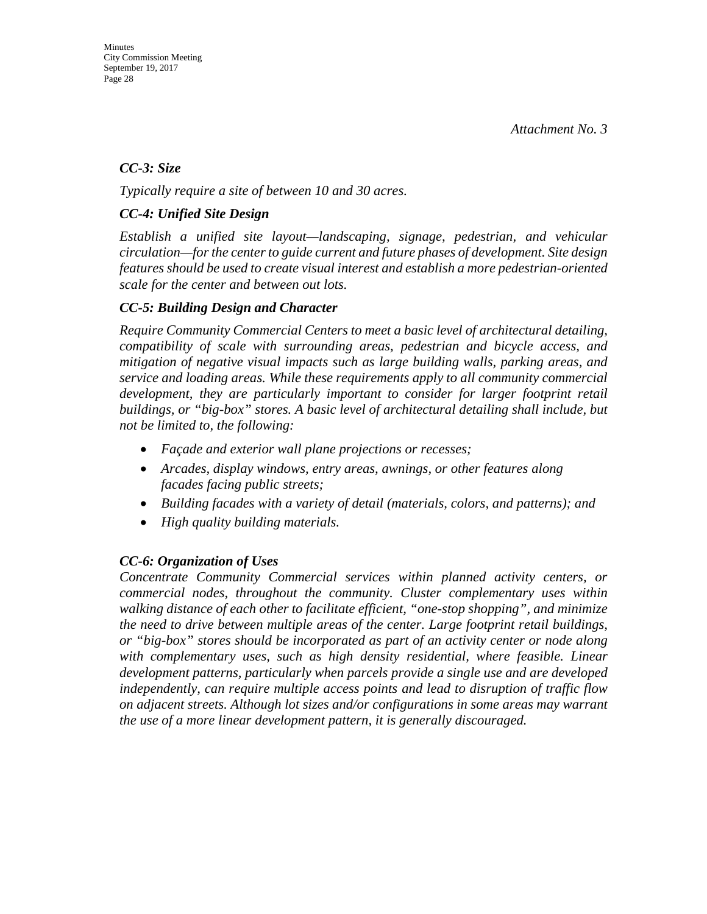*Attachment No. 3*

***CC-3: Size***

*Typically require a site of between 10 and 30 acres.*

***CC-4: Unified Site Design***

*Establish a unified site layout—landscaping, signage, pedestrian, and vehicular circulation—for the center to guide current and future phases of development. Site design features should be used to create visual interest and establish a more pedestrian-oriented scale for the center and between out lots.*

***CC-5: Building Design and Character***

*Require Community Commercial Centers to meet a basic level of architectural detailing, compatibility of scale with surrounding areas, pedestrian and bicycle access, and mitigation of negative visual impacts such as large building walls, parking areas, and service and loading areas. While these requirements apply to all community commercial development, they are particularly important to consider for larger footprint retail buildings, or "big-box" stores. A basic level of architectural detailing shall include, but not be limited to, the following:*

- *Façade and exterior wall plane projections or recesses;*
- *Arcades, display windows, entry areas, awnings, or other features along facades facing public streets;*
- *Building facades with a variety of detail (materials, colors, and patterns); and*
- *High quality building materials.*

***CC-6: Organization of Uses***

*Concentrate Community Commercial services within planned activity centers, or commercial nodes, throughout the community. Cluster complementary uses within walking distance of each other to facilitate efficient, "one-stop shopping", and minimize the need to drive between multiple areas of the center. Large footprint retail buildings, or "big-box" stores should be incorporated as part of an activity center or node along with complementary uses, such as high density residential, where feasible. Linear development patterns, particularly when parcels provide a single use and are developed independently, can require multiple access points and lead to disruption of traffic flow on adjacent streets. Although lot sizes and/or configurations in some areas may warrant the use of a more linear development pattern, it is generally discouraged.*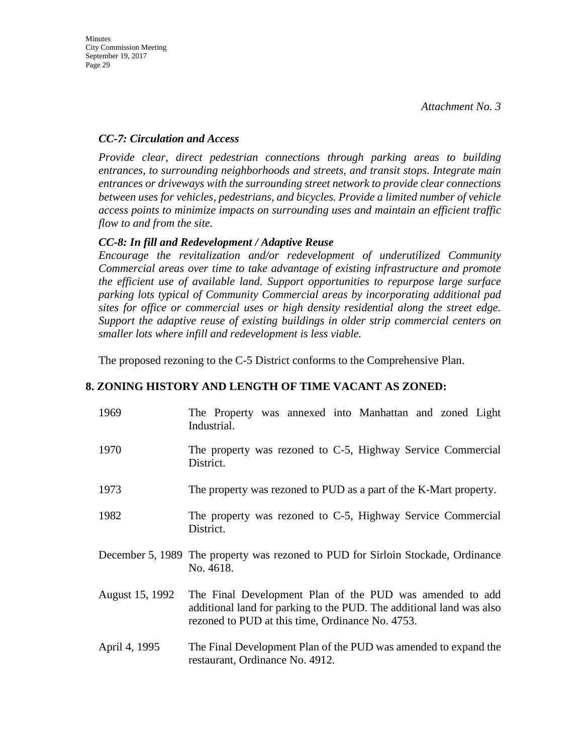*Attachment No. 3*

***CC-7: Circulation and Access***

*Provide clear, direct pedestrian connections through parking areas to building entrances, to surrounding neighborhoods and streets, and transit stops. Integrate main entrances or driveways with the surrounding street network to provide clear connections between uses for vehicles, pedestrians, and bicycles. Provide a limited number of vehicle access points to minimize impacts on surrounding uses and maintain an efficient traffic flow to and from the site.*

***CC-8: In fill and Redevelopment / Adaptive Reuse***

*Encourage the revitalization and/or redevelopment of underutilized Community Commercial areas over time to take advantage of existing infrastructure and promote the efficient use of available land. Support opportunities to repurpose large surface parking lots typical of Community Commercial areas by incorporating additional pad sites for office or commercial uses or high density residential along the street edge. Support the adaptive reuse of existing buildings in older strip commercial centers on smaller lots where infill and redevelopment is less viable.*

The proposed rezoning to the C-5 District conforms to the Comprehensive Plan.

**8. ZONING HISTORY AND LENGTH OF TIME VACANT AS ZONED:**

| | |
|---|---|
| 1969 | The Property was annexed into Manhattan and zoned Light Industrial. |
| 1970 | The property was rezoned to C-5, Highway Service Commercial District. |
| 1973 | The property was rezoned to PUD as a part of the K-Mart property. |
| 1982 | The property was rezoned to C-5, Highway Service Commercial District. |
| December 5, 1989 | The property was rezoned to PUD for Sirloin Stockade, Ordinance No. 4618. |
| August 15, 1992 | The Final Development Plan of the PUD was amended to add additional land for parking to the PUD. The additional land was also rezoned to PUD at this time, Ordinance No. 4753. |
| April 4, 1995 | The Final Development Plan of the PUD was amended to expand the restaurant, Ordinance No. 4912. |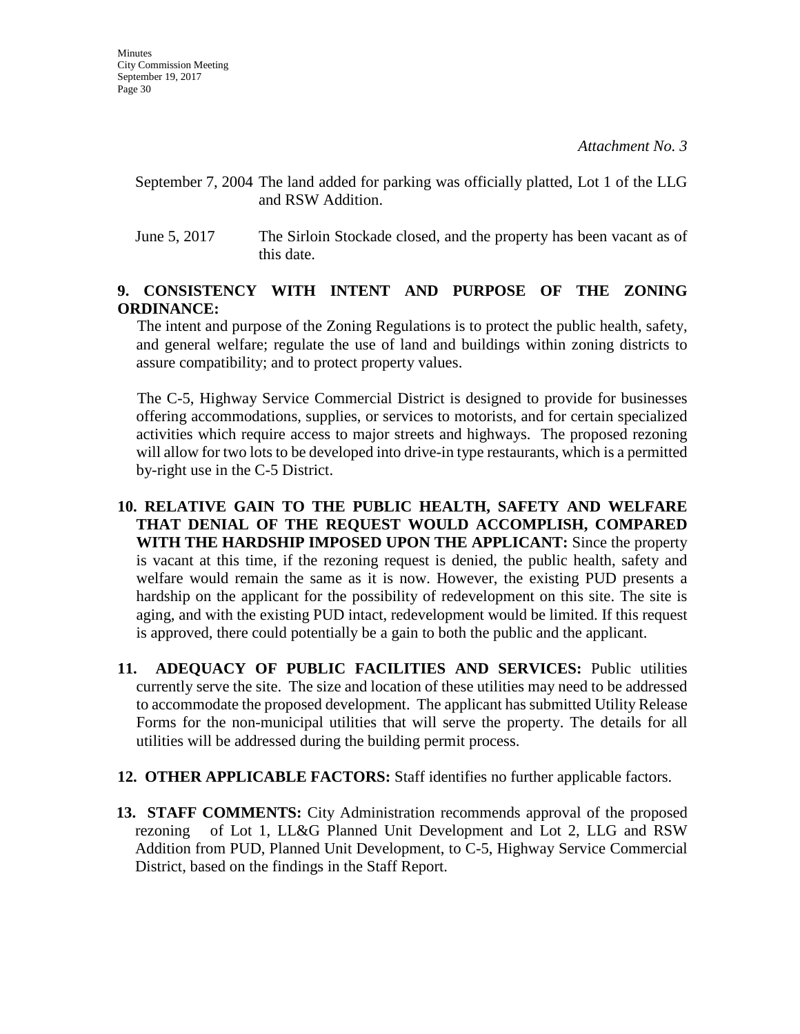*Attachment No. 3*

September 7, 2004 The land added for parking was officially platted, Lot 1 of the LLG and RSW Addition.

June 5, 2017 The Sirloin Stockade closed, and the property has been vacant as of this date.

**9. CONSISTENCY WITH INTENT AND PURPOSE OF THE ZONING ORDINANCE:**

The intent and purpose of the Zoning Regulations is to protect the public health, safety, and general welfare; regulate the use of land and buildings within zoning districts to assure compatibility; and to protect property values.

The C-5, Highway Service Commercial District is designed to provide for businesses offering accommodations, supplies, or services to motorists, and for certain specialized activities which require access to major streets and highways. The proposed rezoning will allow for two lots to be developed into drive-in type restaurants, which is a permitted by-right use in the C-5 District.

**10. RELATIVE GAIN TO THE PUBLIC HEALTH, SAFETY AND WELFARE THAT DENIAL OF THE REQUEST WOULD ACCOMPLISH, COMPARED WITH THE HARDSHIP IMPOSED UPON THE APPLICANT:** Since the property is vacant at this time, if the rezoning request is denied, the public health, safety and welfare would remain the same as it is now. However, the existing PUD presents a hardship on the applicant for the possibility of redevelopment on this site. The site is aging, and with the existing PUD intact, redevelopment would be limited. If this request is approved, there could potentially be a gain to both the public and the applicant.

**11. ADEQUACY OF PUBLIC FACILITIES AND SERVICES:** Public utilities currently serve the site. The size and location of these utilities may need to be addressed to accommodate the proposed development. The applicant has submitted Utility Release Forms for the non-municipal utilities that will serve the property. The details for all utilities will be addressed during the building permit process.

**12. OTHER APPLICABLE FACTORS:** Staff identifies no further applicable factors.

**13. STAFF COMMENTS:** City Administration recommends approval of the proposed rezoning of Lot 1, LL&G Planned Unit Development and Lot 2, LLG and RSW Addition from PUD, Planned Unit Development, to C-5, Highway Service Commercial District, based on the findings in the Staff Report.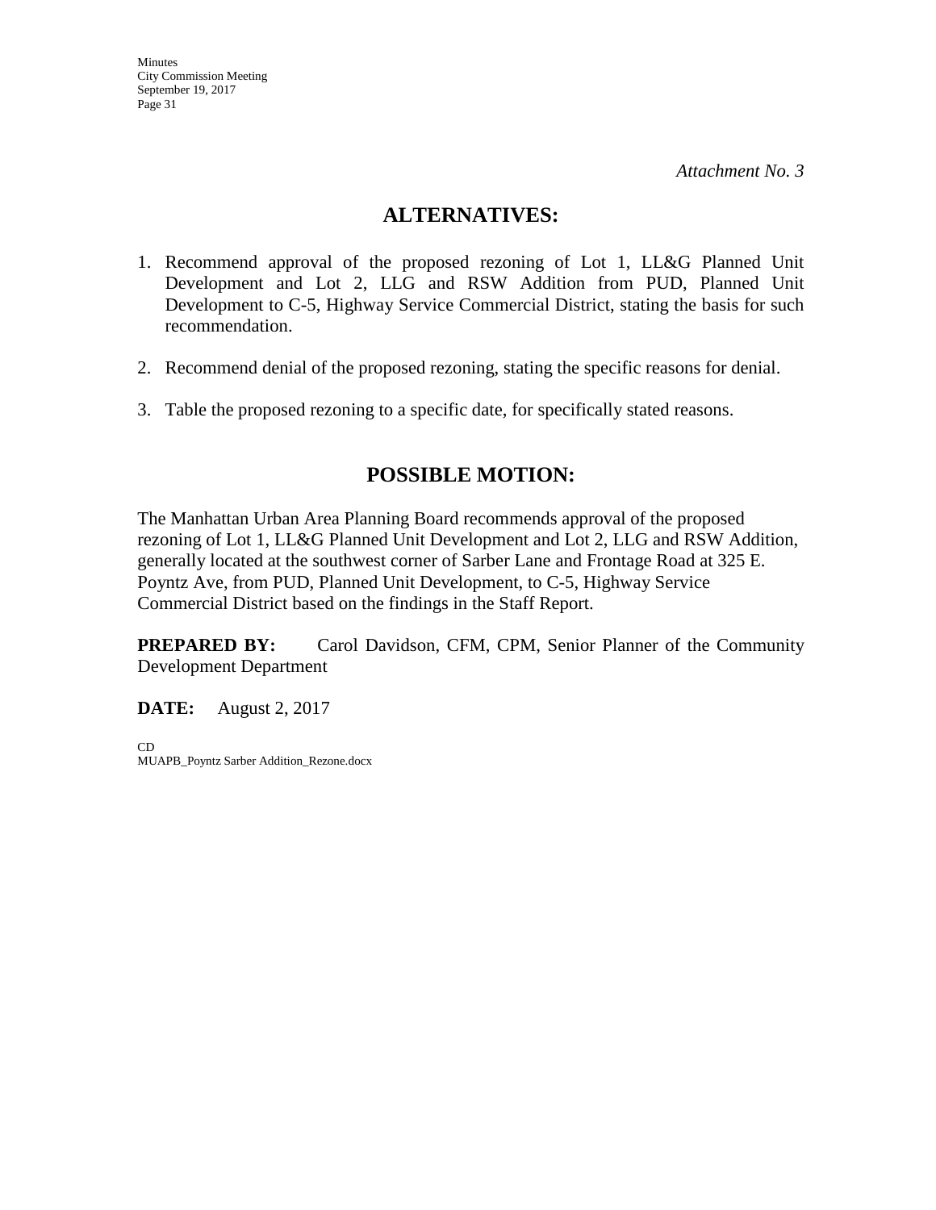*Attachment No. 3*

## ALTERNATIVES:

1. Recommend approval of the proposed rezoning of Lot 1, LL&G Planned Unit Development and Lot 2, LLG and RSW Addition from PUD, Planned Unit Development to C-5, Highway Service Commercial District, stating the basis for such recommendation.

2. Recommend denial of the proposed rezoning, stating the specific reasons for denial.

3. Table the proposed rezoning to a specific date, for specifically stated reasons.

## POSSIBLE MOTION:

The Manhattan Urban Area Planning Board recommends approval of the proposed rezoning of Lot 1, LL&G Planned Unit Development and Lot 2, LLG and RSW Addition, generally located at the southwest corner of Sarber Lane and Frontage Road at 325 E. Poyntz Ave, from PUD, Planned Unit Development, to C-5, Highway Service Commercial District based on the findings in the Staff Report.

**PREPARED BY:** Carol Davidson, CFM, CPM, Senior Planner of the Community Development Department

**DATE:** August 2, 2017

CD
MUAPB_Poyntz Sarber Addition_Rezone.docx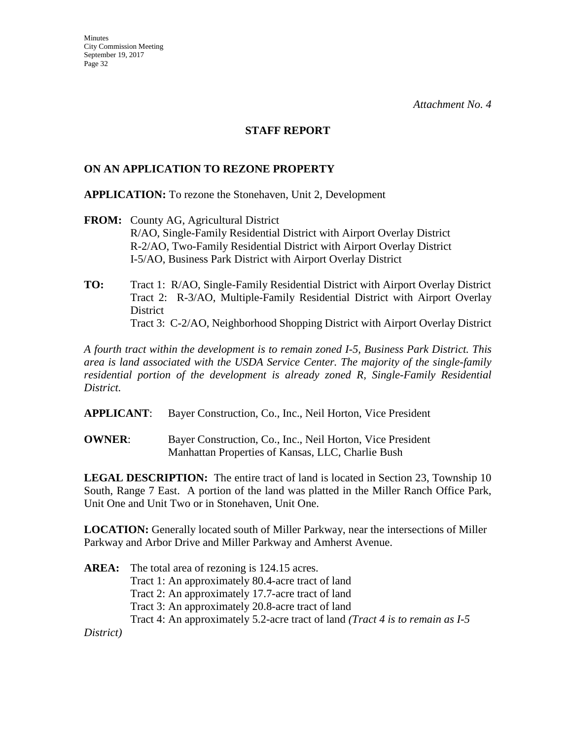*Attachment No. 4*

## STAFF REPORT

### ON AN APPLICATION TO REZONE PROPERTY

**APPLICATION:** To rezone the Stonehaven, Unit 2, Development

**FROM:** County AG, Agricultural District
R/AO, Single-Family Residential District with Airport Overlay District
R-2/AO, Two-Family Residential District with Airport Overlay District
I-5/AO, Business Park District with Airport Overlay District

**TO:** Tract 1: R/AO, Single-Family Residential District with Airport Overlay District
Tract 2: R-3/AO, Multiple-Family Residential District with Airport Overlay District
Tract 3: C-2/AO, Neighborhood Shopping District with Airport Overlay District

*A fourth tract within the development is to remain zoned I-5, Business Park District. This area is land associated with the USDA Service Center. The majority of the single-family residential portion of the development is already zoned R, Single-Family Residential District.*

**APPLICANT**: Bayer Construction, Co., Inc., Neil Horton, Vice President

**OWNER**: Bayer Construction, Co., Inc., Neil Horton, Vice President
Manhattan Properties of Kansas, LLC, Charlie Bush

**LEGAL DESCRIPTION:** The entire tract of land is located in Section 23, Township 10 South, Range 7 East. A portion of the land was platted in the Miller Ranch Office Park, Unit One and Unit Two or in Stonehaven, Unit One.

**LOCATION:** Generally located south of Miller Parkway, near the intersections of Miller Parkway and Arbor Drive and Miller Parkway and Amherst Avenue.

**AREA:** The total area of rezoning is 124.15 acres.
Tract 1: An approximately 80.4-acre tract of land
Tract 2: An approximately 17.7-acre tract of land
Tract 3: An approximately 20.8-acre tract of land
Tract 4: An approximately 5.2-acre tract of land *(Tract 4 is to remain as I-5 District)*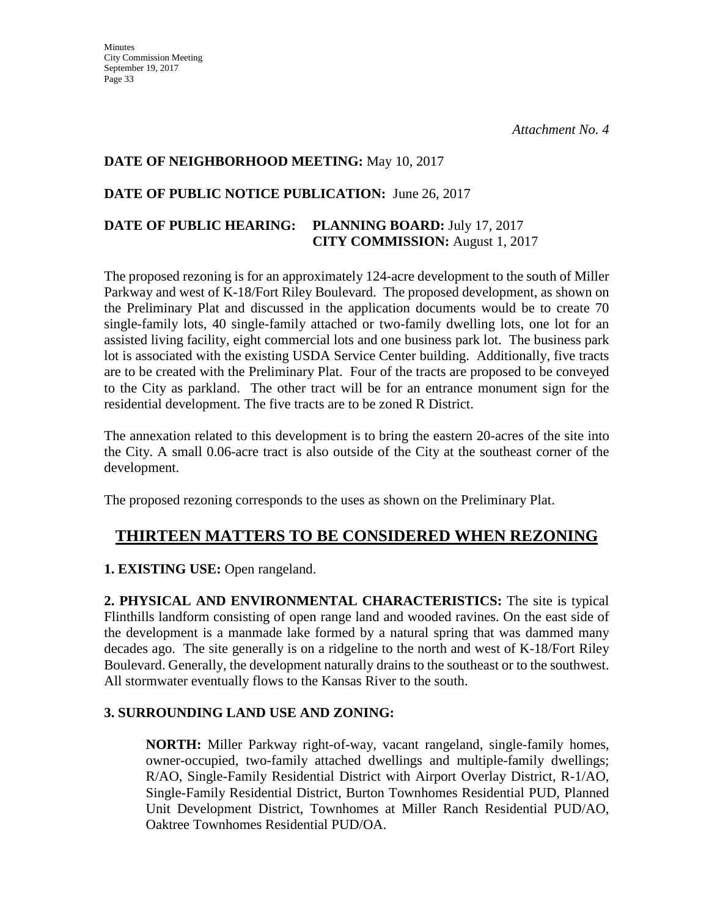*Attachment No. 4*

**DATE OF NEIGHBORHOOD MEETING:** May 10, 2017

**DATE OF PUBLIC NOTICE PUBLICATION:** June 26, 2017

**DATE OF PUBLIC HEARING:** **PLANNING BOARD:** July 17, 2017
**CITY COMMISSION:** August 1, 2017

The proposed rezoning is for an approximately 124-acre development to the south of Miller Parkway and west of K-18/Fort Riley Boulevard. The proposed development, as shown on the Preliminary Plat and discussed in the application documents would be to create 70 single-family lots, 40 single-family attached or two-family dwelling lots, one lot for an assisted living facility, eight commercial lots and one business park lot. The business park lot is associated with the existing USDA Service Center building. Additionally, five tracts are to be created with the Preliminary Plat. Four of the tracts are proposed to be conveyed to the City as parkland. The other tract will be for an entrance monument sign for the residential development. The five tracts are to be zoned R District.

The annexation related to this development is to bring the eastern 20-acres of the site into the City. A small 0.06-acre tract is also outside of the City at the southeast corner of the development.

The proposed rezoning corresponds to the uses as shown on the Preliminary Plat.

## THIRTEEN MATTERS TO BE CONSIDERED WHEN REZONING

**1. EXISTING USE:** Open rangeland.

**2. PHYSICAL AND ENVIRONMENTAL CHARACTERISTICS:** The site is typical Flinthills landform consisting of open range land and wooded ravines. On the east side of the development is a manmade lake formed by a natural spring that was dammed many decades ago. The site generally is on a ridgeline to the north and west of K-18/Fort Riley Boulevard. Generally, the development naturally drains to the southeast or to the southwest. All stormwater eventually flows to the Kansas River to the south.

**3. SURROUNDING LAND USE AND ZONING:**

**NORTH:** Miller Parkway right-of-way, vacant rangeland, single-family homes, owner-occupied, two-family attached dwellings and multiple-family dwellings; R/AO, Single-Family Residential District with Airport Overlay District, R-1/AO, Single-Family Residential District, Burton Townhomes Residential PUD, Planned Unit Development District, Townhomes at Miller Ranch Residential PUD/AO, Oaktree Townhomes Residential PUD/OA.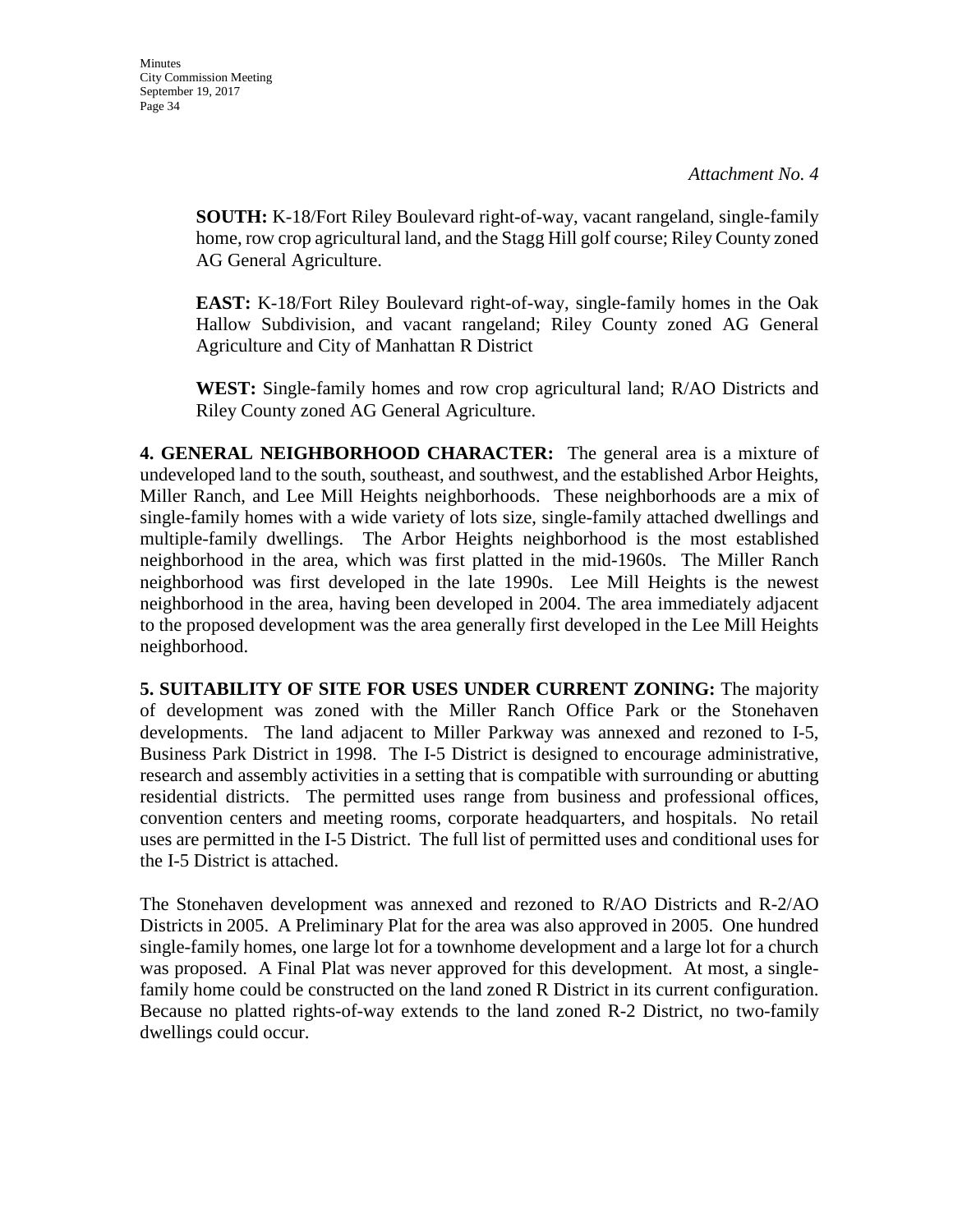*Attachment No. 4*

**SOUTH:** K-18/Fort Riley Boulevard right-of-way, vacant rangeland, single-family home, row crop agricultural land, and the Stagg Hill golf course; Riley County zoned AG General Agriculture.

**EAST:** K-18/Fort Riley Boulevard right-of-way, single-family homes in the Oak Hallow Subdivision, and vacant rangeland; Riley County zoned AG General Agriculture and City of Manhattan R District

**WEST:** Single-family homes and row crop agricultural land; R/AO Districts and Riley County zoned AG General Agriculture.

**4. GENERAL NEIGHBORHOOD CHARACTER:** The general area is a mixture of undeveloped land to the south, southeast, and southwest, and the established Arbor Heights, Miller Ranch, and Lee Mill Heights neighborhoods. These neighborhoods are a mix of single-family homes with a wide variety of lots size, single-family attached dwellings and multiple-family dwellings. The Arbor Heights neighborhood is the most established neighborhood in the area, which was first platted in the mid-1960s. The Miller Ranch neighborhood was first developed in the late 1990s. Lee Mill Heights is the newest neighborhood in the area, having been developed in 2004. The area immediately adjacent to the proposed development was the area generally first developed in the Lee Mill Heights neighborhood.

**5. SUITABILITY OF SITE FOR USES UNDER CURRENT ZONING:** The majority of development was zoned with the Miller Ranch Office Park or the Stonehaven developments. The land adjacent to Miller Parkway was annexed and rezoned to I-5, Business Park District in 1998. The I-5 District is designed to encourage administrative, research and assembly activities in a setting that is compatible with surrounding or abutting residential districts. The permitted uses range from business and professional offices, convention centers and meeting rooms, corporate headquarters, and hospitals. No retail uses are permitted in the I-5 District. The full list of permitted uses and conditional uses for the I-5 District is attached.

The Stonehaven development was annexed and rezoned to R/AO Districts and R-2/AO Districts in 2005. A Preliminary Plat for the area was also approved in 2005. One hundred single-family homes, one large lot for a townhome development and a large lot for a church was proposed. A Final Plat was never approved for this development. At most, a single-family home could be constructed on the land zoned R District in its current configuration. Because no platted rights-of-way extends to the land zoned R-2 District, no two-family dwellings could occur.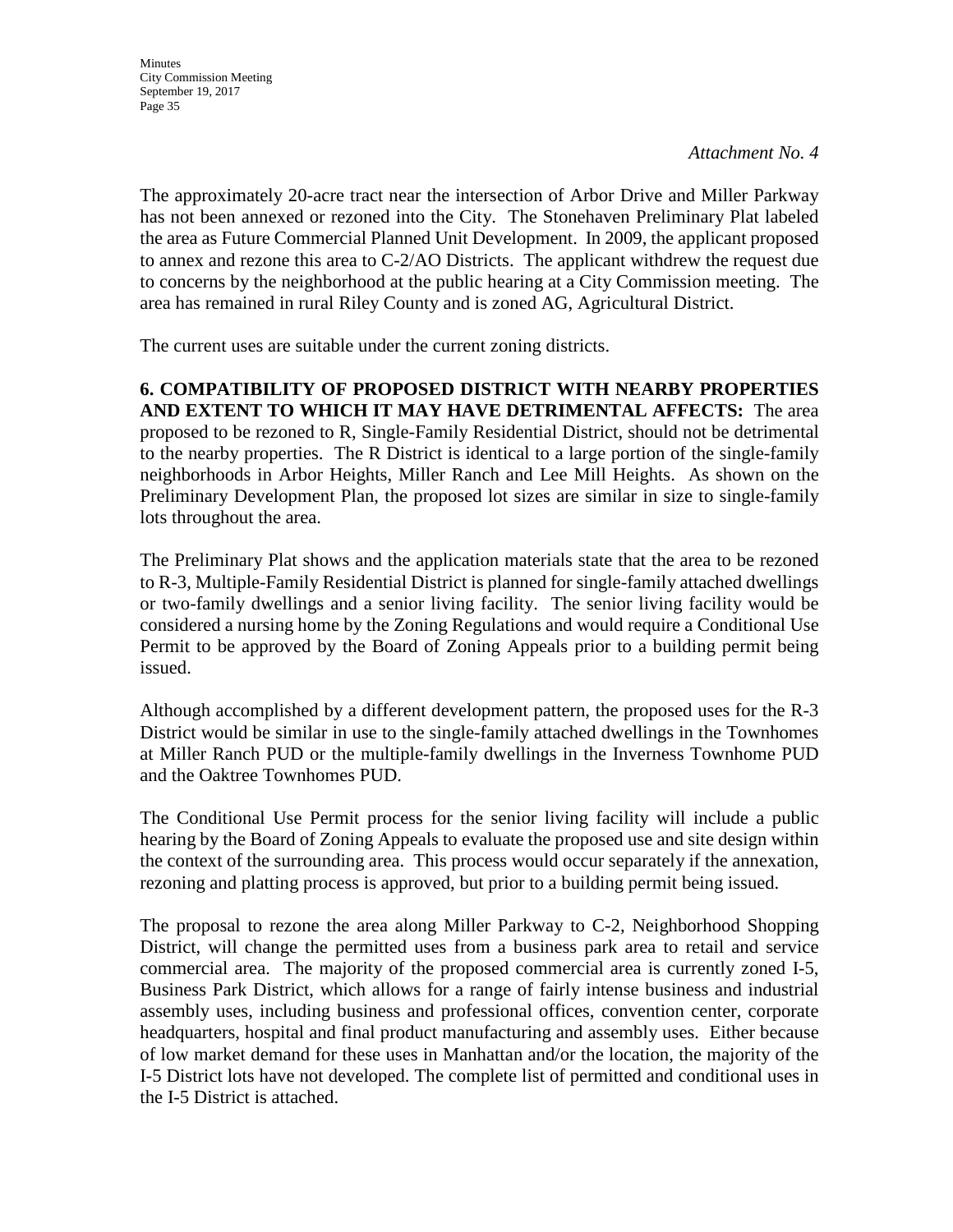*Attachment No. 4*

The approximately 20-acre tract near the intersection of Arbor Drive and Miller Parkway has not been annexed or rezoned into the City. The Stonehaven Preliminary Plat labeled the area as Future Commercial Planned Unit Development. In 2009, the applicant proposed to annex and rezone this area to C-2/AO Districts. The applicant withdrew the request due to concerns by the neighborhood at the public hearing at a City Commission meeting. The area has remained in rural Riley County and is zoned AG, Agricultural District.

The current uses are suitable under the current zoning districts.

**6. COMPATIBILITY OF PROPOSED DISTRICT WITH NEARBY PROPERTIES AND EXTENT TO WHICH IT MAY HAVE DETRIMENTAL AFFECTS:** The area proposed to be rezoned to R, Single-Family Residential District, should not be detrimental to the nearby properties. The R District is identical to a large portion of the single-family neighborhoods in Arbor Heights, Miller Ranch and Lee Mill Heights. As shown on the Preliminary Development Plan, the proposed lot sizes are similar in size to single-family lots throughout the area.

The Preliminary Plat shows and the application materials state that the area to be rezoned to R-3, Multiple-Family Residential District is planned for single-family attached dwellings or two-family dwellings and a senior living facility. The senior living facility would be considered a nursing home by the Zoning Regulations and would require a Conditional Use Permit to be approved by the Board of Zoning Appeals prior to a building permit being issued.

Although accomplished by a different development pattern, the proposed uses for the R-3 District would be similar in use to the single-family attached dwellings in the Townhomes at Miller Ranch PUD or the multiple-family dwellings in the Inverness Townhome PUD and the Oaktree Townhomes PUD.

The Conditional Use Permit process for the senior living facility will include a public hearing by the Board of Zoning Appeals to evaluate the proposed use and site design within the context of the surrounding area. This process would occur separately if the annexation, rezoning and platting process is approved, but prior to a building permit being issued.

The proposal to rezone the area along Miller Parkway to C-2, Neighborhood Shopping District, will change the permitted uses from a business park area to retail and service commercial area. The majority of the proposed commercial area is currently zoned I-5, Business Park District, which allows for a range of fairly intense business and industrial assembly uses, including business and professional offices, convention center, corporate headquarters, hospital and final product manufacturing and assembly uses. Either because of low market demand for these uses in Manhattan and/or the location, the majority of the I-5 District lots have not developed. The complete list of permitted and conditional uses in the I-5 District is attached.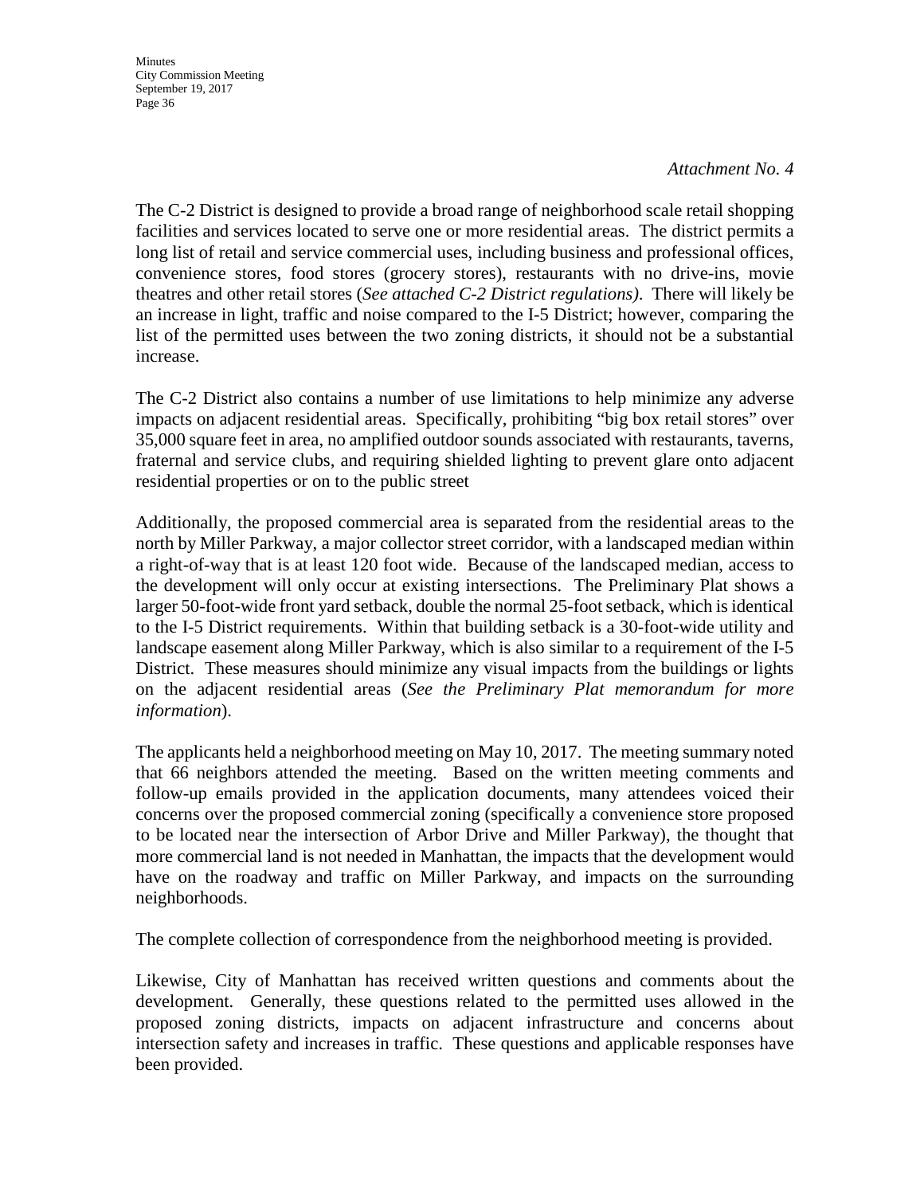*Attachment No. 4*

The C-2 District is designed to provide a broad range of neighborhood scale retail shopping facilities and services located to serve one or more residential areas. The district permits a long list of retail and service commercial uses, including business and professional offices, convenience stores, food stores (grocery stores), restaurants with no drive-ins, movie theatres and other retail stores (*See attached C-2 District regulations)*. There will likely be an increase in light, traffic and noise compared to the I-5 District; however, comparing the list of the permitted uses between the two zoning districts, it should not be a substantial increase.

The C-2 District also contains a number of use limitations to help minimize any adverse impacts on adjacent residential areas. Specifically, prohibiting "big box retail stores" over 35,000 square feet in area, no amplified outdoor sounds associated with restaurants, taverns, fraternal and service clubs, and requiring shielded lighting to prevent glare onto adjacent residential properties or on to the public street

Additionally, the proposed commercial area is separated from the residential areas to the north by Miller Parkway, a major collector street corridor, with a landscaped median within a right-of-way that is at least 120 foot wide. Because of the landscaped median, access to the development will only occur at existing intersections. The Preliminary Plat shows a larger 50-foot-wide front yard setback, double the normal 25-foot setback, which is identical to the I-5 District requirements. Within that building setback is a 30-foot-wide utility and landscape easement along Miller Parkway, which is also similar to a requirement of the I-5 District. These measures should minimize any visual impacts from the buildings or lights on the adjacent residential areas (*See the Preliminary Plat memorandum for more information*).

The applicants held a neighborhood meeting on May 10, 2017. The meeting summary noted that 66 neighbors attended the meeting. Based on the written meeting comments and follow-up emails provided in the application documents, many attendees voiced their concerns over the proposed commercial zoning (specifically a convenience store proposed to be located near the intersection of Arbor Drive and Miller Parkway), the thought that more commercial land is not needed in Manhattan, the impacts that the development would have on the roadway and traffic on Miller Parkway, and impacts on the surrounding neighborhoods.

The complete collection of correspondence from the neighborhood meeting is provided.

Likewise, City of Manhattan has received written questions and comments about the development. Generally, these questions related to the permitted uses allowed in the proposed zoning districts, impacts on adjacent infrastructure and concerns about intersection safety and increases in traffic. These questions and applicable responses have been provided.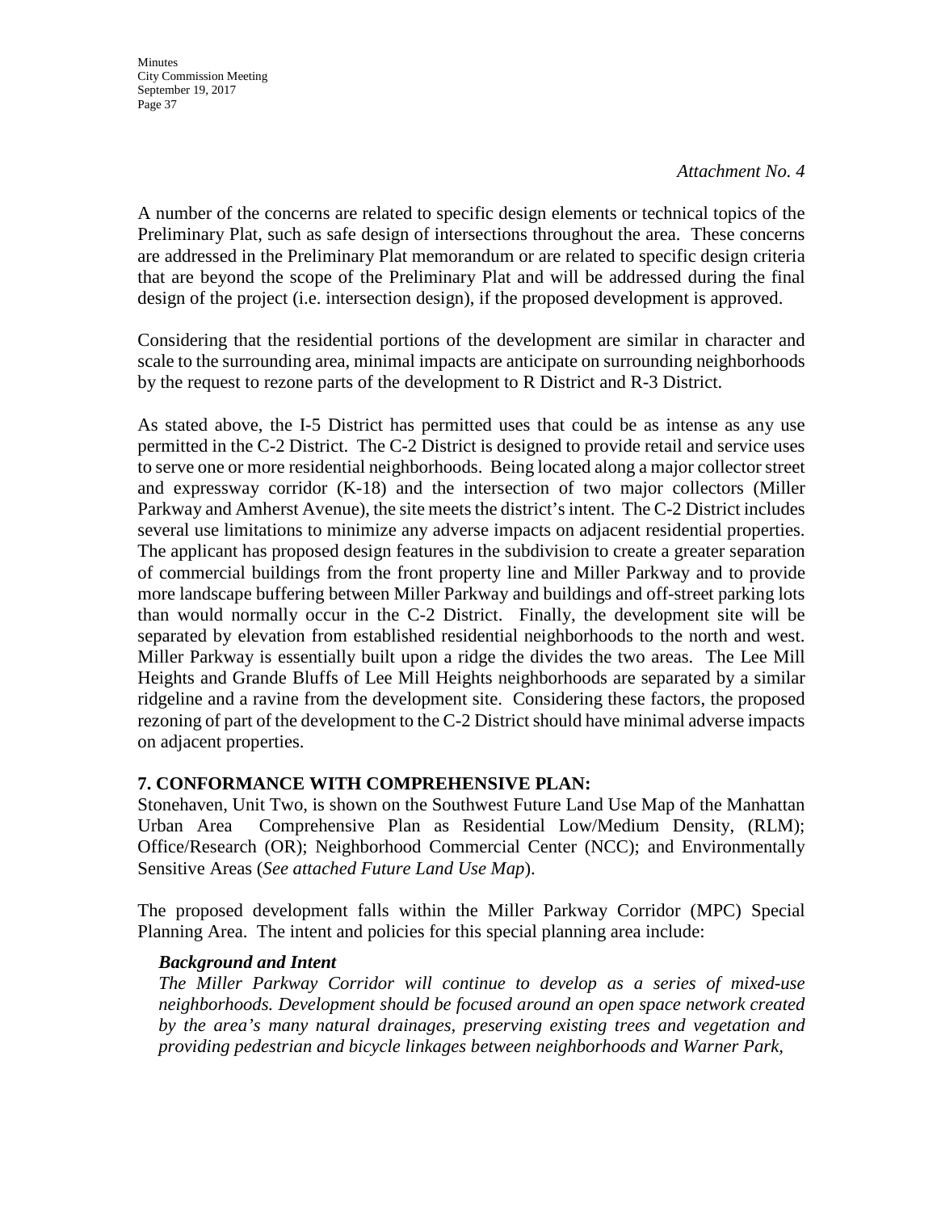*Attachment No. 4*

A number of the concerns are related to specific design elements or technical topics of the Preliminary Plat, such as safe design of intersections throughout the area. These concerns are addressed in the Preliminary Plat memorandum or are related to specific design criteria that are beyond the scope of the Preliminary Plat and will be addressed during the final design of the project (i.e. intersection design), if the proposed development is approved.

Considering that the residential portions of the development are similar in character and scale to the surrounding area, minimal impacts are anticipate on surrounding neighborhoods by the request to rezone parts of the development to R District and R-3 District.

As stated above, the I-5 District has permitted uses that could be as intense as any use permitted in the C-2 District. The C-2 District is designed to provide retail and service uses to serve one or more residential neighborhoods. Being located along a major collector street and expressway corridor (K-18) and the intersection of two major collectors (Miller Parkway and Amherst Avenue), the site meets the district's intent. The C-2 District includes several use limitations to minimize any adverse impacts on adjacent residential properties. The applicant has proposed design features in the subdivision to create a greater separation of commercial buildings from the front property line and Miller Parkway and to provide more landscape buffering between Miller Parkway and buildings and off-street parking lots than would normally occur in the C-2 District. Finally, the development site will be separated by elevation from established residential neighborhoods to the north and west. Miller Parkway is essentially built upon a ridge the divides the two areas. The Lee Mill Heights and Grande Bluffs of Lee Mill Heights neighborhoods are separated by a similar ridgeline and a ravine from the development site. Considering these factors, the proposed rezoning of part of the development to the C-2 District should have minimal adverse impacts on adjacent properties.

**7. CONFORMANCE WITH COMPREHENSIVE PLAN:**

Stonehaven, Unit Two, is shown on the Southwest Future Land Use Map of the Manhattan Urban Area Comprehensive Plan as Residential Low/Medium Density, (RLM); Office/Research (OR); Neighborhood Commercial Center (NCC); and Environmentally Sensitive Areas (*See attached Future Land Use Map*).

The proposed development falls within the Miller Parkway Corridor (MPC) Special Planning Area. The intent and policies for this special planning area include:

> ***Background and Intent***
>
> *The Miller Parkway Corridor will continue to develop as a series of mixed-use neighborhoods. Development should be focused around an open space network created by the area's many natural drainages, preserving existing trees and vegetation and providing pedestrian and bicycle linkages between neighborhoods and Warner Park,*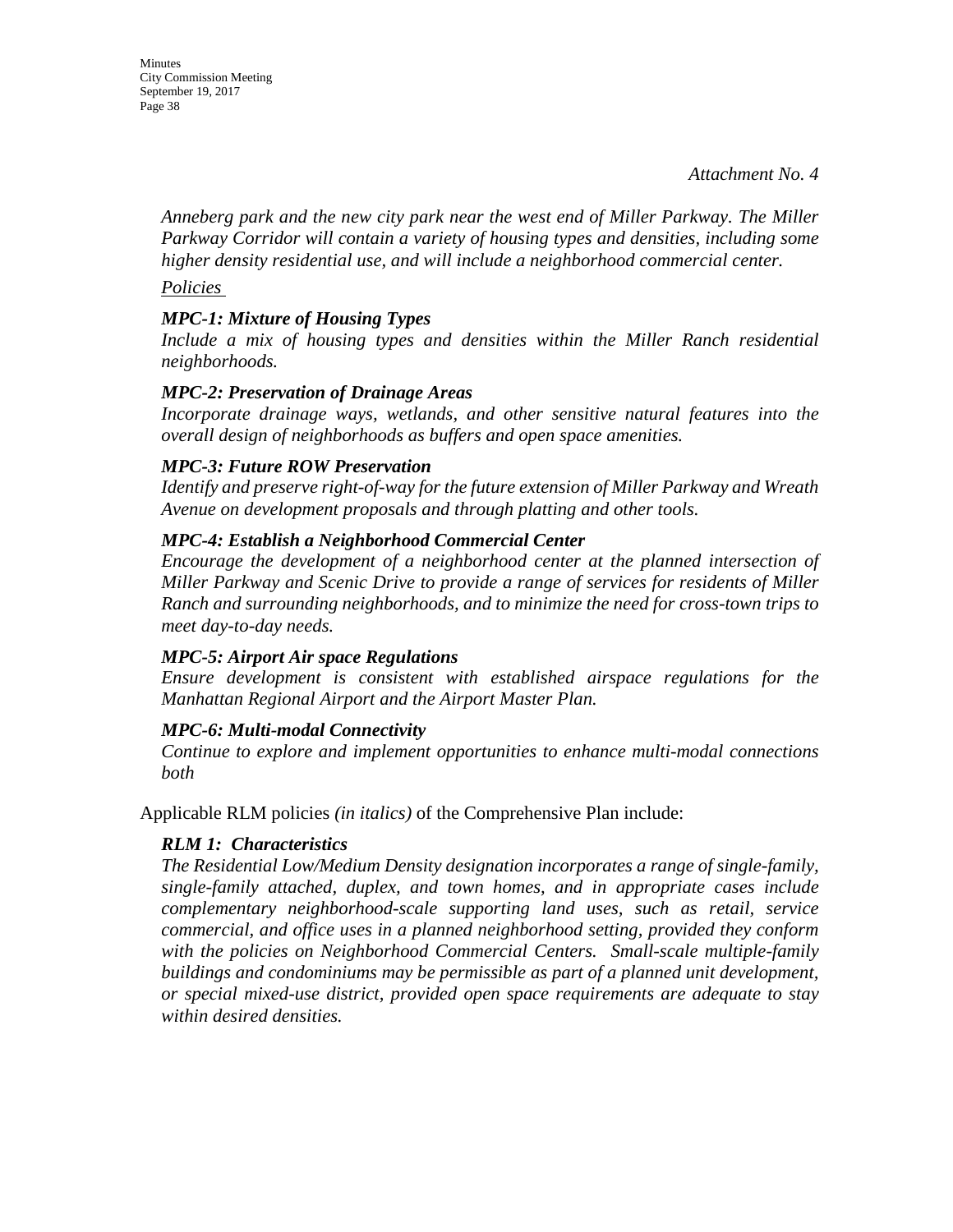*Attachment No. 4*

*Anneberg park and the new city park near the west end of Miller Parkway. The Miller Parkway Corridor will contain a variety of housing types and densities, including some higher density residential use, and will include a neighborhood commercial center.*

*Policies*

***MPC-1: Mixture of Housing Types***
*Include a mix of housing types and densities within the Miller Ranch residential neighborhoods.*

***MPC-2: Preservation of Drainage Areas***
*Incorporate drainage ways, wetlands, and other sensitive natural features into the overall design of neighborhoods as buffers and open space amenities.*

***MPC-3: Future ROW Preservation***
*Identify and preserve right-of-way for the future extension of Miller Parkway and Wreath Avenue on development proposals and through platting and other tools.*

***MPC-4: Establish a Neighborhood Commercial Center***
*Encourage the development of a neighborhood center at the planned intersection of Miller Parkway and Scenic Drive to provide a range of services for residents of Miller Ranch and surrounding neighborhoods, and to minimize the need for cross-town trips to meet day-to-day needs.*

***MPC-5: Airport Air space Regulations***
*Ensure development is consistent with established airspace regulations for the Manhattan Regional Airport and the Airport Master Plan.*

***MPC-6: Multi-modal Connectivity***
*Continue to explore and implement opportunities to enhance multi-modal connections both*

Applicable RLM policies *(in italics)* of the Comprehensive Plan include:

***RLM 1: Characteristics***
*The Residential Low/Medium Density designation incorporates a range of single-family, single-family attached, duplex, and town homes, and in appropriate cases include complementary neighborhood-scale supporting land uses, such as retail, service commercial, and office uses in a planned neighborhood setting, provided they conform with the policies on Neighborhood Commercial Centers. Small-scale multiple-family buildings and condominiums may be permissible as part of a planned unit development, or special mixed-use district, provided open space requirements are adequate to stay within desired densities.*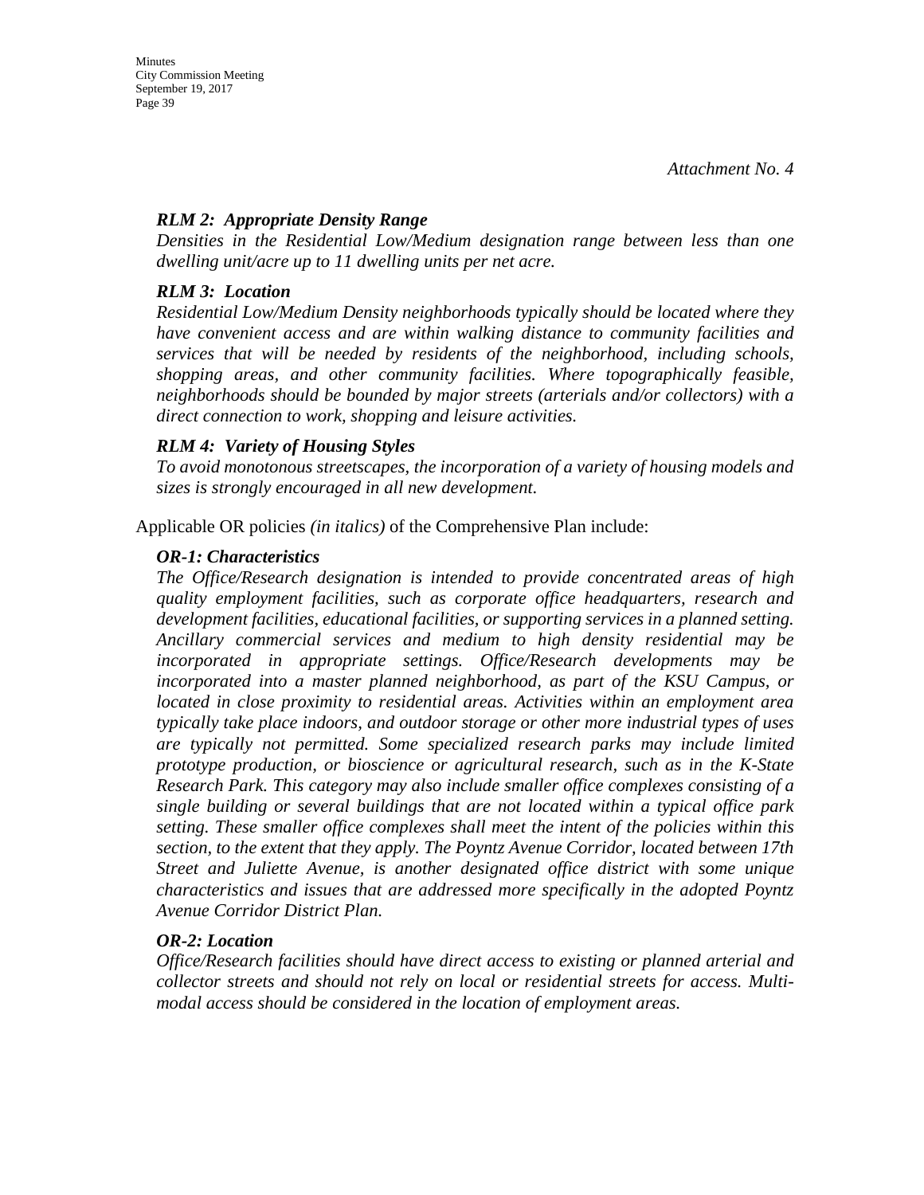*Attachment No. 4*

***RLM 2: Appropriate Density Range***
*Densities in the Residential Low/Medium designation range between less than one dwelling unit/acre up to 11 dwelling units per net acre.*

***RLM 3: Location***
*Residential Low/Medium Density neighborhoods typically should be located where they have convenient access and are within walking distance to community facilities and services that will be needed by residents of the neighborhood, including schools, shopping areas, and other community facilities. Where topographically feasible, neighborhoods should be bounded by major streets (arterials and/or collectors) with a direct connection to work, shopping and leisure activities.*

***RLM 4: Variety of Housing Styles***
*To avoid monotonous streetscapes, the incorporation of a variety of housing models and sizes is strongly encouraged in all new development.*

Applicable OR policies *(in italics)* of the Comprehensive Plan include:

***OR-1: Characteristics***
*The Office/Research designation is intended to provide concentrated areas of high quality employment facilities, such as corporate office headquarters, research and development facilities, educational facilities, or supporting services in a planned setting. Ancillary commercial services and medium to high density residential may be incorporated in appropriate settings. Office/Research developments may be incorporated into a master planned neighborhood, as part of the KSU Campus, or located in close proximity to residential areas. Activities within an employment area typically take place indoors, and outdoor storage or other more industrial types of uses are typically not permitted. Some specialized research parks may include limited prototype production, or bioscience or agricultural research, such as in the K-State Research Park. This category may also include smaller office complexes consisting of a single building or several buildings that are not located within a typical office park setting. These smaller office complexes shall meet the intent of the policies within this section, to the extent that they apply. The Poyntz Avenue Corridor, located between 17th Street and Juliette Avenue, is another designated office district with some unique characteristics and issues that are addressed more specifically in the adopted Poyntz Avenue Corridor District Plan.*

***OR-2: Location***
*Office/Research facilities should have direct access to existing or planned arterial and collector streets and should not rely on local or residential streets for access. Multi-modal access should be considered in the location of employment areas.*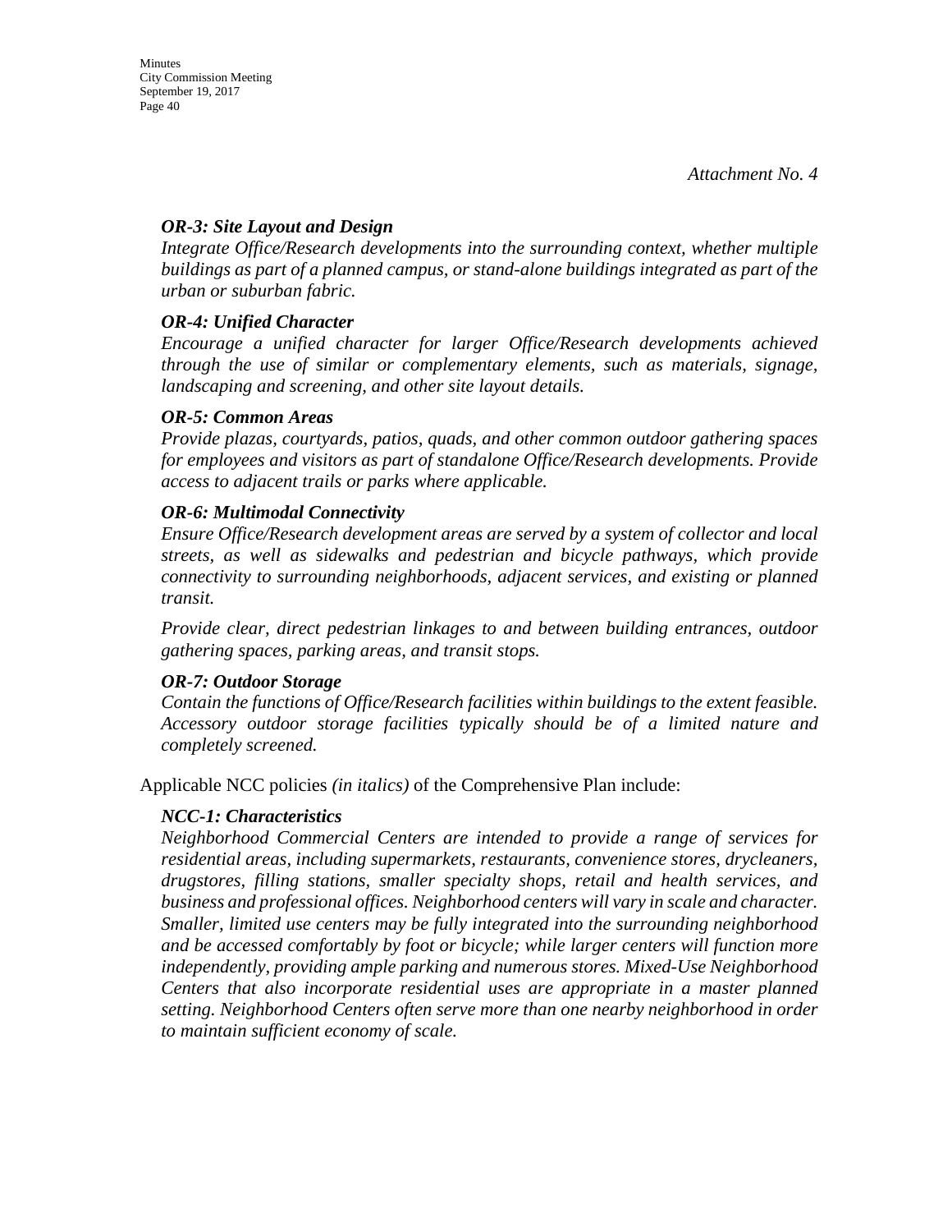*Attachment No. 4*

***OR-3: Site Layout and Design***
*Integrate Office/Research developments into the surrounding context, whether multiple buildings as part of a planned campus, or stand-alone buildings integrated as part of the urban or suburban fabric.*

***OR-4: Unified Character***
*Encourage a unified character for larger Office/Research developments achieved through the use of similar or complementary elements, such as materials, signage, landscaping and screening, and other site layout details.*

***OR-5: Common Areas***
*Provide plazas, courtyards, patios, quads, and other common outdoor gathering spaces for employees and visitors as part of standalone Office/Research developments. Provide access to adjacent trails or parks where applicable.*

***OR-6: Multimodal Connectivity***
*Ensure Office/Research development areas are served by a system of collector and local streets, as well as sidewalks and pedestrian and bicycle pathways, which provide connectivity to surrounding neighborhoods, adjacent services, and existing or planned transit.*

*Provide clear, direct pedestrian linkages to and between building entrances, outdoor gathering spaces, parking areas, and transit stops.*

***OR-7: Outdoor Storage***
*Contain the functions of Office/Research facilities within buildings to the extent feasible. Accessory outdoor storage facilities typically should be of a limited nature and completely screened.*

Applicable NCC policies *(in italics)* of the Comprehensive Plan include:

***NCC-1: Characteristics***
*Neighborhood Commercial Centers are intended to provide a range of services for residential areas, including supermarkets, restaurants, convenience stores, drycleaners, drugstores, filling stations, smaller specialty shops, retail and health services, and business and professional offices. Neighborhood centers will vary in scale and character. Smaller, limited use centers may be fully integrated into the surrounding neighborhood and be accessed comfortably by foot or bicycle; while larger centers will function more independently, providing ample parking and numerous stores. Mixed-Use Neighborhood Centers that also incorporate residential uses are appropriate in a master planned setting. Neighborhood Centers often serve more than one nearby neighborhood in order to maintain sufficient economy of scale.*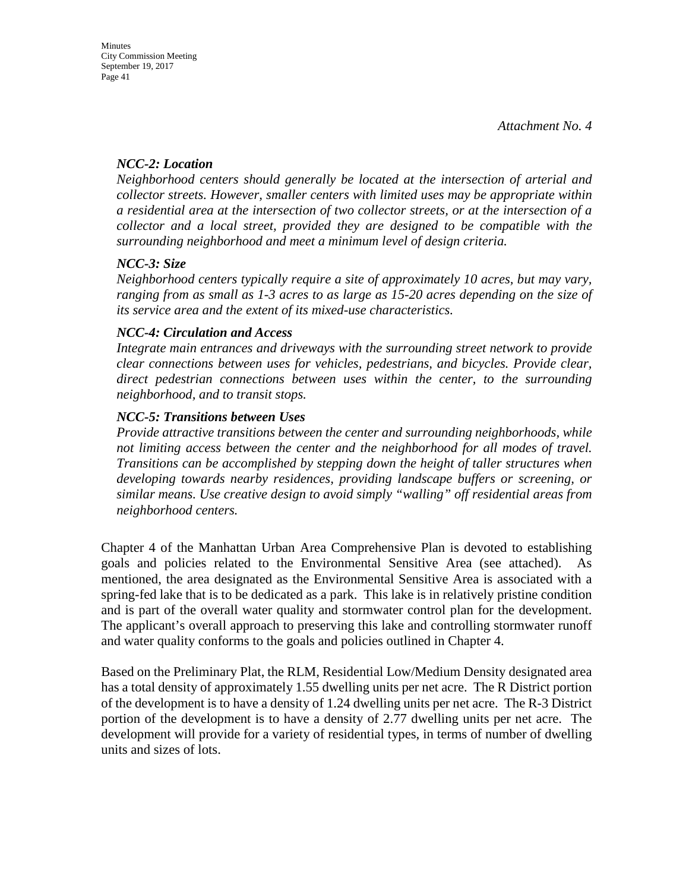*Attachment No. 4*

***NCC-2: Location***
*Neighborhood centers should generally be located at the intersection of arterial and collector streets. However, smaller centers with limited uses may be appropriate within a residential area at the intersection of two collector streets, or at the intersection of a collector and a local street, provided they are designed to be compatible with the surrounding neighborhood and meet a minimum level of design criteria.*

***NCC-3: Size***
*Neighborhood centers typically require a site of approximately 10 acres, but may vary, ranging from as small as 1-3 acres to as large as 15-20 acres depending on the size of its service area and the extent of its mixed-use characteristics.*

***NCC-4: Circulation and Access***
*Integrate main entrances and driveways with the surrounding street network to provide clear connections between uses for vehicles, pedestrians, and bicycles. Provide clear, direct pedestrian connections between uses within the center, to the surrounding neighborhood, and to transit stops.*

***NCC-5: Transitions between Uses***
*Provide attractive transitions between the center and surrounding neighborhoods, while not limiting access between the center and the neighborhood for all modes of travel. Transitions can be accomplished by stepping down the height of taller structures when developing towards nearby residences, providing landscape buffers or screening, or similar means. Use creative design to avoid simply "walling" off residential areas from neighborhood centers.*

Chapter 4 of the Manhattan Urban Area Comprehensive Plan is devoted to establishing goals and policies related to the Environmental Sensitive Area (see attached). As mentioned, the area designated as the Environmental Sensitive Area is associated with a spring-fed lake that is to be dedicated as a park. This lake is in relatively pristine condition and is part of the overall water quality and stormwater control plan for the development. The applicant's overall approach to preserving this lake and controlling stormwater runoff and water quality conforms to the goals and policies outlined in Chapter 4.

Based on the Preliminary Plat, the RLM, Residential Low/Medium Density designated area has a total density of approximately 1.55 dwelling units per net acre. The R District portion of the development is to have a density of 1.24 dwelling units per net acre. The R-3 District portion of the development is to have a density of 2.77 dwelling units per net acre. The development will provide for a variety of residential types, in terms of number of dwelling units and sizes of lots.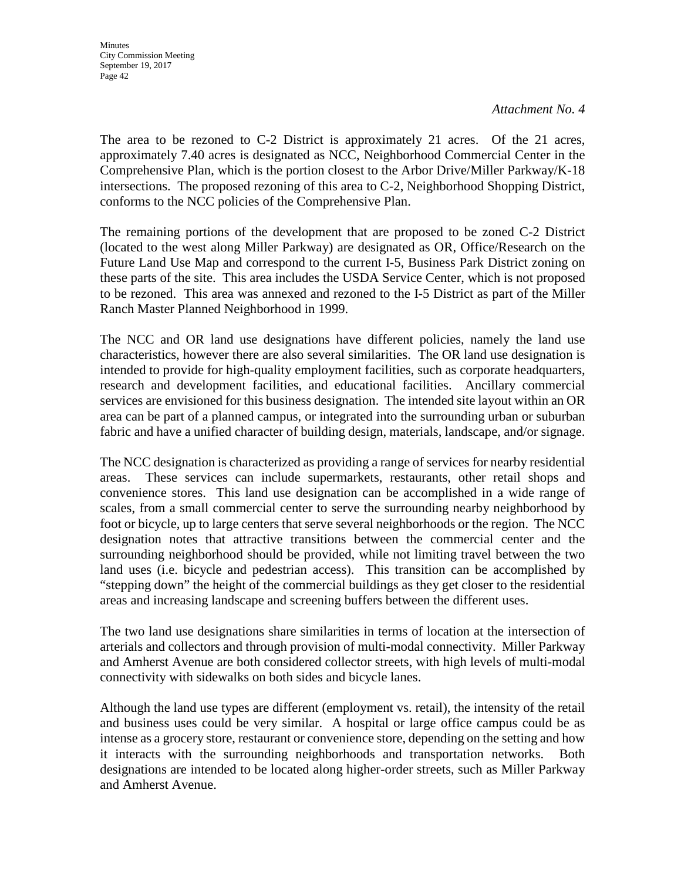*Attachment No. 4*

The area to be rezoned to C-2 District is approximately 21 acres. Of the 21 acres, approximately 7.40 acres is designated as NCC, Neighborhood Commercial Center in the Comprehensive Plan, which is the portion closest to the Arbor Drive/Miller Parkway/K-18 intersections. The proposed rezoning of this area to C-2, Neighborhood Shopping District, conforms to the NCC policies of the Comprehensive Plan.

The remaining portions of the development that are proposed to be zoned C-2 District (located to the west along Miller Parkway) are designated as OR, Office/Research on the Future Land Use Map and correspond to the current I-5, Business Park District zoning on these parts of the site. This area includes the USDA Service Center, which is not proposed to be rezoned. This area was annexed and rezoned to the I-5 District as part of the Miller Ranch Master Planned Neighborhood in 1999.

The NCC and OR land use designations have different policies, namely the land use characteristics, however there are also several similarities. The OR land use designation is intended to provide for high-quality employment facilities, such as corporate headquarters, research and development facilities, and educational facilities. Ancillary commercial services are envisioned for this business designation. The intended site layout within an OR area can be part of a planned campus, or integrated into the surrounding urban or suburban fabric and have a unified character of building design, materials, landscape, and/or signage.

The NCC designation is characterized as providing a range of services for nearby residential areas. These services can include supermarkets, restaurants, other retail shops and convenience stores. This land use designation can be accomplished in a wide range of scales, from a small commercial center to serve the surrounding nearby neighborhood by foot or bicycle, up to large centers that serve several neighborhoods or the region. The NCC designation notes that attractive transitions between the commercial center and the surrounding neighborhood should be provided, while not limiting travel between the two land uses (i.e. bicycle and pedestrian access). This transition can be accomplished by "stepping down" the height of the commercial buildings as they get closer to the residential areas and increasing landscape and screening buffers between the different uses.

The two land use designations share similarities in terms of location at the intersection of arterials and collectors and through provision of multi-modal connectivity. Miller Parkway and Amherst Avenue are both considered collector streets, with high levels of multi-modal connectivity with sidewalks on both sides and bicycle lanes.

Although the land use types are different (employment vs. retail), the intensity of the retail and business uses could be very similar. A hospital or large office campus could be as intense as a grocery store, restaurant or convenience store, depending on the setting and how it interacts with the surrounding neighborhoods and transportation networks. Both designations are intended to be located along higher-order streets, such as Miller Parkway and Amherst Avenue.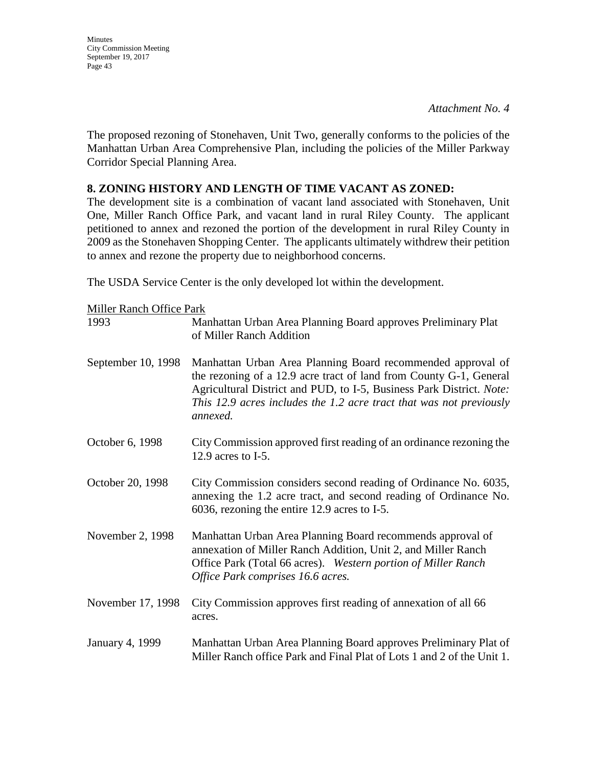*Attachment No. 4*

The proposed rezoning of Stonehaven, Unit Two, generally conforms to the policies of the Manhattan Urban Area Comprehensive Plan, including the policies of the Miller Parkway Corridor Special Planning Area.

**8. ZONING HISTORY AND LENGTH OF TIME VACANT AS ZONED:**

The development site is a combination of vacant land associated with Stonehaven, Unit One, Miller Ranch Office Park, and vacant land in rural Riley County. The applicant petitioned to annex and rezoned the portion of the development in rural Riley County in 2009 as the Stonehaven Shopping Center. The applicants ultimately withdrew their petition to annex and rezone the property due to neighborhood concerns.

The USDA Service Center is the only developed lot within the development.

Miller Ranch Office Park

| | |
|---|---|
| 1993 | Manhattan Urban Area Planning Board approves Preliminary Plat of Miller Ranch Addition |
| September 10, 1998 | Manhattan Urban Area Planning Board recommended approval of the rezoning of a 12.9 acre tract of land from County G-1, General Agricultural District and PUD, to I-5, Business Park District. *Note: This 12.9 acres includes the 1.2 acre tract that was not previously annexed.* |
| October 6, 1998 | City Commission approved first reading of an ordinance rezoning the 12.9 acres to I-5. |
| October 20, 1998 | City Commission considers second reading of Ordinance No. 6035, annexing the 1.2 acre tract, and second reading of Ordinance No. 6036, rezoning the entire 12.9 acres to I-5. |
| November 2, 1998 | Manhattan Urban Area Planning Board recommends approval of annexation of Miller Ranch Addition, Unit 2, and Miller Ranch Office Park (Total 66 acres). *Western portion of Miller Ranch Office Park comprises 16.6 acres.* |
| November 17, 1998 | City Commission approves first reading of annexation of all 66 acres. |
| January 4, 1999 | Manhattan Urban Area Planning Board approves Preliminary Plat of Miller Ranch office Park and Final Plat of Lots 1 and 2 of the Unit 1. |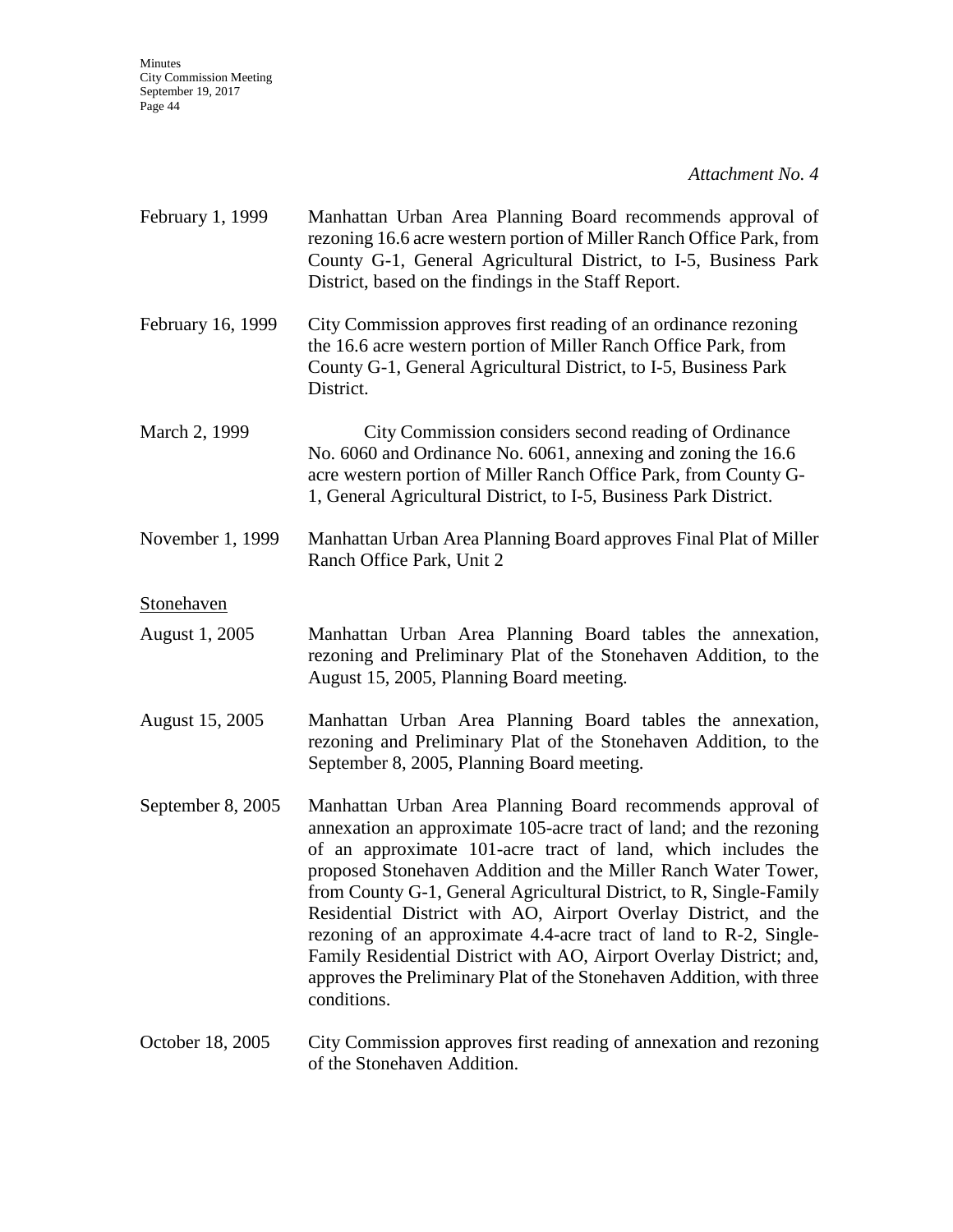*Attachment No. 4*

| | |
|---|---|
| February 1, 1999 | Manhattan Urban Area Planning Board recommends approval of rezoning 16.6 acre western portion of Miller Ranch Office Park, from County G-1, General Agricultural District, to I-5, Business Park District, based on the findings in the Staff Report. |
| February 16, 1999 | City Commission approves first reading of an ordinance rezoning the 16.6 acre western portion of Miller Ranch Office Park, from County G-1, General Agricultural District, to I-5, Business Park District. |
| March 2, 1999 | City Commission considers second reading of Ordinance No. 6060 and Ordinance No. 6061, annexing and zoning the 16.6 acre western portion of Miller Ranch Office Park, from County G-1, General Agricultural District, to I-5, Business Park District. |
| November 1, 1999 | Manhattan Urban Area Planning Board approves Final Plat of Miller Ranch Office Park, Unit 2 |

Stonehaven

| | |
|---|---|
| August 1, 2005 | Manhattan Urban Area Planning Board tables the annexation, rezoning and Preliminary Plat of the Stonehaven Addition, to the August 15, 2005, Planning Board meeting. |
| August 15, 2005 | Manhattan Urban Area Planning Board tables the annexation, rezoning and Preliminary Plat of the Stonehaven Addition, to the September 8, 2005, Planning Board meeting. |
| September 8, 2005 | Manhattan Urban Area Planning Board recommends approval of annexation an approximate 105-acre tract of land; and the rezoning of an approximate 101-acre tract of land, which includes the proposed Stonehaven Addition and the Miller Ranch Water Tower, from County G-1, General Agricultural District, to R, Single-Family Residential District with AO, Airport Overlay District, and the rezoning of an approximate 4.4-acre tract of land to R-2, Single-Family Residential District with AO, Airport Overlay District; and, approves the Preliminary Plat of the Stonehaven Addition, with three conditions. |
| October 18, 2005 | City Commission approves first reading of annexation and rezoning of the Stonehaven Addition. |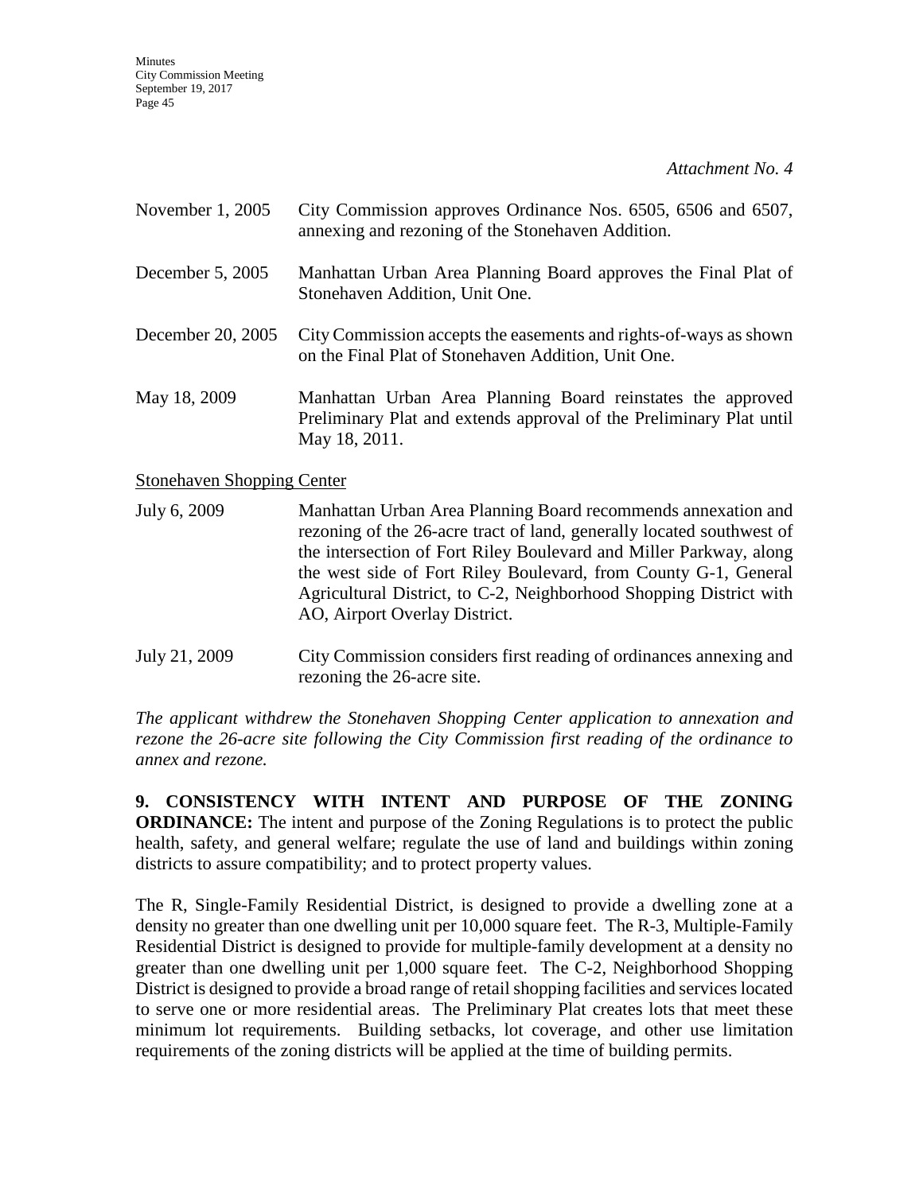*Attachment No. 4*

| | |
|---|---|
| November 1, 2005 | City Commission approves Ordinance Nos. 6505, 6506 and 6507, annexing and rezoning of the Stonehaven Addition. |
| December 5, 2005 | Manhattan Urban Area Planning Board approves the Final Plat of Stonehaven Addition, Unit One. |
| December 20, 2005 | City Commission accepts the easements and rights-of-ways as shown on the Final Plat of Stonehaven Addition, Unit One. |
| May 18, 2009 | Manhattan Urban Area Planning Board reinstates the approved Preliminary Plat and extends approval of the Preliminary Plat until May 18, 2011. |

<u>Stonehaven Shopping Center</u>

| | |
|---|---|
| July 6, 2009 | Manhattan Urban Area Planning Board recommends annexation and rezoning of the 26-acre tract of land, generally located southwest of the intersection of Fort Riley Boulevard and Miller Parkway, along the west side of Fort Riley Boulevard, from County G-1, General Agricultural District, to C-2, Neighborhood Shopping District with AO, Airport Overlay District. |
| July 21, 2009 | City Commission considers first reading of ordinances annexing and rezoning the 26-acre site. |

*The applicant withdrew the Stonehaven Shopping Center application to annexation and rezone the 26-acre site following the City Commission first reading of the ordinance to annex and rezone.*

**9. CONSISTENCY WITH INTENT AND PURPOSE OF THE ZONING ORDINANCE:** The intent and purpose of the Zoning Regulations is to protect the public health, safety, and general welfare; regulate the use of land and buildings within zoning districts to assure compatibility; and to protect property values.

The R, Single-Family Residential District, is designed to provide a dwelling zone at a density no greater than one dwelling unit per 10,000 square feet. The R-3, Multiple-Family Residential District is designed to provide for multiple-family development at a density no greater than one dwelling unit per 1,000 square feet. The C-2, Neighborhood Shopping District is designed to provide a broad range of retail shopping facilities and services located to serve one or more residential areas. The Preliminary Plat creates lots that meet these minimum lot requirements. Building setbacks, lot coverage, and other use limitation requirements of the zoning districts will be applied at the time of building permits.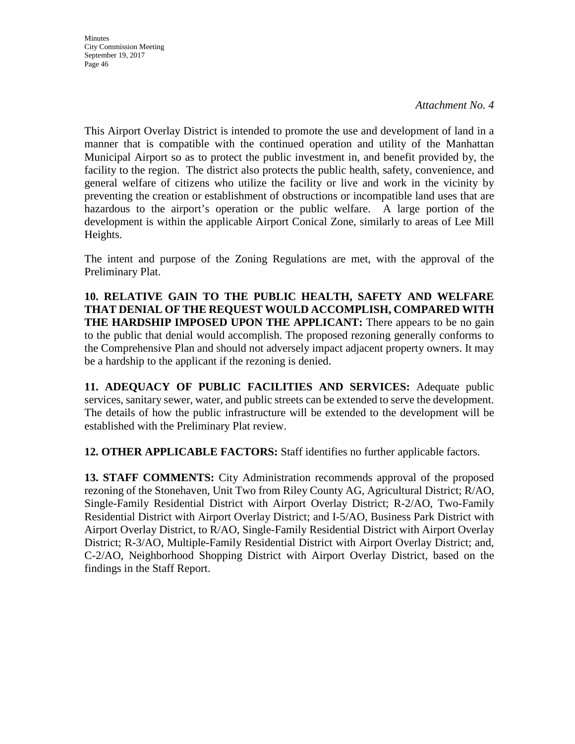*Attachment No. 4*

This Airport Overlay District is intended to promote the use and development of land in a manner that is compatible with the continued operation and utility of the Manhattan Municipal Airport so as to protect the public investment in, and benefit provided by, the facility to the region. The district also protects the public health, safety, convenience, and general welfare of citizens who utilize the facility or live and work in the vicinity by preventing the creation or establishment of obstructions or incompatible land uses that are hazardous to the airport's operation or the public welfare. A large portion of the development is within the applicable Airport Conical Zone, similarly to areas of Lee Mill Heights.

The intent and purpose of the Zoning Regulations are met, with the approval of the Preliminary Plat.

**10. RELATIVE GAIN TO THE PUBLIC HEALTH, SAFETY AND WELFARE THAT DENIAL OF THE REQUEST WOULD ACCOMPLISH, COMPARED WITH THE HARDSHIP IMPOSED UPON THE APPLICANT:** There appears to be no gain to the public that denial would accomplish. The proposed rezoning generally conforms to the Comprehensive Plan and should not adversely impact adjacent property owners. It may be a hardship to the applicant if the rezoning is denied.

**11. ADEQUACY OF PUBLIC FACILITIES AND SERVICES:** Adequate public services, sanitary sewer, water, and public streets can be extended to serve the development. The details of how the public infrastructure will be extended to the development will be established with the Preliminary Plat review.

**12. OTHER APPLICABLE FACTORS:** Staff identifies no further applicable factors.

**13. STAFF COMMENTS:** City Administration recommends approval of the proposed rezoning of the Stonehaven, Unit Two from Riley County AG, Agricultural District; R/AO, Single-Family Residential District with Airport Overlay District; R-2/AO, Two-Family Residential District with Airport Overlay District; and I-5/AO, Business Park District with Airport Overlay District, to R/AO, Single-Family Residential District with Airport Overlay District; R-3/AO, Multiple-Family Residential District with Airport Overlay District; and, C-2/AO, Neighborhood Shopping District with Airport Overlay District, based on the findings in the Staff Report.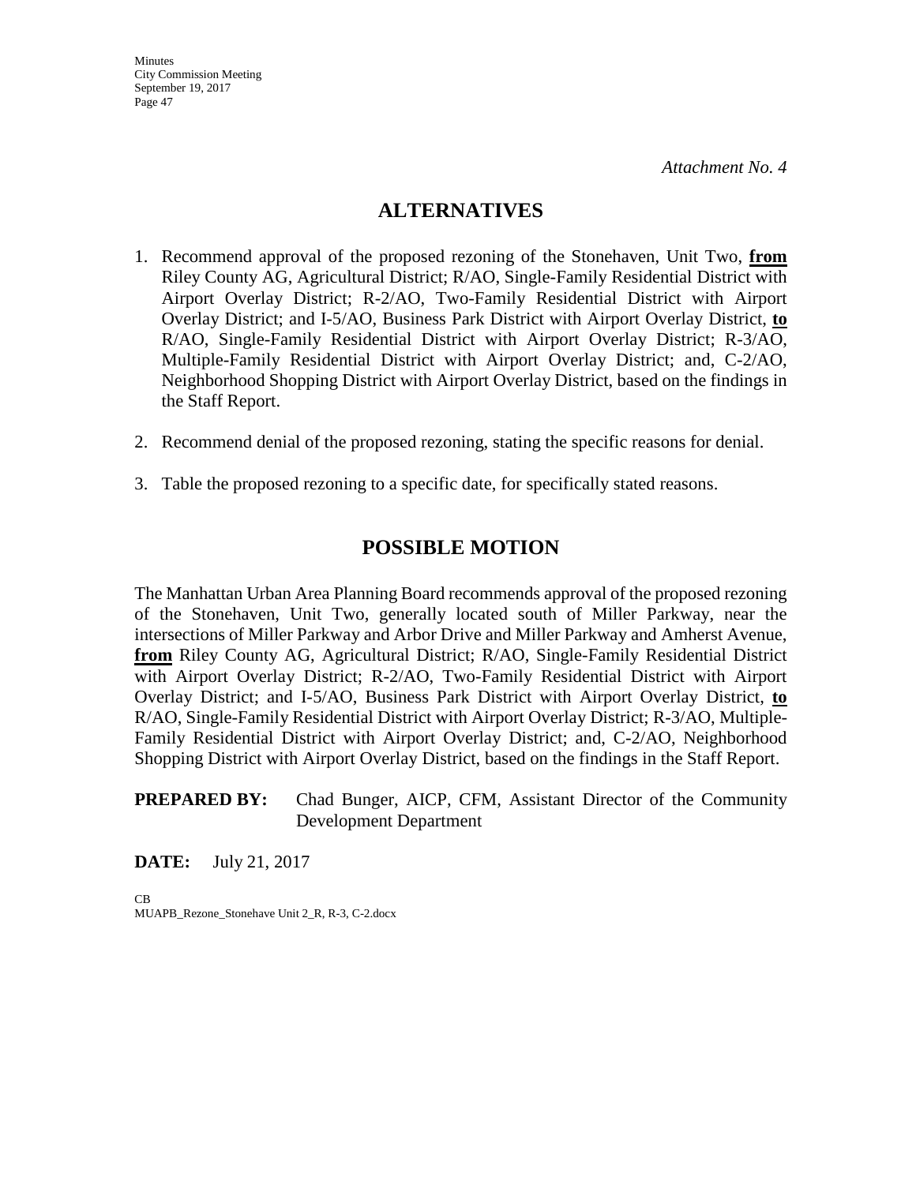*Attachment No. 4*

## ALTERNATIVES

1. Recommend approval of the proposed rezoning of the Stonehaven, Unit Two, **from** Riley County AG, Agricultural District; R/AO, Single-Family Residential District with Airport Overlay District; R-2/AO, Two-Family Residential District with Airport Overlay District; and I-5/AO, Business Park District with Airport Overlay District, **to** R/AO, Single-Family Residential District with Airport Overlay District; R-3/AO, Multiple-Family Residential District with Airport Overlay District; and, C-2/AO, Neighborhood Shopping District with Airport Overlay District, based on the findings in the Staff Report.

2. Recommend denial of the proposed rezoning, stating the specific reasons for denial.

3. Table the proposed rezoning to a specific date, for specifically stated reasons.

## POSSIBLE MOTION

The Manhattan Urban Area Planning Board recommends approval of the proposed rezoning of the Stonehaven, Unit Two, generally located south of Miller Parkway, near the intersections of Miller Parkway and Arbor Drive and Miller Parkway and Amherst Avenue, **from** Riley County AG, Agricultural District; R/AO, Single-Family Residential District with Airport Overlay District; R-2/AO, Two-Family Residential District with Airport Overlay District; and I-5/AO, Business Park District with Airport Overlay District, **to** R/AO, Single-Family Residential District with Airport Overlay District; R-3/AO, Multiple-Family Residential District with Airport Overlay District; and, C-2/AO, Neighborhood Shopping District with Airport Overlay District, based on the findings in the Staff Report.

**PREPARED BY:** Chad Bunger, AICP, CFM, Assistant Director of the Community Development Department

**DATE:** July 21, 2017

CB
MUAPB_Rezone_Stonehave Unit 2_R, R-3, C-2.docx